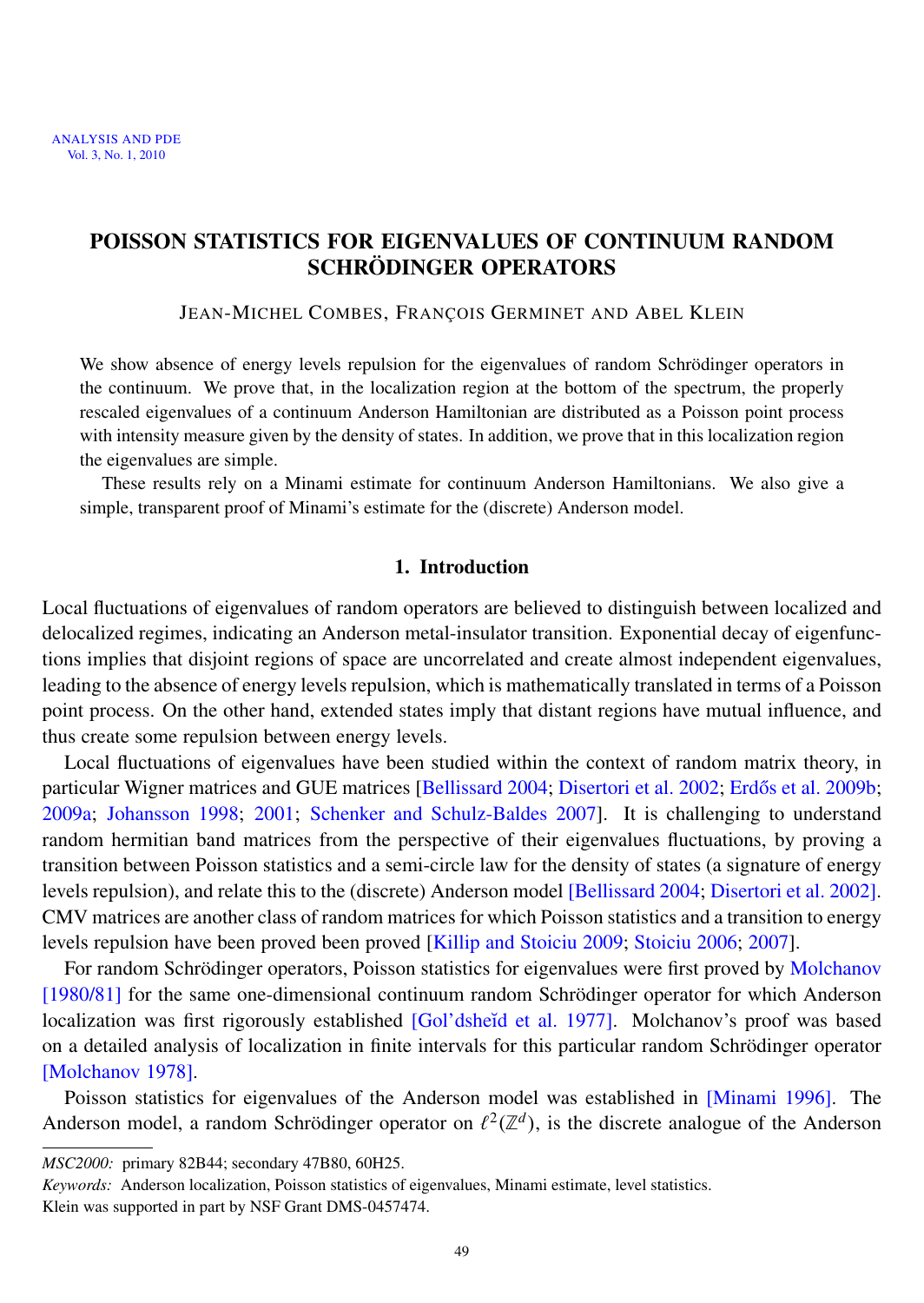# POISSON STATISTICS FOR EIGENVALUES OF CONTINUUM RANDOM SCHRÖDINGER OPERATORS

JEAN-MICHEL COMBES, FRANÇOIS GERMINET AND ABEL KLEIN

We show absence of energy levels repulsion for the eigenvalues of random Schrödinger operators in the continuum. We prove that, in the localization region at the bottom of the spectrum, the properly rescaled eigenvalues of a continuum Anderson Hamiltonian are distributed as a Poisson point process with intensity measure given by the density of states. In addition, we prove that in this localization region the eigenvalues are simple.

These results rely on a Minami estimate for continuum Anderson Hamiltonians. We also give a simple, transparent proof of Minami's estimate for the (discrete) Anderson model.

## 1. Introduction

Local fluctuations of eigenvalues of random operators are believed to distinguish between localized and delocalized regimes, indicating an Anderson metal-insulator transition. Exponential decay of eigenfunctions implies that disjoint regions of space are uncorrelated and create almost independent eigenvalues, leading to the absence of energy levels repulsion, which is mathematically translated in terms of a Poisson point process. On the other hand, extended states imply that distant regions have mutual influence, and thus create some repulsion between energy levels.

Local fluctuations of eigenvalues have been studied within the context of random matrix theory, in particular Wigner matrices and GUE matrices [Bellissard 2004; Disertori et al. 2002; Erdős et al. 2009b; 2009a; Johansson 1998; 2001; Schenker and Schulz-Baldes 2007]. It is challenging to understand random hermitian band matrices from the perspective of their eigenvalues fluctuations, by proving a transition between Poisson statistics and a semi-circle law for the density of states (a signature of energy levels repulsion), and relate this to the (discrete) Anderson model [Bellissard 2004; Disertori et al. 2002]. CMV matrices are another class of random matrices for which Poisson statistics and a transition to energy levels repulsion have been proved been proved [Killip and Stoiciu 2009; Stoiciu 2006; 2007].

For random Schrödinger operators, Poisson statistics for eigenvalues were first proved by Molchanov [1980/81] for the same one-dimensional continuum random Schrödinger operator for which Anderson localization was first rigorously established [Gol'dsheĭd et al. 1977]. Molchanov's proof was based on a detailed analysis of localization in finite intervals for this particular random Schrödinger operator [Molchanov 1978].

Poisson statistics for eigenvalues of the Anderson model was established in [Minami 1996]. The Anderson model, a random Schrödinger operator on $\ell^2(\mathbb{Z}^d)$, is the discrete analogue of the Anderson

*MSC2000:* primary 82B44; secondary 47B80, 60H25.

*Keywords:* Anderson localization, Poisson statistics of eigenvalues, Minami estimate, level statistics.

Klein was supported in part by NSF Grant DMS-0457474.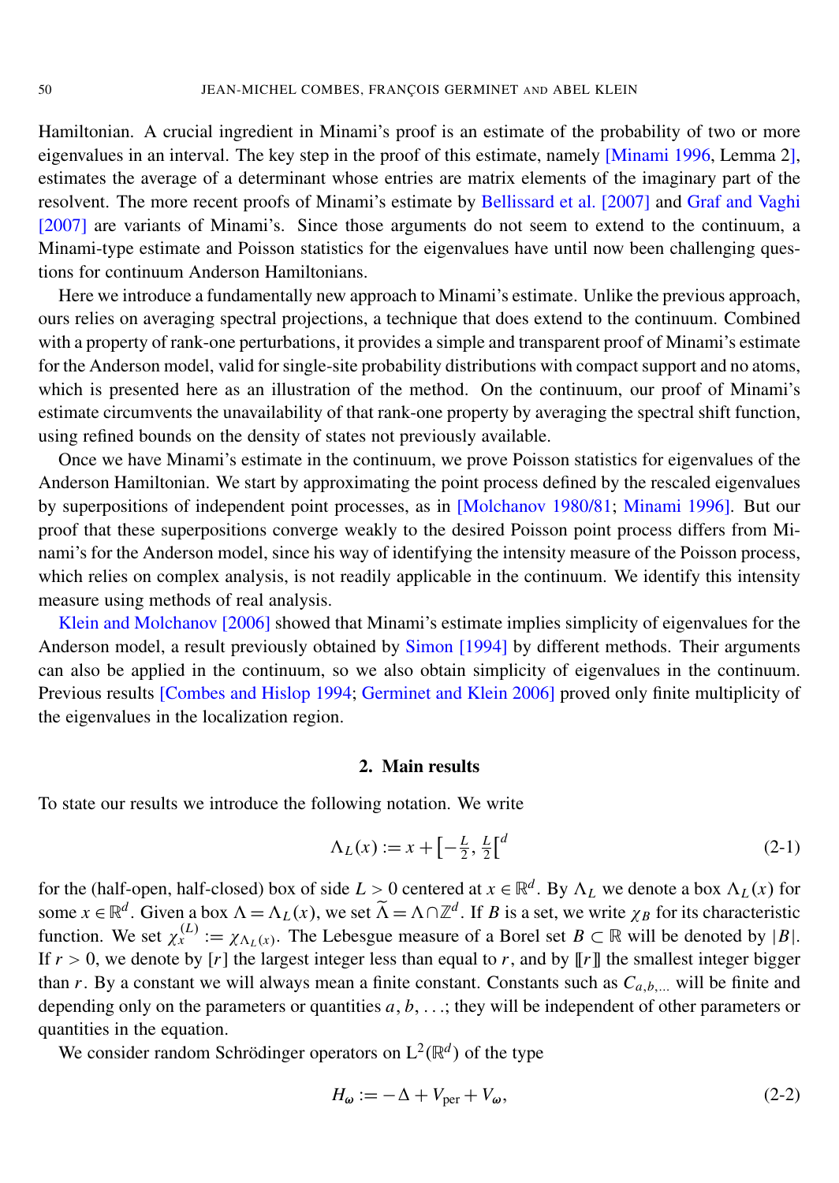Hamiltonian. A crucial ingredient in Minami's proof is an estimate of the probability of two or more eigenvalues in an interval. The key step in the proof of this estimate, namely [Minami 1996, Lemma 2], estimates the average of a determinant whose entries are matrix elements of the imaginary part of the resolvent. The more recent proofs of Minami's estimate by Bellissard et al. [2007] and Graf and Vaghi [2007] are variants of Minami's. Since those arguments do not seem to extend to the continuum, a Minami-type estimate and Poisson statistics for the eigenvalues have until now been challenging questions for continuum Anderson Hamiltonians.

Here we introduce a fundamentally new approach to Minami's estimate. Unlike the previous approach, ours relies on averaging spectral projections, a technique that does extend to the continuum. Combined with a property of rank-one perturbations, it provides a simple and transparent proof of Minami's estimate for the Anderson model, valid for single-site probability distributions with compact support and no atoms, which is presented here as an illustration of the method. On the continuum, our proof of Minami's estimate circumvents the unavailability of that rank-one property by averaging the spectral shift function, using refined bounds on the density of states not previously available.

Once we have Minami's estimate in the continuum, we prove Poisson statistics for eigenvalues of the Anderson Hamiltonian. We start by approximating the point process defined by the rescaled eigenvalues by superpositions of independent point processes, as in [Molchanov 1980/81; Minami 1996]. But our proof that these superpositions converge weakly to the desired Poisson point process differs from Minami's for the Anderson model, since his way of identifying the intensity measure of the Poisson process, which relies on complex analysis, is not readily applicable in the continuum. We identify this intensity measure using methods of real analysis.

Klein and Molchanov [2006] showed that Minami's estimate implies simplicity of eigenvalues for the Anderson model, a result previously obtained by Simon [1994] by different methods. Their arguments can also be applied in the continuum, so we also obtain simplicity of eigenvalues in the continuum. Previous results [Combes and Hislop 1994; Germinet and Klein 2006] proved only finite multiplicity of the eigenvalues in the localization region.

## 2. Main results

To state our results we introduce the following notation. We write

$$\Lambda_L(x) := x + \left[-\tfrac{L}{2}, \tfrac{L}{2}\right[^d \tag{2-1}$$

for the (half-open, half-closed) box of side $L > 0$ centered at $x \in \mathbb{R}^d$. By $\Lambda_L$ we denote a box $\Lambda_L(x)$ for some $x \in \mathbb{R}^d$. Given a box $\Lambda = \Lambda_L(x)$, we set $\widetilde{\Lambda} = \Lambda \cap \mathbb{Z}^d$. If $B$ is a set, we write $\chi_B$ for its characteristic function. We set $\chi_x^{(L)} := \chi_{\Lambda_L(x)}$. The Lebesgue measure of a Borel set $B \subset \mathbb{R}$ will be denoted by $|B|$. If $r > 0$, we denote by $[r]$ the largest integer less than equal to $r$, and by $[\![ r ]\!]$ the smallest integer bigger than $r$. By a constant we will always mean a finite constant. Constants such as $C_{a,b,\dots}$ will be finite and depending only on the parameters or quantities $a, b, \dots$; they will be independent of other parameters or quantities in the equation.

We consider random Schrödinger operators on $\mathrm{L}^2(\mathbb{R}^d)$ of the type

$$H_\omega := -\Delta + V_{\text{per}} + V_\omega, \tag{2-2}$$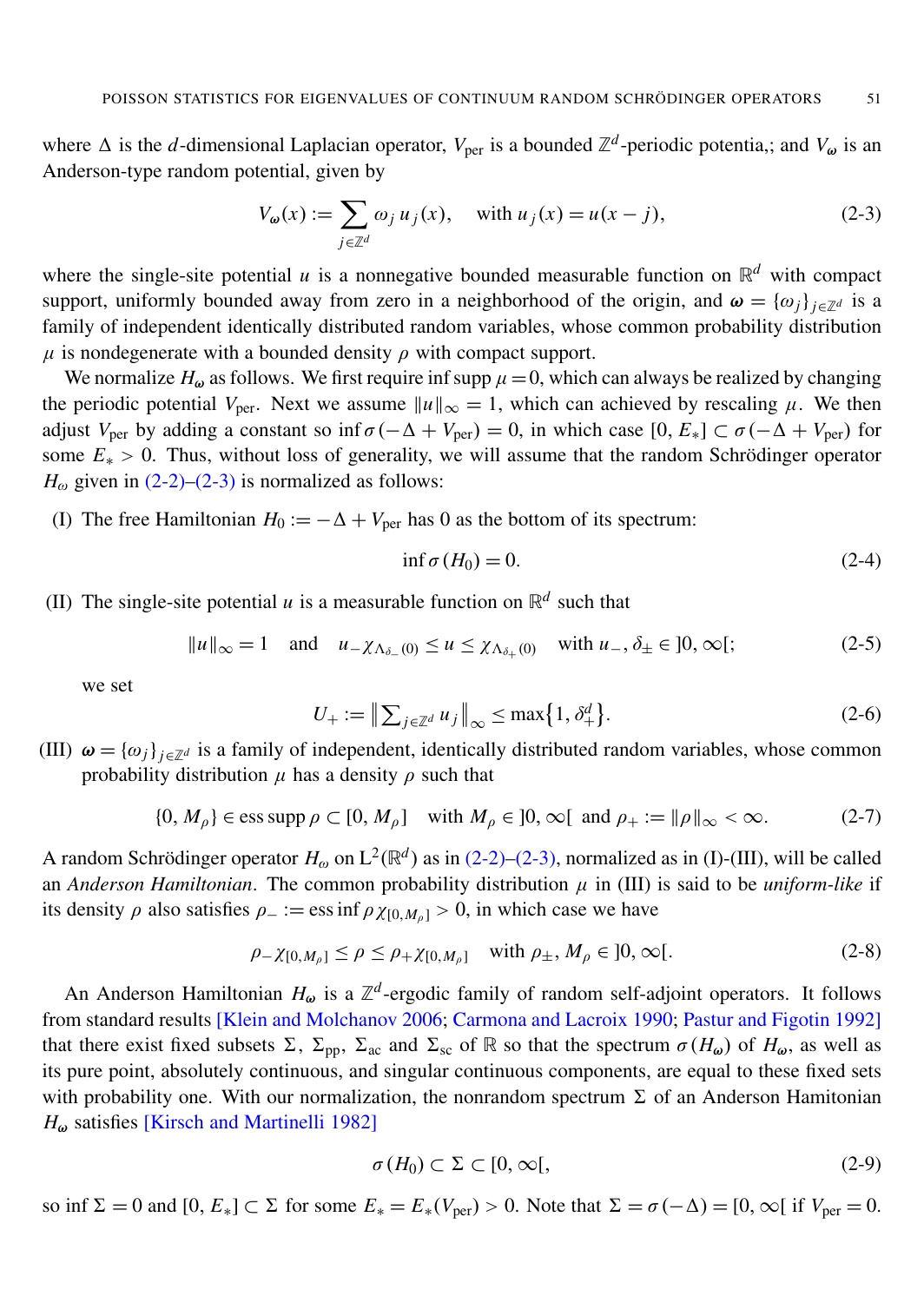where $\Delta$ is the $d$-dimensional Laplacian operator, $V_{\text{per}}$ is a bounded $\mathbb{Z}^d$-periodic potentia,; and $V_{\boldsymbol{\omega}}$ is an Anderson-type random potential, given by

$$V_{\boldsymbol{\omega}}(x) := \sum_{j\in\mathbb{Z}^d} \omega_j \, u_j(x), \quad \text{with } u_j(x) = u(x-j), \tag{2-3}$$

where the single-site potential $u$ is a nonnegative bounded measurable function on $\mathbb{R}^d$ with compact support, uniformly bounded away from zero in a neighborhood of the origin, and $\boldsymbol{\omega} = \{\omega_j\}_{j\in\mathbb{Z}^d}$ is a family of independent identically distributed random variables, whose common probability distribution $\mu$ is nondegenerate with a bounded density $\rho$ with compact support.

We normalize $H_{\boldsymbol{\omega}}$ as follows. We first require $\inf \operatorname{supp} \mu = 0$, which can always be realized by changing the periodic potential $V_{\text{per}}$. Next we assume $\|u\|_\infty = 1$, which can achieved by rescaling $\mu$. We then adjust $V_{\text{per}}$ by adding a constant so $\inf \sigma(-\Delta + V_{\text{per}}) = 0$, in which case $[0, E_*] \subset \sigma(-\Delta + V_{\text{per}})$ for some $E_* > 0$. Thus, without loss of generality, we will assume that the random Schrödinger operator $H_\omega$ given in (2-2)–(2-3) is normalized as follows:

(I) The free Hamiltonian $H_0 := -\Delta + V_{\text{per}}$ has 0 as the bottom of its spectrum:

$$\inf \sigma(H_0) = 0. \tag{2-4}$$

(II) The single-site potential $u$ is a measurable function on $\mathbb{R}^d$ such that

$$\|u\|_\infty = 1 \quad \text{and} \quad u_- \chi_{\Lambda_{\delta_-}(0)} \le u \le \chi_{\Lambda_{\delta_+}(0)} \quad \text{with } u_-, \delta_\pm \in \,]0, \infty[; \tag{2-5}$$

we set

$$U_+ := \left\| \textstyle\sum_{j\in\mathbb{Z}^d} u_j \right\|_\infty \le \max\{1, \delta_+^d\}. \tag{2-6}$$

(III) $\boldsymbol{\omega} = \{\omega_j\}_{j\in\mathbb{Z}^d}$ is a family of independent, identically distributed random variables, whose common probability distribution $\mu$ has a density $\rho$ such that

$$\{0, M_\rho\} \in \operatorname{ess\,supp} \rho \subset [0, M_\rho] \quad \text{with } M_\rho \in \,]0, \infty[ \text{ and } \rho_+ := \|\rho\|_\infty < \infty. \tag{2-7}$$

A random Schrödinger operator $H_\omega$ on $\mathrm{L}^2(\mathbb{R}^d)$ as in (2-2)–(2-3), normalized as in (I)-(III), will be called an *Anderson Hamiltonian*. The common probability distribution $\mu$ in (III) is said to be *uniform-like* if its density $\rho$ also satisfies $\rho_- := \operatorname{ess\,inf} \rho\chi_{[0,M_\rho]} > 0$, in which case we have

$$\rho_- \chi_{[0,M_\rho]} \le \rho \le \rho_+ \chi_{[0,M_\rho]} \quad \text{with } \rho_\pm, M_\rho \in \,]0, \infty[. \tag{2-8}$$

An Anderson Hamiltonian $H_{\boldsymbol{\omega}}$ is a $\mathbb{Z}^d$-ergodic family of random self-adjoint operators. It follows from standard results [Klein and Molchanov 2006; Carmona and Lacroix 1990; Pastur and Figotin 1992] that there exist fixed subsets $\Sigma$, $\Sigma_{\text{pp}}$, $\Sigma_{\text{ac}}$ and $\Sigma_{\text{sc}}$ of $\mathbb{R}$ so that the spectrum $\sigma(H_\omega)$ of $H_{\boldsymbol{\omega}}$, as well as its pure point, absolutely continuous, and singular continuous components, are equal to these fixed sets with probability one. With our normalization, the nonrandom spectrum $\Sigma$ of an Anderson Hamitonian $H_{\boldsymbol{\omega}}$ satisfies [Kirsch and Martinelli 1982]

$$\sigma(H_0) \subset \Sigma \subset [0, \infty[, \tag{2-9}$$

so $\inf \Sigma = 0$ and $[0, E_*] \subset \Sigma$ for some $E_* = E_*(V_{\text{per}}) > 0$. Note that $\Sigma = \sigma(-\Delta) = [0, \infty[$ if $V_{\text{per}} = 0$.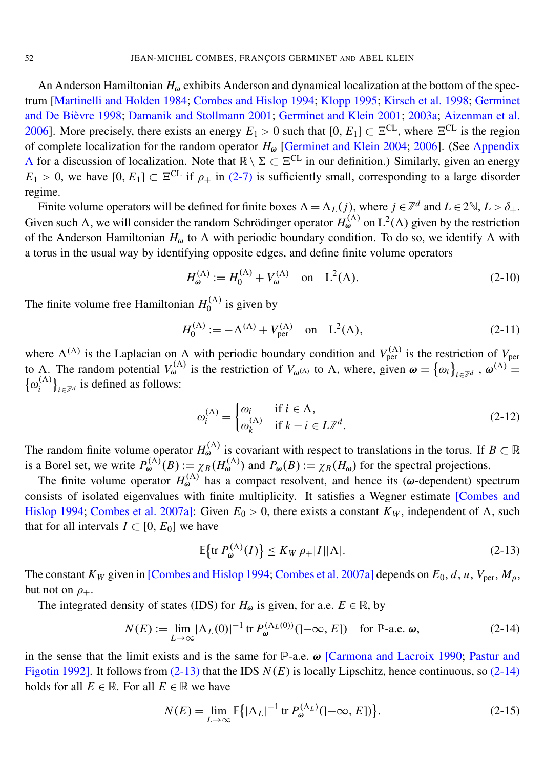An Anderson Hamiltonian $H_{\boldsymbol{\omega}}$ exhibits Anderson and dynamical localization at the bottom of the spectrum [Martinelli and Holden 1984; Combes and Hislop 1994; Klopp 1995; Kirsch et al. 1998; Germinet and De Bièvre 1998; Damanik and Stollmann 2001; Germinet and Klein 2001; 2003a; Aizenman et al. 2006]. More precisely, there exists an energy $E_1 > 0$ such that $[0, E_1] \subset \Xi^{\text{CL}}$, where $\Xi^{\text{CL}}$ is the region of complete localization for the random operator $H_{\boldsymbol{\omega}}$ [Germinet and Klein 2004; 2006]. (See Appendix A for a discussion of localization. Note that $\mathbb{R} \setminus \Sigma \subset \Xi^{\text{CL}}$ in our definition.) Similarly, given an energy $E_1 > 0$, we have $[0, E_1] \subset \Xi^{\text{CL}}$ if $\rho_+$ in (2-7) is sufficiently small, corresponding to a large disorder regime.

Finite volume operators will be defined for finite boxes $\Lambda = \Lambda_L(j)$, where $j \in \mathbb{Z}^d$ and $L \in 2\mathbb{N}$, $L > \delta_+$. Given such $\Lambda$, we will consider the random Schrödinger operator $H_{\boldsymbol{\omega}}^{(\Lambda)}$ on $\mathrm{L}^2(\Lambda)$ given by the restriction of the Anderson Hamiltonian $H_{\boldsymbol{\omega}}$ to $\Lambda$ with periodic boundary condition. To do so, we identify $\Lambda$ with a torus in the usual way by identifying opposite edges, and define finite volume operators

$$H_{\boldsymbol{\omega}}^{(\Lambda)} := H_0^{(\Lambda)} + V_{\boldsymbol{\omega}}^{(\Lambda)} \quad \text{on} \quad \mathrm{L}^2(\Lambda). \tag{2-10}$$

The finite volume free Hamiltonian $H_0^{(\Lambda)}$ is given by

$$H_0^{(\Lambda)} := -\Delta^{(\Lambda)} + V_{\text{per}}^{(\Lambda)} \quad \text{on} \quad \mathrm{L}^2(\Lambda), \tag{2-11}$$

where $\Delta^{(\Lambda)}$ is the Laplacian on $\Lambda$ with periodic boundary condition and $V_{\text{per}}^{(\Lambda)}$ is the restriction of $V_{\text{per}}$ to $\Lambda$. The random potential $V_{\boldsymbol{\omega}}^{(\Lambda)}$ is the restriction of $V_{\boldsymbol{\omega}^{(\Lambda)}}$ to $\Lambda$, where, given $\boldsymbol{\omega} = \{\omega_i\}_{i \in \mathbb{Z}^d}$, $\boldsymbol{\omega}^{(\Lambda)} = \{\omega_i^{(\Lambda)}\}_{i \in \mathbb{Z}^d}$ is defined as follows:

$$\omega_i^{(\Lambda)} = \begin{cases} \omega_i & \text{if } i \in \Lambda, \\ \omega_k^{(\Lambda)} & \text{if } k - i \in L\mathbb{Z}^d. \end{cases} \tag{2-12}$$

The random finite volume operator $H_{\boldsymbol{\omega}}^{(\Lambda)}$ is covariant with respect to translations in the torus. If $B \subset \mathbb{R}$ is a Borel set, we write $P_{\boldsymbol{\omega}}^{(\Lambda)}(B) := \chi_B(H_{\boldsymbol{\omega}}^{(\Lambda)})$ and $P_{\boldsymbol{\omega}}(B) := \chi_B(H_{\boldsymbol{\omega}})$ for the spectral projections.

The finite volume operator $H_{\boldsymbol{\omega}}^{(\Lambda)}$ has a compact resolvent, and hence its ($\boldsymbol{\omega}$-dependent) spectrum consists of isolated eigenvalues with finite multiplicity. It satisfies a Wegner estimate [Combes and Hislop 1994; Combes et al. 2007a]: Given $E_0 > 0$, there exists a constant $K_W$, independent of $\Lambda$, such that for all intervals $I \subset [0, E_0]$ we have

$$\mathbb{E}\{\operatorname{tr} P_{\boldsymbol{\omega}}^{(\Lambda)}(I)\} \le K_W\, \rho_+ |I| |\Lambda|. \tag{2-13}$$

The constant $K_W$ given in [Combes and Hislop 1994; Combes et al. 2007a] depends on $E_0$, $d$, $u$, $V_{\text{per}}$, $M_\rho$, but not on $\rho_+$.

The integrated density of states (IDS) for $H_{\boldsymbol{\omega}}$ is given, for a.e. $E \in \mathbb{R}$, by

$$N(E) := \lim_{L\to\infty} |\Lambda_L(0)|^{-1} \operatorname{tr} P_{\boldsymbol{\omega}}^{(\Lambda_L(0))}(]-\infty, E]) \quad \text{for } \mathbb{P}\text{-a.e. } \boldsymbol{\omega}, \tag{2-14}$$

in the sense that the limit exists and is the same for $\mathbb{P}$-a.e. $\boldsymbol{\omega}$ [Carmona and Lacroix 1990; Pastur and Figotin 1992]. It follows from (2-13) that the IDS $N(E)$ is locally Lipschitz, hence continuous, so (2-14) holds for all $E \in \mathbb{R}$. For all $E \in \mathbb{R}$ we have

$$N(E) = \lim_{L\to\infty} \mathbb{E}\{|\Lambda_L|^{-1} \operatorname{tr} P_{\boldsymbol{\omega}}^{(\Lambda_L)}(]-\infty, E])\}. \tag{2-15}$$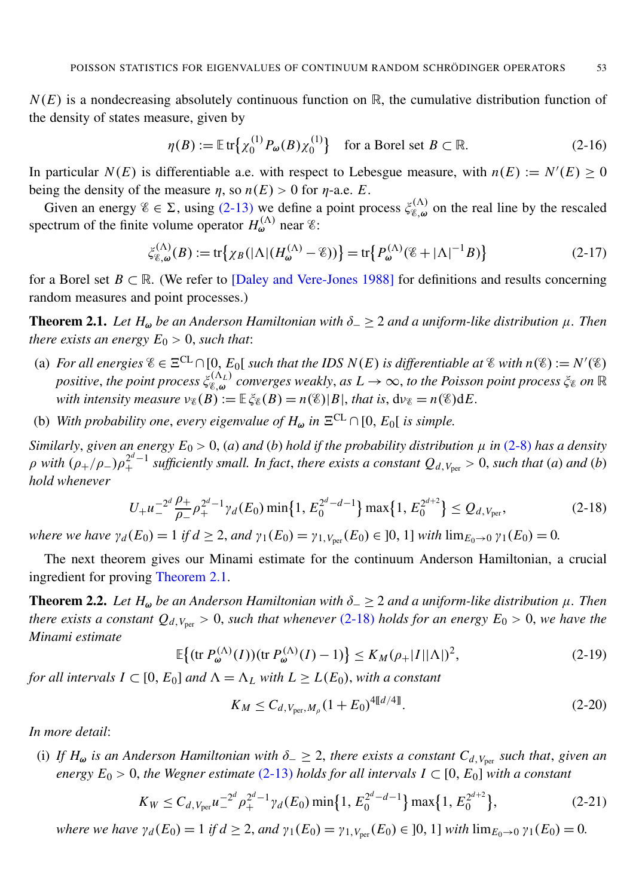$N(E)$ is a nondecreasing absolutely continuous function on $\mathbb{R}$, the cumulative distribution function of the density of states measure, given by

$$\eta(B) := \mathbb{E}\,\mathrm{tr}\{\chi_0^{(1)} P_\omega(B)\chi_0^{(1)}\} \quad \text{for a Borel set } B \subset \mathbb{R}. \tag{2-16}$$

In particular $N(E)$ is differentiable a.e. with respect to Lebesgue measure, with $n(E) := N'(E) \geq 0$ being the density of the measure $\eta$, so $n(E) > 0$ for $\eta$-a.e. $E$.

Given an energy $\mathscr{E} \in \Sigma$, using (2-13) we define a point process $\xi_{\mathscr{E},\omega}^{(\Lambda)}$ on the real line by the rescaled spectrum of the finite volume operator $H_\omega^{(\Lambda)}$ near $\mathscr{E}$:

$$\xi_{\mathscr{E},\omega}^{(\Lambda)}(B) := \mathrm{tr}\{\chi_B(|\Lambda|(H_\omega^{(\Lambda)} - \mathscr{E}))\} = \mathrm{tr}\{P_\omega^{(\Lambda)}(\mathscr{E} + |\Lambda|^{-1}B)\} \tag{2-17}$$

for a Borel set $B \subset \mathbb{R}$. (We refer to [Daley and Vere-Jones 1988] for definitions and results concerning random measures and point processes.)

**Theorem 2.1.** *Let $H_\omega$ be an Anderson Hamiltonian with $\delta_- \geq 2$ and a uniform-like distribution $\mu$. Then there exists an energy $E_0 > 0$, such that*:

(a) *For all energies $\mathscr{E} \in \Xi^{\mathrm{CL}} \cap [0, E_0[$ such that the IDS $N(E)$ is differentiable at $\mathscr{E}$ with $n(\mathscr{E}) := N'(\mathscr{E})$ positive, the point process $\xi_{\mathscr{E},\omega}^{(\Lambda_L)}$ converges weakly, as $L \to \infty$, to the Poisson point process $\xi_{\mathscr{E}}$ on $\mathbb{R}$ with intensity measure $\nu_{\mathscr{E}}(B) := \mathbb{E}\,\xi_{\mathscr{E}}(B) = n(\mathscr{E})|B|$, that is, $\mathrm{d}\nu_{\mathscr{E}} = n(\mathscr{E})\mathrm{d}E$.*

(b) *With probability one, every eigenvalue of $H_\omega$ in $\Xi^{\mathrm{CL}} \cap [0, E_0[$ is simple.*

*Similarly, given an energy $E_0 > 0$, (a) and (b) hold if the probability distribution $\mu$ in (2-8) has a density $\rho$ with $(\rho_+/\rho_-)\rho_+^{2^d-1}$ sufficiently small. In fact, there exists a constant $Q_{d,V_{\mathrm{per}}} > 0$, such that (a) and (b) hold whenever*

$$U_+ u_-^{-2^d} \frac{\rho_+}{\rho_-} \rho_+^{2^d-1} \gamma_d(E_0) \min\{1, E_0^{2^d-d-1}\} \max\{1, E_0^{2^{d+2}}\} \leq Q_{d,V_{\mathrm{per}}}, \tag{2-18}$$

*where we have $\gamma_d(E_0) = 1$ if $d \geq 2$, and $\gamma_1(E_0) = \gamma_{1,V_{\mathrm{per}}}(E_0) \in ]0, 1]$ with $\lim_{E_0 \to 0} \gamma_1(E_0) = 0$.*

The next theorem gives our Minami estimate for the continuum Anderson Hamiltonian, a crucial ingredient for proving Theorem 2.1.

**Theorem 2.2.** *Let $H_\omega$ be an Anderson Hamiltonian with $\delta_- \geq 2$ and a uniform-like distribution $\mu$. Then there exists a constant $Q_{d,V_{\mathrm{per}}} > 0$, such that whenever (2-18) holds for an energy $E_0 > 0$, we have the Minami estimate*

$$\mathbb{E}\{(\mathrm{tr}\, P_\omega^{(\Lambda)}(I))(\mathrm{tr}\, P_\omega^{(\Lambda)}(I) - 1)\} \leq K_M (\rho_+ |I||\Lambda|)^2, \tag{2-19}$$

*for all intervals $I \subset [0, E_0]$ and $\Lambda = \Lambda_L$ with $L \geq L(E_0)$, with a constant*

$$K_M \leq C_{d,V_{\mathrm{per}},M_\rho}(1 + E_0)^{4[\![d/4]\!]}. \tag{2-20}$$

*In more detail*:

(i) *If $H_\omega$ is an Anderson Hamiltonian with $\delta_- \geq 2$, there exists a constant $C_{d,V_{\mathrm{per}}}$ such that, given an energy $E_0 > 0$, the Wegner estimate (2-13) holds for all intervals $I \subset [0, E_0]$ with a constant*

$$K_W \leq C_{d,V_{\mathrm{per}}} u_-^{-2^d} \rho_+^{2^d-1} \gamma_d(E_0) \min\{1, E_0^{2^d-d-1}\} \max\{1, E_0^{2^{d+2}}\}, \tag{2-21}$$

*where we have $\gamma_d(E_0) = 1$ if $d \geq 2$, and $\gamma_1(E_0) = \gamma_{1,V_{\mathrm{per}}}(E_0) \in ]0, 1]$ with $\lim_{E_0 \to 0} \gamma_1(E_0) = 0$.*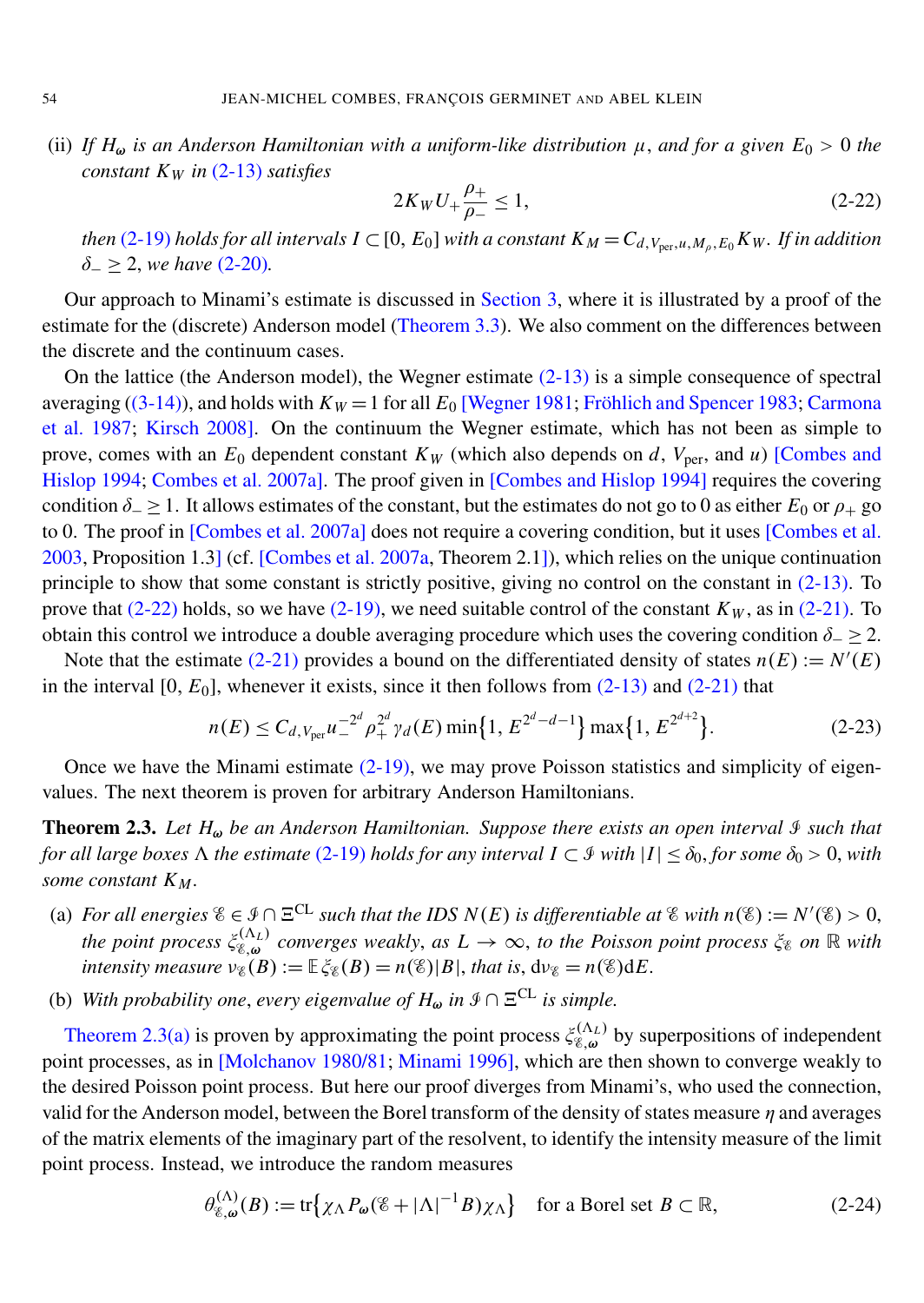(ii) *If $H_\omega$ is an Anderson Hamiltonian with a uniform-like distribution $\mu$, and for a given $E_0 > 0$ the constant $K_W$ in (2-13) satisfies*

$$2K_W U_+ \frac{\rho_+}{\rho_-} \le 1, \tag{2-22}$$

*then (2-19) holds for all intervals $I \subset [0, E_0]$ with a constant $K_M = C_{d,V_{\text{per}},u,M_\rho,E_0} K_W$. If in addition $\delta_- \ge 2$, we have (2-20).*

Our approach to Minami's estimate is discussed in Section 3, where it is illustrated by a proof of the estimate for the (discrete) Anderson model (Theorem 3.3). We also comment on the differences between the discrete and the continuum cases.

On the lattice (the Anderson model), the Wegner estimate (2-13) is a simple consequence of spectral averaging ((3-14)), and holds with $K_W = 1$ for all $E_0$ [Wegner 1981; Fröhlich and Spencer 1983; Carmona et al. 1987; Kirsch 2008]. On the continuum the Wegner estimate, which has not been as simple to prove, comes with an $E_0$ dependent constant $K_W$ (which also depends on $d$, $V_{\text{per}}$, and $u$) [Combes and Hislop 1994; Combes et al. 2007a]. The proof given in [Combes and Hislop 1994] requires the covering condition $\delta_- \ge 1$. It allows estimates of the constant, but the estimates do not go to 0 as either $E_0$ or $\rho_+$ go to 0. The proof in [Combes et al. 2007a] does not require a covering condition, but it uses [Combes et al. 2003, Proposition 1.3] (cf. [Combes et al. 2007a, Theorem 2.1]), which relies on the unique continuation principle to show that some constant is strictly positive, giving no control on the constant in (2-13). To prove that (2-22) holds, so we have (2-19), we need suitable control of the constant $K_W$, as in (2-21). To obtain this control we introduce a double averaging procedure which uses the covering condition $\delta_- \ge 2$.

Note that the estimate (2-21) provides a bound on the differentiated density of states $n(E) := N'(E)$ in the interval $[0, E_0]$, whenever it exists, since it then follows from (2-13) and (2-21) that

$$n(E) \le C_{d,V_{\text{per}}} u_-^{-2^d} \rho_+^{2^d} \gamma_d(E) \min\{1, E^{2^d-d-1}\} \max\{1, E^{2^{d+2}}\}. \tag{2-23}$$

Once we have the Minami estimate (2-19), we may prove Poisson statistics and simplicity of eigenvalues. The next theorem is proven for arbitrary Anderson Hamiltonians.

**Theorem 2.3.** *Let $H_\omega$ be an Anderson Hamiltonian. Suppose there exists an open interval $\mathcal{I}$ such that for all large boxes $\Lambda$ the estimate (2-19) holds for any interval $I \subset \mathcal{I}$ with $|I| \le \delta_0$, for some $\delta_0 > 0$, with some constant $K_M$.*

(a) *For all energies $\mathcal{E} \in \mathcal{I} \cap \Xi^{\text{CL}}$ such that the IDS $N(E)$ is differentiable at $\mathcal{E}$ with $n(\mathcal{E}) := N'(\mathcal{E}) > 0$, the point process $\xi_{\mathcal{E},\omega}^{(\Lambda_L)}$ converges weakly, as $L \to \infty$, to the Poisson point process $\xi_{\mathcal{E}}$ on $\mathbb{R}$ with intensity measure $\nu_{\mathcal{E}}(B) := \mathbb{E}\,\xi_{\mathcal{E}}(B) = n(\mathcal{E})|B|$, that is, $\mathrm{d}\nu_{\mathcal{E}} = n(\mathcal{E})\mathrm{d}E$.*

(b) *With probability one, every eigenvalue of $H_\omega$ in $\mathcal{I} \cap \Xi^{\text{CL}}$ is simple.*

Theorem 2.3(a) is proven by approximating the point process $\xi_{\mathcal{E},\omega}^{(\Lambda_L)}$ by superpositions of independent point processes, as in [Molchanov 1980/81; Minami 1996], which are then shown to converge weakly to the desired Poisson point process. But here our proof diverges from Minami's, who used the connection, valid for the Anderson model, between the Borel transform of the density of states measure $\eta$ and averages of the matrix elements of the imaginary part of the resolvent, to identify the intensity measure of the limit point process. Instead, we introduce the random measures

$$\theta_{\mathcal{E},\omega}^{(\Lambda)}(B) := \operatorname{tr}\{\chi_\Lambda P_\omega(\mathcal{E} + |\Lambda|^{-1} B)\chi_\Lambda\} \quad \text{for a Borel set } B \subset \mathbb{R}, \tag{2-24}$$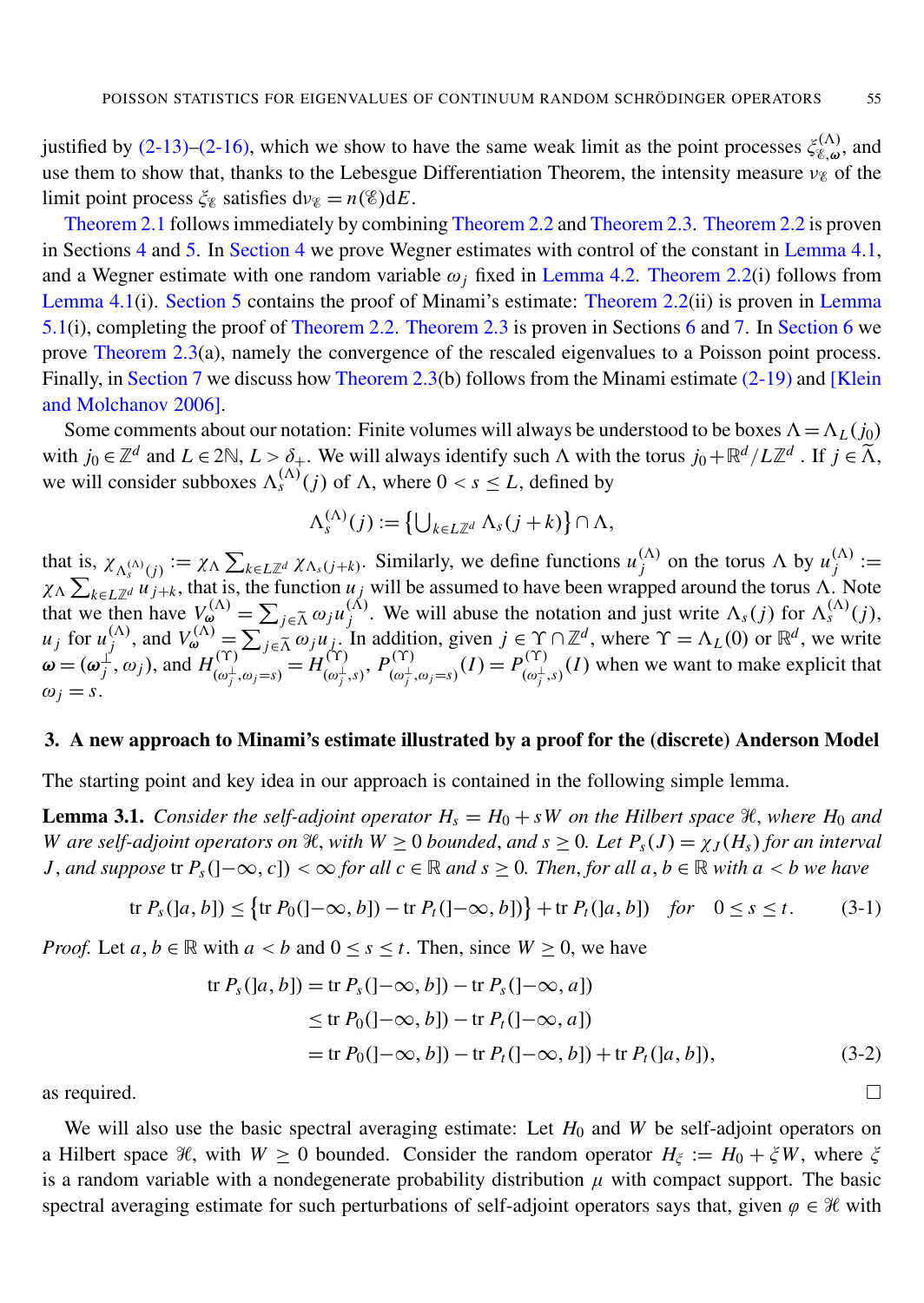justified by (2-13)–(2-16), which we show to have the same weak limit as the point processes $\xi^{(\Lambda)}_{\mathscr{E},\boldsymbol{\omega}}$, and use them to show that, thanks to the Lebesgue Differentiation Theorem, the intensity measure $\nu_{\mathscr{E}}$ of the limit point process $\xi_{\mathscr{E}}$ satisfies $d\nu_{\mathscr{E}} = n(\mathscr{E})dE$.

Theorem 2.1 follows immediately by combining Theorem 2.2 and Theorem 2.3. Theorem 2.2 is proven in Sections 4 and 5. In Section 4 we prove Wegner estimates with control of the constant in Lemma 4.1, and a Wegner estimate with one random variable $\omega_j$ fixed in Lemma 4.2. Theorem 2.2(i) follows from Lemma 4.1(i). Section 5 contains the proof of Minami's estimate: Theorem 2.2(ii) is proven in Lemma 5.1(i), completing the proof of Theorem 2.2. Theorem 2.3 is proven in Sections 6 and 7. In Section 6 we prove Theorem 2.3(a), namely the convergence of the rescaled eigenvalues to a Poisson point process. Finally, in Section 7 we discuss how Theorem 2.3(b) follows from the Minami estimate (2-19) and [Klein and Molchanov 2006].

Some comments about our notation: Finite volumes will always be understood to be boxes $\Lambda = \Lambda_L(j_0)$ with $j_0 \in \mathbb{Z}^d$ and $L \in 2\mathbb{N}$, $L > \delta_+$. We will always identify such $\Lambda$ with the torus $j_0 + \mathbb{R}^d/L\mathbb{Z}^d$. If $j \in \widetilde{\Lambda}$, we will consider subboxes $\Lambda_s^{(\Lambda)}(j)$ of $\Lambda$, where $0 < s \le L$, defined by

$$\Lambda_s^{(\Lambda)}(j) := \left\{ \bigcup_{k \in L\mathbb{Z}^d} \Lambda_s(j+k) \right\} \cap \Lambda,$$

that is, $\chi_{\Lambda_s^{(\Lambda)}(j)} := \chi_\Lambda \sum_{k \in L\mathbb{Z}^d} \chi_{\Lambda_s(j+k)}$. Similarly, we define functions $u_j^{(\Lambda)}$ on the torus $\Lambda$ by $u_j^{(\Lambda)} := \chi_\Lambda \sum_{k \in L\mathbb{Z}^d} u_{j+k}$, that is, the function $u_j$ will be assumed to have been wrapped around the torus $\Lambda$. Note that we then have $V_{\boldsymbol{\omega}}^{(\Lambda)} = \sum_{j \in \widetilde{\Lambda}} \omega_j u_j^{(\Lambda)}$. We will abuse the notation and just write $\Lambda_s(j)$ for $\Lambda_s^{(\Lambda)}(j)$, $u_j$ for $u_j^{(\Lambda)}$, and $V_{\boldsymbol{\omega}}^{(\Lambda)} = \sum_{j \in \widetilde{\Lambda}} \omega_j u_j$. In addition, given $j \in \Upsilon \cap \mathbb{Z}^d$, where $\Upsilon = \Lambda_L(0)$ or $\mathbb{R}^d$, we write $\boldsymbol{\omega} = (\boldsymbol{\omega}_j^\perp, \omega_j)$, and $H^{(\Upsilon)}_{(\omega_j^\perp, \omega_j = s)} = H^{(\Upsilon)}_{(\omega_j^\perp, s)}$, $P^{(\Upsilon)}_{(\omega_j^\perp, \omega_j = s)}(I) = P^{(\Upsilon)}_{(\omega_j^\perp, s)}(I)$ when we want to make explicit that $\omega_j = s$.

## 3. A new approach to Minami's estimate illustrated by a proof for the (discrete) Anderson Model

The starting point and key idea in our approach is contained in the following simple lemma.

**Lemma 3.1.** *Consider the self-adjoint operator $H_s = H_0 + sW$ on the Hilbert space $\mathscr{H}$, where $H_0$ and $W$ are self-adjoint operators on $\mathscr{H}$, with $W \ge 0$ bounded, and $s \ge 0$. Let $P_s(J) = \chi_J(H_s)$ for an interval $J$, and suppose* $\operatorname{tr} P_s(]-\infty, c]) < \infty$ *for all $c \in \mathbb{R}$ and $s \ge 0$. Then, for all $a, b \in \mathbb{R}$ with $a < b$ we have*

$$\operatorname{tr} P_s(]a,b]) \le \left\{ \operatorname{tr} P_0(]-\infty, b]) - \operatorname{tr} P_t(]-\infty, b]) \right\} + \operatorname{tr} P_t(]a,b]) \quad \text{for} \quad 0 \le s \le t. \tag{3-1}$$

*Proof.* Let $a, b \in \mathbb{R}$ with $a < b$ and $0 \le s \le t$. Then, since $W \ge 0$, we have

$$\begin{aligned}
\operatorname{tr} P_s(]a,b]) &= \operatorname{tr} P_s(]-\infty, b]) - \operatorname{tr} P_s(]-\infty, a]) \\
&\le \operatorname{tr} P_0(]-\infty, b]) - \operatorname{tr} P_t(]-\infty, a]) \\
&= \operatorname{tr} P_0(]-\infty, b]) - \operatorname{tr} P_t(]-\infty, b]) + \operatorname{tr} P_t(]a,b]),
\end{aligned} \tag{3-2}$$

as required. $\square$

We will also use the basic spectral averaging estimate: Let $H_0$ and $W$ be self-adjoint operators on a Hilbert space $\mathscr{H}$, with $W \ge 0$ bounded. Consider the random operator $H_\xi := H_0 + \xi W$, where $\xi$ is a random variable with a nondegenerate probability distribution $\mu$ with compact support. The basic spectral averaging estimate for such perturbations of self-adjoint operators says that, given $\varphi \in \mathscr{H}$ with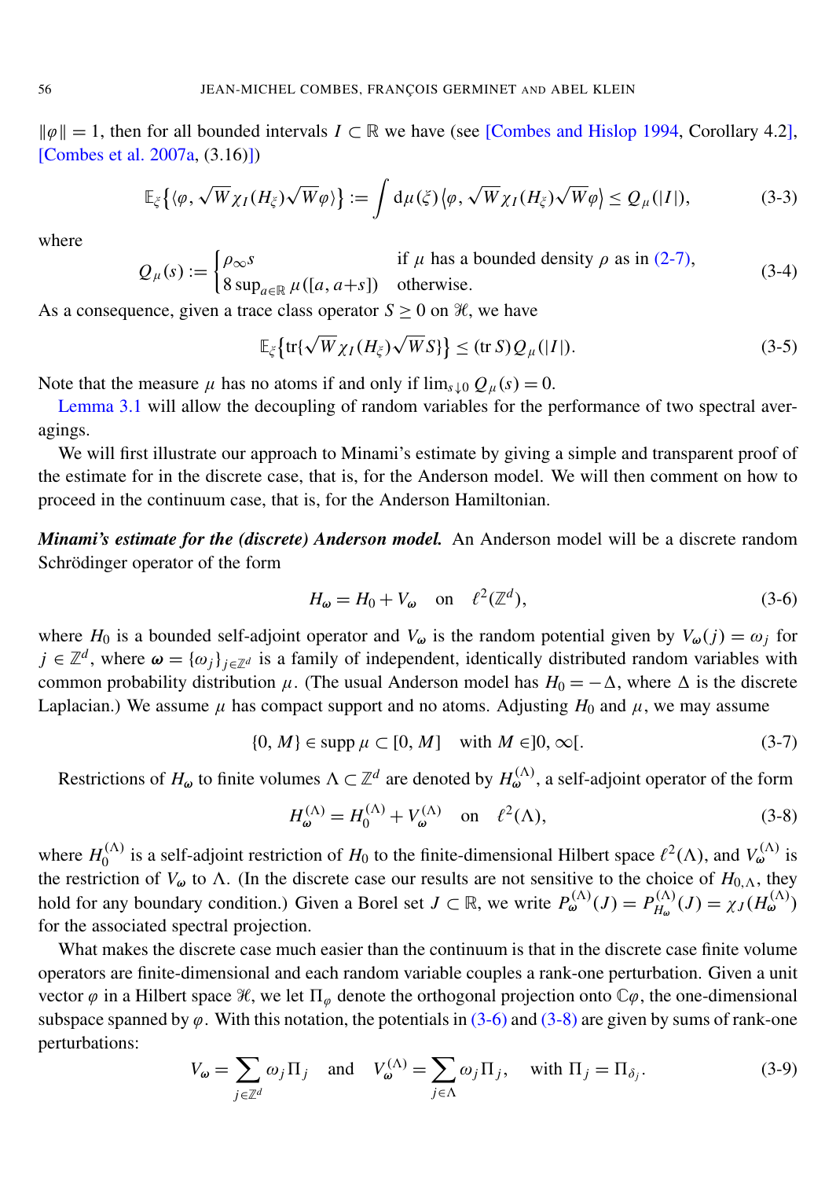$\|\varphi\| = 1$, then for all bounded intervals $I \subset \mathbb{R}$ we have (see [Combes and Hislop 1994, Corollary 4.2], [Combes et al. 2007a, (3.16)])

$$\mathbb{E}_{\xi}\left\{\langle \varphi, \sqrt{W}\chi_I(H_\xi)\sqrt{W}\varphi\rangle\right\} := \int \mathrm{d}\mu(\xi)\left\langle \varphi, \sqrt{W}\chi_I(H_\xi)\sqrt{W}\varphi\right\rangle \le Q_\mu(|I|), \tag{3-3}$$

where

$$Q_\mu(s) := \begin{cases} \rho_\infty s & \text{if } \mu \text{ has a bounded density } \rho \text{ as in (2-7)}, \\ 8 \sup_{a\in\mathbb{R}} \mu([a, a+s]) & \text{otherwise}. \end{cases} \tag{3-4}$$

As a consequence, given a trace class operator $S \ge 0$ on $\mathcal{H}$, we have

$$\mathbb{E}_{\xi}\left\{\operatorname{tr}\{\sqrt{W}\chi_I(H_\xi)\sqrt{W}S\}\right\} \le (\operatorname{tr} S)\,Q_\mu(|I|). \tag{3-5}$$

Note that the measure $\mu$ has no atoms if and only if $\lim_{s\downarrow 0} Q_\mu(s) = 0$.

Lemma 3.1 will allow the decoupling of random variables for the performance of two spectral averagings.

We will first illustrate our approach to Minami's estimate by giving a simple and transparent proof of the estimate for in the discrete case, that is, for the Anderson model. We will then comment on how to proceed in the continuum case, that is, for the Anderson Hamiltonian.

***Minami's estimate for the (discrete) Anderson model.*** An Anderson model will be a discrete random Schrödinger operator of the form

$$H_{\boldsymbol{\omega}} = H_0 + V_{\boldsymbol{\omega}} \quad \text{on} \quad \ell^2(\mathbb{Z}^d), \tag{3-6}$$

where $H_0$ is a bounded self-adjoint operator and $V_{\boldsymbol{\omega}}$ is the random potential given by $V_{\boldsymbol{\omega}}(j) = \omega_j$ for $j \in \mathbb{Z}^d$, where $\boldsymbol{\omega} = \{\omega_j\}_{j\in\mathbb{Z}^d}$ is a family of independent, identically distributed random variables with common probability distribution $\mu$. (The usual Anderson model has $H_0 = -\Delta$, where $\Delta$ is the discrete Laplacian.) We assume $\mu$ has compact support and no atoms. Adjusting $H_0$ and $\mu$, we may assume

$$\{0, M\} \in \operatorname{supp}\mu \subset [0, M] \quad \text{with } M \in ]0, \infty[. \tag{3-7}$$

Restrictions of $H_{\boldsymbol{\omega}}$ to finite volumes $\Lambda \subset \mathbb{Z}^d$ are denoted by $H_{\boldsymbol{\omega}}^{(\Lambda)}$, a self-adjoint operator of the form

$$H_{\boldsymbol{\omega}}^{(\Lambda)} = H_0^{(\Lambda)} + V_{\boldsymbol{\omega}}^{(\Lambda)} \quad \text{on} \quad \ell^2(\Lambda), \tag{3-8}$$

where $H_0^{(\Lambda)}$ is a self-adjoint restriction of $H_0$ to the finite-dimensional Hilbert space $\ell^2(\Lambda)$, and $V_{\boldsymbol{\omega}}^{(\Lambda)}$ is the restriction of $V_{\boldsymbol{\omega}}$ to $\Lambda$. (In the discrete case our results are not sensitive to the choice of $H_{0,\Lambda}$, they hold for any boundary condition.) Given a Borel set $J \subset \mathbb{R}$, we write $P_{\boldsymbol{\omega}}^{(\Lambda)}(J) = P_{H_{\boldsymbol{\omega}}}^{(\Lambda)}(J) = \chi_J(H_{\boldsymbol{\omega}}^{(\Lambda)})$ for the associated spectral projection.

What makes the discrete case much easier than the continuum is that in the discrete case finite volume operators are finite-dimensional and each random variable couples a rank-one perturbation. Given a unit vector $\varphi$ in a Hilbert space $\mathcal{H}$, we let $\Pi_\varphi$ denote the orthogonal projection onto $\mathbb{C}\varphi$, the one-dimensional subspace spanned by $\varphi$. With this notation, the potentials in (3-6) and (3-8) are given by sums of rank-one perturbations:

$$V_{\boldsymbol{\omega}} = \sum_{j\in\mathbb{Z}^d} \omega_j \Pi_j \quad \text{and} \quad V_{\boldsymbol{\omega}}^{(\Lambda)} = \sum_{j\in\Lambda} \omega_j \Pi_j, \quad \text{with } \Pi_j = \Pi_{\delta_j}. \tag{3-9}$$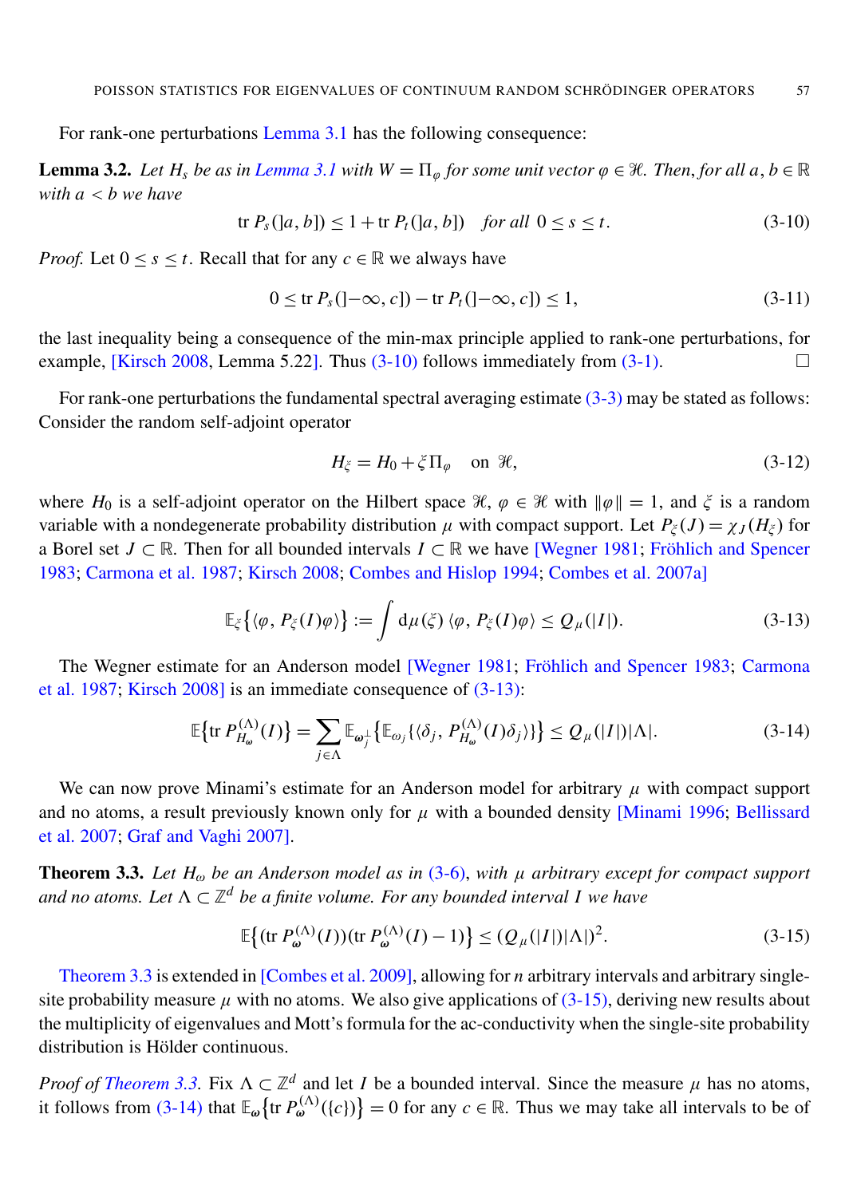For rank-one perturbations Lemma 3.1 has the following consequence:

**Lemma 3.2.** *Let $H_s$ be as in Lemma 3.1 with $W = \Pi_\varphi$ for some unit vector $\varphi \in \mathcal{H}$. Then, for all $a, b \in \mathbb{R}$ with $a < b$ we have*

$$\operatorname{tr} P_s(]a, b]) \leq 1 + \operatorname{tr} P_t(]a, b]) \quad \textit{for all } 0 \leq s \leq t. \tag{3-10}$$

*Proof.* Let $0 \leq s \leq t$. Recall that for any $c \in \mathbb{R}$ we always have

$$0 \leq \operatorname{tr} P_s(]-\infty, c]) - \operatorname{tr} P_t(]-\infty, c]) \leq 1, \tag{3-11}$$

the last inequality being a consequence of the min-max principle applied to rank-one perturbations, for example, [Kirsch 2008, Lemma 5.22]. Thus (3-10) follows immediately from (3-1). □

For rank-one perturbations the fundamental spectral averaging estimate (3-3) may be stated as follows: Consider the random self-adjoint operator

$$H_\xi = H_0 + \xi \Pi_\varphi \quad \text{on } \mathcal{H}, \tag{3-12}$$

where $H_0$ is a self-adjoint operator on the Hilbert space $\mathcal{H}$, $\varphi \in \mathcal{H}$ with $\|\varphi\| = 1$, and $\xi$ is a random variable with a nondegenerate probability distribution $\mu$ with compact support. Let $P_\xi(J) = \chi_J(H_\xi)$ for a Borel set $J \subset \mathbb{R}$. Then for all bounded intervals $I \subset \mathbb{R}$ we have [Wegner 1981; Fröhlich and Spencer 1983; Carmona et al. 1987; Kirsch 2008; Combes and Hislop 1994; Combes et al. 2007a]

$$\mathbb{E}_\xi\big\{\langle \varphi, P_\xi(I)\varphi\rangle\big\} := \int \mathrm{d}\mu(\xi)\, \langle \varphi, P_\xi(I)\varphi\rangle \leq Q_\mu(|I|). \tag{3-13}$$

The Wegner estimate for an Anderson model [Wegner 1981; Fröhlich and Spencer 1983; Carmona et al. 1987; Kirsch 2008] is an immediate consequence of (3-13):

$$\mathbb{E}\big\{\operatorname{tr} P_{H_\omega}^{(\Lambda)}(I)\big\} = \sum_{j \in \Lambda} \mathbb{E}_{\omega_j^\perp}\big\{\mathbb{E}_{\omega_j}\{\langle \delta_j, P_{H_\omega}^{(\Lambda)}(I)\delta_j\rangle\}\big\} \leq Q_\mu(|I|)|\Lambda|. \tag{3-14}$$

We can now prove Minami's estimate for an Anderson model for arbitrary $\mu$ with compact support and no atoms, a result previously known only for $\mu$ with a bounded density [Minami 1996; Bellissard et al. 2007; Graf and Vaghi 2007].

**Theorem 3.3.** *Let $H_\omega$ be an Anderson model as in (3-6), with $\mu$ arbitrary except for compact support and no atoms. Let $\Lambda \subset \mathbb{Z}^d$ be a finite volume. For any bounded interval $I$ we have*

$$\mathbb{E}\big\{(\operatorname{tr} P_\omega^{(\Lambda)}(I))(\operatorname{tr} P_\omega^{(\Lambda)}(I) - 1)\big\} \leq (Q_\mu(|I|)|\Lambda|)^2. \tag{3-15}$$

Theorem 3.3 is extended in [Combes et al. 2009], allowing for $n$ arbitrary intervals and arbitrary single-site probability measure $\mu$ with no atoms. We also give applications of (3-15), deriving new results about the multiplicity of eigenvalues and Mott's formula for the ac-conductivity when the single-site probability distribution is Hölder continuous.

*Proof of Theorem 3.3.* Fix $\Lambda \subset \mathbb{Z}^d$ and let $I$ be a bounded interval. Since the measure $\mu$ has no atoms, it follows from (3-14) that $\mathbb{E}_\omega\big\{\operatorname{tr} P_\omega^{(\Lambda)}(\{c\})\big\} = 0$ for any $c \in \mathbb{R}$. Thus we may take all intervals to be of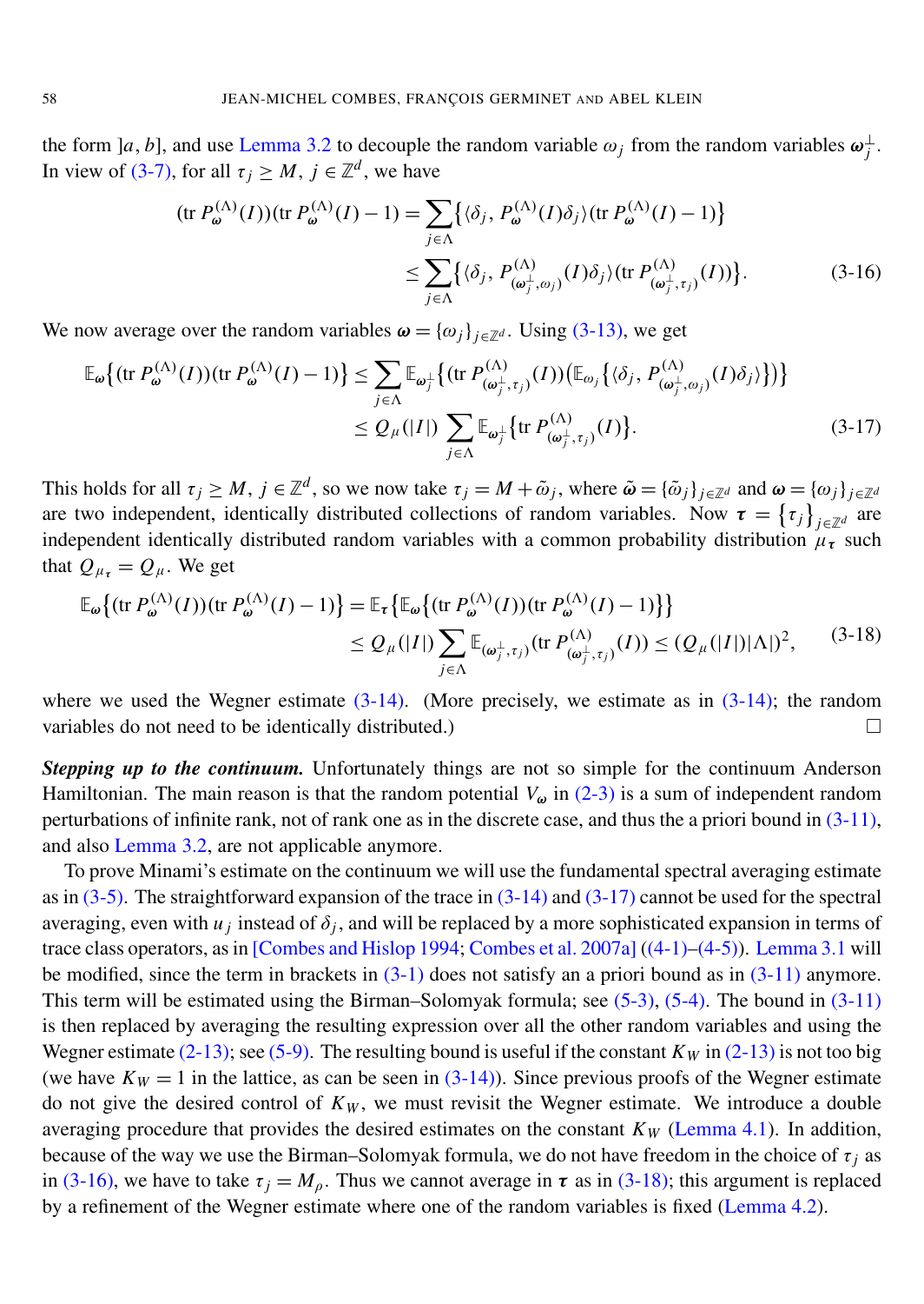the form $]a, b]$, and use Lemma 3.2 to decouple the random variable $\omega_j$ from the random variables $\boldsymbol{\omega}_j^{\perp}$. In view of (3-7), for all $\tau_j \geq M$, $j \in \mathbb{Z}^d$, we have

$$(\operatorname{tr} P_{\boldsymbol{\omega}}^{(\Lambda)}(I))(\operatorname{tr} P_{\boldsymbol{\omega}}^{(\Lambda)}(I) - 1) = \sum_{j \in \Lambda} \{ \langle \delta_j, P_{\boldsymbol{\omega}}^{(\Lambda)}(I) \delta_j \rangle (\operatorname{tr} P_{\boldsymbol{\omega}}^{(\Lambda)}(I) - 1) \}$$
$$\leq \sum_{j \in \Lambda} \{ \langle \delta_j, P_{(\boldsymbol{\omega}_j^{\perp}, \omega_j)}^{(\Lambda)}(I) \delta_j \rangle (\operatorname{tr} P_{(\boldsymbol{\omega}_j^{\perp}, \tau_j)}^{(\Lambda)}(I)) \}. \tag{3-16}$$

We now average over the random variables $\boldsymbol{\omega} = \{\omega_j\}_{j \in \mathbb{Z}^d}$. Using (3-13), we get

$$\mathbb{E}_{\boldsymbol{\omega}} \{ (\operatorname{tr} P_{\boldsymbol{\omega}}^{(\Lambda)}(I))(\operatorname{tr} P_{\boldsymbol{\omega}}^{(\Lambda)}(I) - 1) \} \leq \sum_{j \in \Lambda} \mathbb{E}_{\boldsymbol{\omega}_j^{\perp}} \{ (\operatorname{tr} P_{(\boldsymbol{\omega}_j^{\perp}, \tau_j)}^{(\Lambda)}(I)) ( \mathbb{E}_{\omega_j} \{ \langle \delta_j, P_{(\boldsymbol{\omega}_j^{\perp}, \omega_j)}^{(\Lambda)}(I) \delta_j \rangle \} ) \}$$
$$\leq Q_\mu(|I|) \sum_{j \in \Lambda} \mathbb{E}_{\boldsymbol{\omega}_j^{\perp}} \{ \operatorname{tr} P_{(\boldsymbol{\omega}_j^{\perp}, \tau_j)}^{(\Lambda)}(I) \}. \tag{3-17}$$

This holds for all $\tau_j \geq M$, $j \in \mathbb{Z}^d$, so we now take $\tau_j = M + \tilde{\omega}_j$, where $\tilde{\boldsymbol{\omega}} = \{\tilde{\omega}_j\}_{j \in \mathbb{Z}^d}$ and $\boldsymbol{\omega} = \{\omega_j\}_{j \in \mathbb{Z}^d}$ are two independent, identically distributed collections of random variables. Now $\boldsymbol{\tau} = \{\tau_j\}_{j \in \mathbb{Z}^d}$ are independent identically distributed random variables with a common probability distribution $\mu_{\boldsymbol{\tau}}$ such that $Q_{\mu_{\boldsymbol{\tau}}} = Q_\mu$. We get

$$\mathbb{E}_{\boldsymbol{\omega}} \{ (\operatorname{tr} P_{\boldsymbol{\omega}}^{(\Lambda)}(I))(\operatorname{tr} P_{\boldsymbol{\omega}}^{(\Lambda)}(I) - 1) \} = \mathbb{E}_{\boldsymbol{\tau}} \{ \mathbb{E}_{\boldsymbol{\omega}} \{ (\operatorname{tr} P_{\boldsymbol{\omega}}^{(\Lambda)}(I))(\operatorname{tr} P_{\boldsymbol{\omega}}^{(\Lambda)}(I) - 1) \} \}$$
$$\leq Q_\mu(|I|) \sum_{j \in \Lambda} \mathbb{E}_{(\boldsymbol{\omega}_j^{\perp}, \tau_j)} (\operatorname{tr} P_{(\boldsymbol{\omega}_j^{\perp}, \tau_j)}^{(\Lambda)}(I)) \leq (Q_\mu(|I|)|\Lambda|)^2, \tag{3-18}$$

where we used the Wegner estimate (3-14). (More precisely, we estimate as in (3-14); the random variables do not need to be identically distributed.) □

***Stepping up to the continuum.*** Unfortunately things are not so simple for the continuum Anderson Hamiltonian. The main reason is that the random potential $V_{\boldsymbol{\omega}}$ in (2-3) is a sum of independent random perturbations of infinite rank, not of rank one as in the discrete case, and thus the a priori bound in (3-11), and also Lemma 3.2, are not applicable anymore.

To prove Minami's estimate on the continuum we will use the fundamental spectral averaging estimate as in (3-5). The straightforward expansion of the trace in (3-14) and (3-17) cannot be used for the spectral averaging, even with $u_j$ instead of $\delta_j$, and will be replaced by a more sophisticated expansion in terms of trace class operators, as in [Combes and Hislop 1994; Combes et al. 2007a] ((4-1)–(4-5)). Lemma 3.1 will be modified, since the term in brackets in (3-1) does not satisfy an a priori bound as in (3-11) anymore. This term will be estimated using the Birman–Solomyak formula; see (5-3), (5-4). The bound in (3-11) is then replaced by averaging the resulting expression over all the other random variables and using the Wegner estimate (2-13); see (5-9). The resulting bound is useful if the constant $K_W$ in (2-13) is not too big (we have $K_W = 1$ in the lattice, as can be seen in (3-14)). Since previous proofs of the Wegner estimate do not give the desired control of $K_W$, we must revisit the Wegner estimate. We introduce a double averaging procedure that provides the desired estimates on the constant $K_W$ (Lemma 4.1). In addition, because of the way we use the Birman–Solomyak formula, we do not have freedom in the choice of $\tau_j$ as in (3-16), we have to take $\tau_j = M_\rho$. Thus we cannot average in $\boldsymbol{\tau}$ as in (3-18); this argument is replaced by a refinement of the Wegner estimate where one of the random variables is fixed (Lemma 4.2).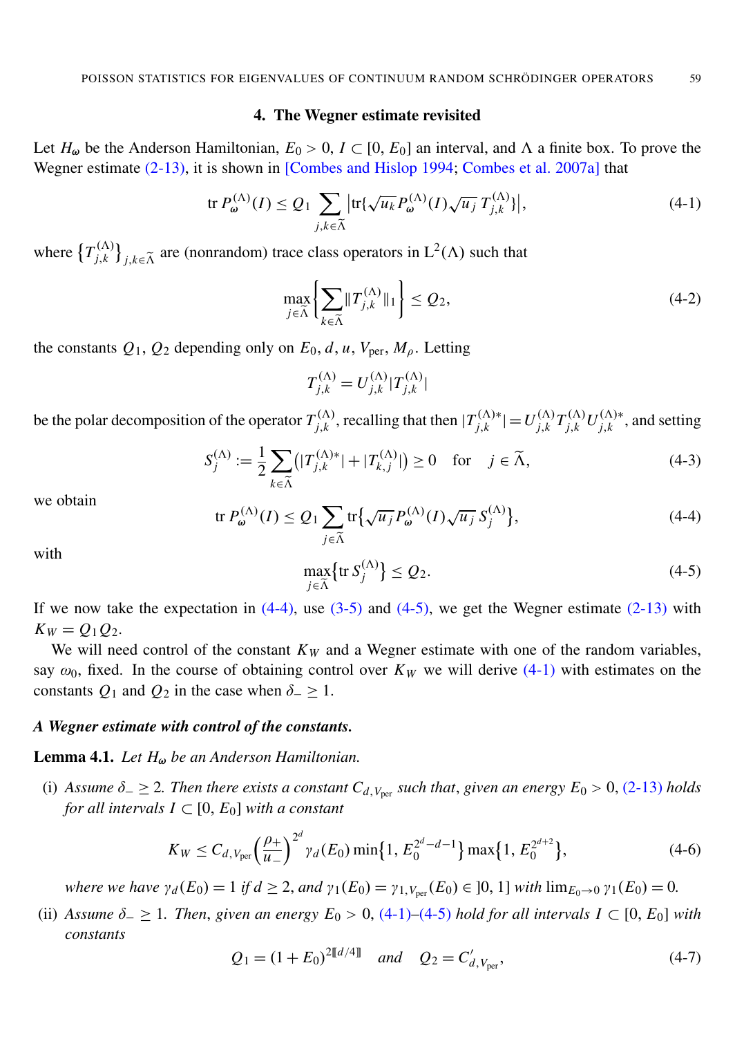## 4. The Wegner estimate revisited

Let $H_\omega$ be the Anderson Hamiltonian, $E_0 > 0$, $I \subset [0, E_0]$ an interval, and $\Lambda$ a finite box. To prove the Wegner estimate (2-13), it is shown in [Combes and Hislop 1994; Combes et al. 2007a] that

$$\operatorname{tr} P_\omega^{(\Lambda)}(I) \le Q_1 \sum_{j,k \in \widetilde{\Lambda}} \left| \operatorname{tr}\{\sqrt{u_k}\, P_\omega^{(\Lambda)}(I) \sqrt{u_j}\, T_{j,k}^{(\Lambda)}\} \right|, \tag{4-1}$$

where $\{T_{j,k}^{(\Lambda)}\}_{j,k \in \widetilde{\Lambda}}$ are (nonrandom) trace class operators in $\mathrm{L}^2(\Lambda)$ such that

$$\max_{j \in \widetilde{\Lambda}} \left\{ \sum_{k \in \widetilde{\Lambda}} \| T_{j,k}^{(\Lambda)} \|_1 \right\} \le Q_2, \tag{4-2}$$

the constants $Q_1$, $Q_2$ depending only on $E_0, d, u, V_{\mathrm{per}}, M_\rho$. Letting

$$T_{j,k}^{(\Lambda)} = U_{j,k}^{(\Lambda)} |T_{j,k}^{(\Lambda)}|$$

be the polar decomposition of the operator $T_{j,k}^{(\Lambda)}$, recalling that then $|T_{j,k}^{(\Lambda)*}| = U_{j,k}^{(\Lambda)} T_{j,k}^{(\Lambda)} U_{j,k}^{(\Lambda)*}$, and setting

$$S_j^{(\Lambda)} := \frac{1}{2} \sum_{k \in \widetilde{\Lambda}} \left( |T_{j,k}^{(\Lambda)*}| + |T_{k,j}^{(\Lambda)}| \right) \ge 0 \quad \text{for} \quad j \in \widetilde{\Lambda}, \tag{4-3}$$

we obtain

$$\operatorname{tr} P_\omega^{(\Lambda)}(I) \le Q_1 \sum_{j \in \widetilde{\Lambda}} \operatorname{tr}\{\sqrt{u_j}\, P_\omega^{(\Lambda)}(I) \sqrt{u_j}\, S_j^{(\Lambda)}\}, \tag{4-4}$$

with

$$\max_{j \in \widetilde{\Lambda}} \{\operatorname{tr} S_j^{(\Lambda)}\} \le Q_2. \tag{4-5}$$

If we now take the expectation in (4-4), use (3-5) and (4-5), we get the Wegner estimate (2-13) with $K_W = Q_1 Q_2$.

We will need control of the constant $K_W$ and a Wegner estimate with one of the random variables, say $\omega_0$, fixed. In the course of obtaining control over $K_W$ we will derive (4-1) with estimates on the constants $Q_1$ and $Q_2$ in the case when $\delta_- \ge 1$.

### *A Wegner estimate with control of the constants.*

**Lemma 4.1.** *Let $H_\omega$ be an Anderson Hamiltonian.*

(i) *Assume $\delta_- \ge 2$. Then there exists a constant $C_{d,V_{\mathrm{per}}}$ such that, given an energy $E_0 > 0$, (2-13) holds for all intervals $I \subset [0, E_0]$ with a constant*

$$K_W \le C_{d,V_{\mathrm{per}}} \left( \frac{\rho_+}{u_-} \right)^{2^d} \gamma_d(E_0) \min\{1, E_0^{2^d - d - 1}\} \max\{1, E_0^{2^{d+2}}\}, \tag{4-6}$$

*where we have $\gamma_d(E_0) = 1$ if $d \ge 2$, and $\gamma_1(E_0) = \gamma_{1,V_{\mathrm{per}}}(E_0) \in ]0, 1]$ with $\lim_{E_0 \to 0} \gamma_1(E_0) = 0$.*

(ii) *Assume $\delta_- \ge 1$. Then, given an energy $E_0 > 0$, (4-1)–(4-5) hold for all intervals $I \subset [0, E_0]$ with constants*

$$Q_1 = (1 + E_0)^{2[\![d/4]\!]} \quad \text{and} \quad Q_2 = C'_{d,V_{\mathrm{per}}}, \tag{4-7}$$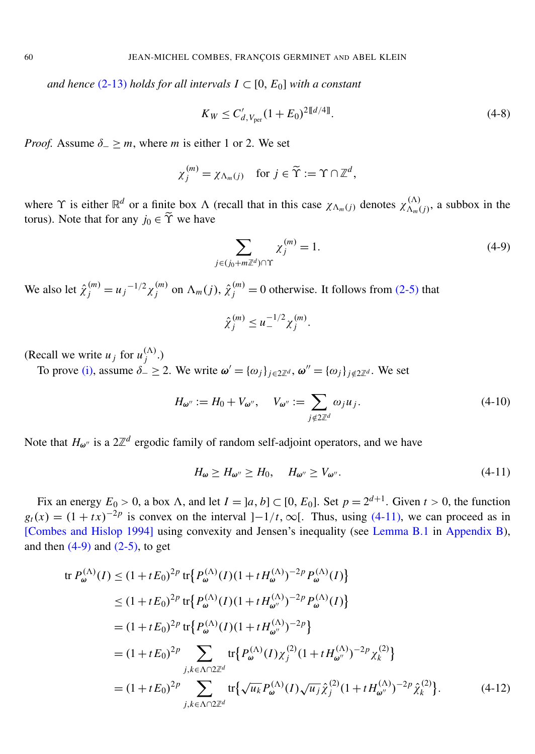*and hence (2-13) holds for all intervals $I \subset [0, E_0]$ with a constant*

$$K_W \le C'_{d,V_{\text{per}}}(1+E_0)^{2[\![d/4]\!]}. \tag{4-8}$$

*Proof.* Assume $\delta_- \ge m$, where $m$ is either 1 or 2. We set

$$\chi_j^{(m)} = \chi_{\Lambda_m(j)} \quad \text{for } j \in \widetilde{\Upsilon} := \Upsilon \cap \mathbb{Z}^d,$$

where $\Upsilon$ is either $\mathbb{R}^d$ or a finite box $\Lambda$ (recall that in this case $\chi_{\Lambda_m(j)}$ denotes $\chi^{(\Lambda)}_{\Lambda_m(j)}$, a subbox in the torus). Note that for any $j_0 \in \widetilde{\Upsilon}$ we have

$$\sum_{j \in (j_0 + m\mathbb{Z}^d)\cap \Upsilon} \chi_j^{(m)} = 1. \tag{4-9}$$

We also let $\hat{\chi}_j^{(m)} = {u_j}^{-1/2}\chi_j^{(m)}$ on $\Lambda_m(j)$, $\hat{\chi}_j^{(m)} = 0$ otherwise. It follows from (2-5) that

$$\hat{\chi}_j^{(m)} \le u_-^{-1/2}\chi_j^{(m)}.$$

(Recall we write $u_j$ for $u_j^{(\Lambda)}$.)

To prove (i), assume $\delta_- \ge 2$. We write $\boldsymbol{\omega}' = \{\omega_j\}_{j\in 2\mathbb{Z}^d}$, $\boldsymbol{\omega}'' = \{\omega_j\}_{j\notin 2\mathbb{Z}^d}$. We set

$$H_{\boldsymbol{\omega}''} := H_0 + V_{\boldsymbol{\omega}''}, \quad V_{\boldsymbol{\omega}''} := \sum_{j \notin 2\mathbb{Z}^d} \omega_j u_j. \tag{4-10}$$

Note that $H_{\boldsymbol{\omega}''}$ is a $2\mathbb{Z}^d$ ergodic family of random self-adjoint operators, and we have

$$H_{\boldsymbol{\omega}} \ge H_{\boldsymbol{\omega}''} \ge H_0, \quad H_{\boldsymbol{\omega}''} \ge V_{\boldsymbol{\omega}''}. \tag{4-11}$$

Fix an energy $E_0 > 0$, a box $\Lambda$, and let $I = ]a, b] \subset [0, E_0]$. Set $p = 2^{d+1}$. Given $t > 0$, the function $g_t(x) = (1+tx)^{-2p}$ is convex on the interval $]-1/t, \infty[$. Thus, using (4-11), we can proceed as in [Combes and Hislop 1994] using convexity and Jensen's inequality (see Lemma B.1 in Appendix B), and then (4-9) and (2-5), to get

$$\begin{aligned}
\operatorname{tr} P_{\boldsymbol{\omega}}^{(\Lambda)}(I) &\le (1+tE_0)^{2p} \operatorname{tr}\{P_{\boldsymbol{\omega}}^{(\Lambda)}(I)(1+tH_{\boldsymbol{\omega}}^{(\Lambda)})^{-2p} P_{\boldsymbol{\omega}}^{(\Lambda)}(I)\} \\
&\le (1+tE_0)^{2p} \operatorname{tr}\{P_{\boldsymbol{\omega}}^{(\Lambda)}(I)(1+tH_{\boldsymbol{\omega}''}^{(\Lambda)})^{-2p} P_{\boldsymbol{\omega}}^{(\Lambda)}(I)\} \\
&= (1+tE_0)^{2p} \operatorname{tr}\{P_{\boldsymbol{\omega}}^{(\Lambda)}(I)(1+tH_{\boldsymbol{\omega}''}^{(\Lambda)})^{-2p}\} \\
&= (1+tE_0)^{2p} \sum_{j,k \in \Lambda\cap 2\mathbb{Z}^d} \operatorname{tr}\{P_{\boldsymbol{\omega}}^{(\Lambda)}(I)\chi_j^{(2)}(1+tH_{\boldsymbol{\omega}''}^{(\Lambda)})^{-2p}\chi_k^{(2)}\} \\
&= (1+tE_0)^{2p} \sum_{j,k \in \Lambda\cap 2\mathbb{Z}^d} \operatorname{tr}\{\sqrt{u_k}P_{\boldsymbol{\omega}}^{(\Lambda)}(I)\sqrt{u_j}\hat{\chi}_j^{(2)}(1+tH_{\boldsymbol{\omega}''}^{(\Lambda)})^{-2p}\hat{\chi}_k^{(2)}\}.
\end{aligned} \tag{4-12}$$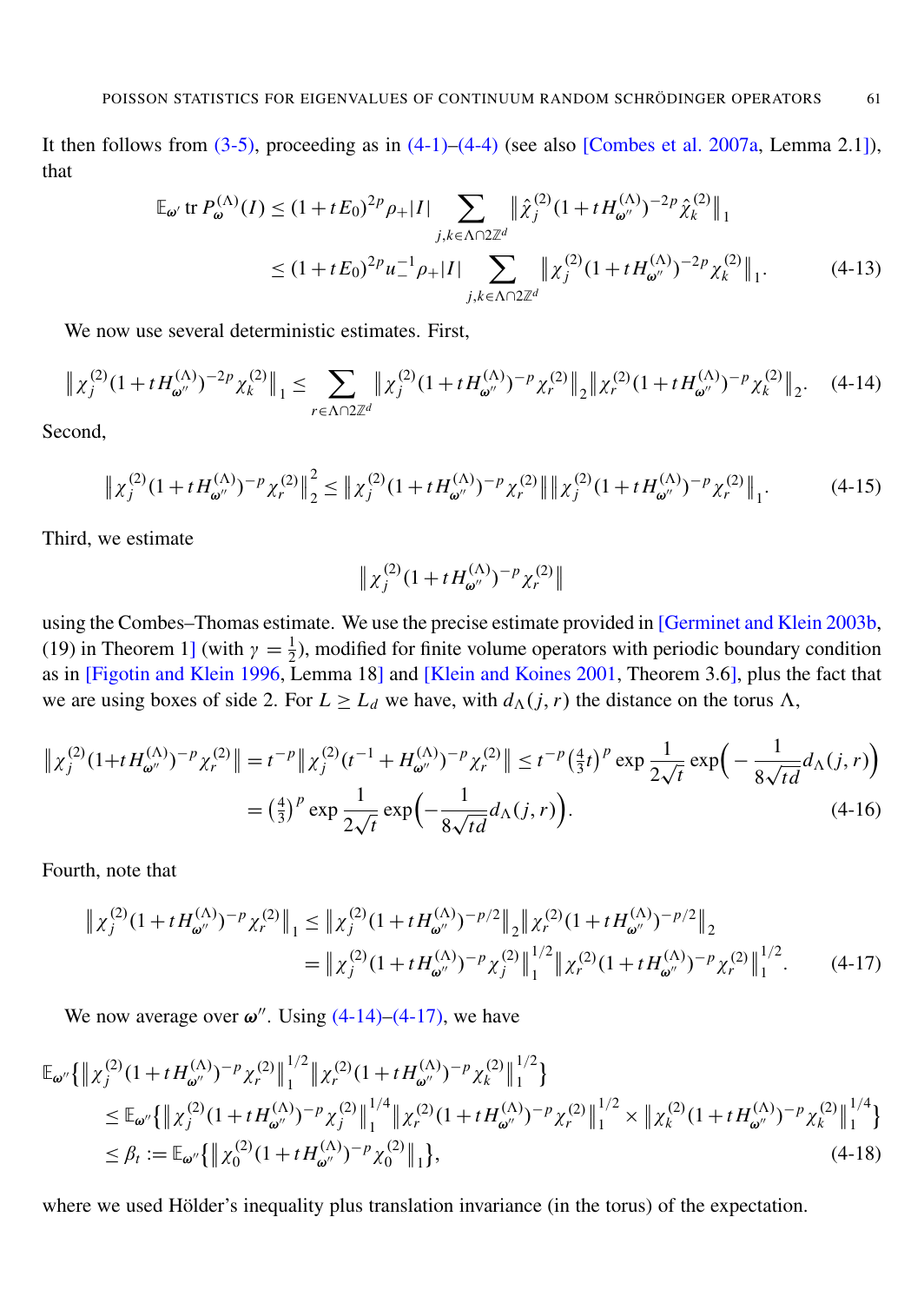It then follows from (3-5), proceeding as in (4-1)–(4-4) (see also [Combes et al. 2007a, Lemma 2.1]), that

$$
\begin{aligned}
\mathbb{E}_{\omega'} \operatorname{tr} P_{\omega}^{(\Lambda)}(I) &\le (1+tE_0)^{2p} \rho_+ |I| \sum_{j,k \in \Lambda \cap 2\mathbb{Z}^d} \big\| \hat{\chi}_j^{(2)} (1+tH_{\omega''}^{(\Lambda)})^{-2p} \hat{\chi}_k^{(2)} \big\|_1 \\
&\le (1+tE_0)^{2p} u_-^{-1} \rho_+ |I| \sum_{j,k \in \Lambda \cap 2\mathbb{Z}^d} \big\| \chi_j^{(2)} (1+tH_{\omega''}^{(\Lambda)})^{-2p} \chi_k^{(2)} \big\|_1. \qquad (4\text{-}13)
\end{aligned}
$$

We now use several deterministic estimates. First,

$$
\big\| \chi_j^{(2)} (1+tH_{\omega''}^{(\Lambda)})^{-2p} \chi_k^{(2)} \big\|_1 \le \sum_{r \in \Lambda \cap 2\mathbb{Z}^d} \big\| \chi_j^{(2)} (1+tH_{\omega''}^{(\Lambda)})^{-p} \chi_r^{(2)} \big\|_2 \big\| \chi_r^{(2)} (1+tH_{\omega''}^{(\Lambda)})^{-p} \chi_k^{(2)} \big\|_2. \qquad (4\text{-}14)
$$

Second,

$$
\big\| \chi_j^{(2)} (1+tH_{\omega''}^{(\Lambda)})^{-p} \chi_r^{(2)} \big\|_2^2 \le \big\| \chi_j^{(2)} (1+tH_{\omega''}^{(\Lambda)})^{-p} \chi_r^{(2)} \big\| \big\| \chi_j^{(2)} (1+tH_{\omega''}^{(\Lambda)})^{-p} \chi_r^{(2)} \big\|_1. \qquad (4\text{-}15)
$$

Third, we estimate

$$
\big\| \chi_j^{(2)} (1+tH_{\omega''}^{(\Lambda)})^{-p} \chi_r^{(2)} \big\|
$$

using the Combes–Thomas estimate. We use the precise estimate provided in [Germinet and Klein 2003b, (19) in Theorem 1] (with $\gamma = \frac{1}{2}$), modified for finite volume operators with periodic boundary condition as in [Figotin and Klein 1996, Lemma 18] and [Klein and Koines 2001, Theorem 3.6], plus the fact that we are using boxes of side 2. For $L \ge L_d$ we have, with $d_\Lambda(j,r)$ the distance on the torus $\Lambda$,

$$
\begin{aligned}
\big\| \chi_j^{(2)} (1+tH_{\omega''}^{(\Lambda)})^{-p} \chi_r^{(2)} \big\| &= t^{-p} \big\| \chi_j^{(2)} (t^{-1}+H_{\omega''}^{(\Lambda)})^{-p} \chi_r^{(2)} \big\| \le t^{-p} \big(\tfrac{4}{3} t\big)^p \exp \frac{1}{2\sqrt{t}} \exp\Big( -\frac{1}{8\sqrt{td}} d_\Lambda(j,r) \Big) \\
&= \big(\tfrac{4}{3}\big)^p \exp \frac{1}{2\sqrt{t}} \exp\Big( -\frac{1}{8\sqrt{td}} d_\Lambda(j,r) \Big). \qquad (4\text{-}16)
\end{aligned}
$$

Fourth, note that

$$
\begin{aligned}
\big\| \chi_j^{(2)} (1+tH_{\omega''}^{(\Lambda)})^{-p} \chi_r^{(2)} \big\|_1 &\le \big\| \chi_j^{(2)} (1+tH_{\omega''}^{(\Lambda)})^{-p/2} \big\|_2 \big\| \chi_r^{(2)} (1+tH_{\omega''}^{(\Lambda)})^{-p/2} \big\|_2 \\
&= \big\| \chi_j^{(2)} (1+tH_{\omega''}^{(\Lambda)})^{-p} \chi_j^{(2)} \big\|_1^{1/2} \big\| \chi_r^{(2)} (1+tH_{\omega''}^{(\Lambda)})^{-p} \chi_r^{(2)} \big\|_1^{1/2}. \qquad (4\text{-}17)
\end{aligned}
$$

We now average over $\omega''$. Using (4-14)–(4-17), we have

$$
\begin{aligned}
&\mathbb{E}_{\omega''} \Big\{ \big\| \chi_j^{(2)} (1+tH_{\omega''}^{(\Lambda)})^{-p} \chi_r^{(2)} \big\|_1^{1/2} \big\| \chi_r^{(2)} (1+tH_{\omega''}^{(\Lambda)})^{-p} \chi_k^{(2)} \big\|_1^{1/2} \Big\} \\
&\quad \le \mathbb{E}_{\omega''} \Big\{ \big\| \chi_j^{(2)} (1+tH_{\omega''}^{(\Lambda)})^{-p} \chi_j^{(2)} \big\|_1^{1/4} \big\| \chi_r^{(2)} (1+tH_{\omega''}^{(\Lambda)})^{-p} \chi_r^{(2)} \big\|_1^{1/2} \times \big\| \chi_k^{(2)} (1+tH_{\omega''}^{(\Lambda)})^{-p} \chi_k^{(2)} \big\|_1^{1/4} \Big\} \\
&\quad \le \beta_t := \mathbb{E}_{\omega''} \Big\{ \big\| \chi_0^{(2)} (1+tH_{\omega''}^{(\Lambda)})^{-p} \chi_0^{(2)} \big\|_1 \Big\}, \qquad (4\text{-}18)
\end{aligned}
$$

where we used Hölder's inequality plus translation invariance (in the torus) of the expectation.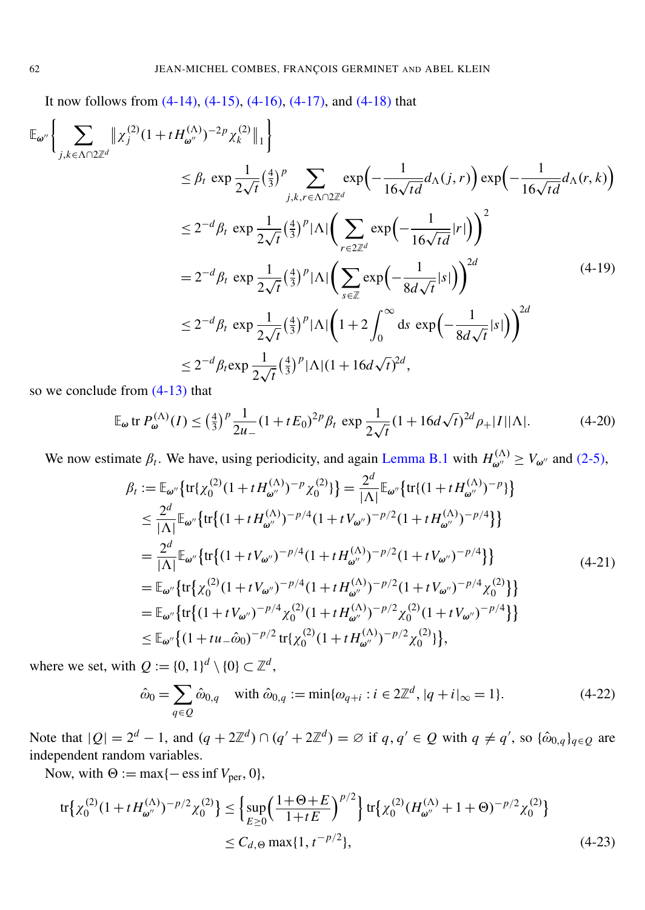It now follows from (4-14), (4-15), (4-16), (4-17), and (4-18) that

$$
\begin{aligned}
\mathbb{E}_{\omega''}\Big\{ \sum_{j,k\in\Lambda\cap 2\mathbb{Z}^d} \big\| \chi_j^{(2)}(1+tH_{\omega''}^{(\Lambda)})^{-2p}\chi_k^{(2)}\big\|_1 \Big\} \\
&\le \beta_t \,\exp\frac{1}{2\sqrt{t}}\big(\tfrac{4}{3}\big)^p \sum_{j,k,r\in\Lambda\cap 2\mathbb{Z}^d} \exp\Big(-\frac{1}{16\sqrt{td}}d_\Lambda(j,r)\Big)\exp\Big(-\frac{1}{16\sqrt{td}}d_\Lambda(r,k)\Big) \\
&\le 2^{-d}\beta_t\,\exp\frac{1}{2\sqrt{t}}\big(\tfrac{4}{3}\big)^p|\Lambda|\Big(\sum_{r\in 2\mathbb{Z}^d}\exp\Big(-\frac{1}{16\sqrt{td}}|r|\Big)\Big)^2 \\
&= 2^{-d}\beta_t\,\exp\frac{1}{2\sqrt{t}}\big(\tfrac{4}{3}\big)^p|\Lambda|\Big(\sum_{s\in \mathbb{Z}}\exp\Big(-\frac{1}{8d\sqrt{t}}|s|\Big)\Big)^{2d} \\
&\le 2^{-d}\beta_t\,\exp\frac{1}{2\sqrt{t}}\big(\tfrac{4}{3}\big)^p|\Lambda|\Big(1+2\int_0^\infty \mathrm{d}s\,\exp\Big(-\frac{1}{8d\sqrt{t}}|s|\Big)\Big)^{2d} \\
&\le 2^{-d}\beta_t\exp\frac{1}{2\sqrt{t}}\big(\tfrac{4}{3}\big)^p|\Lambda|(1+16d\sqrt{t})^{2d},
\end{aligned}
\tag{4-19}
$$

so we conclude from (4-13) that

$$
\mathbb{E}_\omega \operatorname{tr} P_\omega^{(\Lambda)}(I) \le \big(\tfrac{4}{3}\big)^p \frac{1}{2u_-}(1+tE_0)^{2p}\beta_t\,\exp\frac{1}{2\sqrt{t}}(1+16d\sqrt{t})^{2d}\rho_+|I||\Lambda|. \tag{4-20}
$$

We now estimate $\beta_t$. We have, using periodicity, and again Lemma B.1 with $H_{\omega''}^{(\Lambda)}\ge V_{\omega''}$ and (2-5),

$$
\begin{aligned}
\beta_t &:= \mathbb{E}_{\omega''}\big\{\operatorname{tr}\{\chi_0^{(2)}(1+tH_{\omega''}^{(\Lambda)})^{-p}\chi_0^{(2)}\}\big\} = \frac{2^d}{|\Lambda|}\mathbb{E}_{\omega''}\big\{\operatorname{tr}\{(1+tH_{\omega''}^{(\Lambda)})^{-p}\}\big\} \\
&\le \frac{2^d}{|\Lambda|}\mathbb{E}_{\omega''}\big\{\operatorname{tr}\big\{(1+tH_{\omega''}^{(\Lambda)})^{-p/4}(1+tV_{\omega''})^{-p/2}(1+tH_{\omega''}^{(\Lambda)})^{-p/4}\big\}\big\} \\
&= \frac{2^d}{|\Lambda|}\mathbb{E}_{\omega''}\big\{\operatorname{tr}\big\{(1+tV_{\omega''})^{-p/4}(1+tH_{\omega''}^{(\Lambda)})^{-p/2}(1+tV_{\omega''})^{-p/4}\big\}\big\} \\
&= \mathbb{E}_{\omega''}\big\{\operatorname{tr}\big\{\chi_0^{(2)}(1+tV_{\omega''})^{-p/4}(1+tH_{\omega''}^{(\Lambda)})^{-p/2}(1+tV_{\omega''})^{-p/4}\chi_0^{(2)}\big\}\big\} \\
&= \mathbb{E}_{\omega''}\big\{\operatorname{tr}\big\{(1+tV_{\omega''})^{-p/4}\chi_0^{(2)}(1+tH_{\omega''}^{(\Lambda)})^{-p/2}\chi_0^{(2)}(1+tV_{\omega''})^{-p/4}\big\}\big\} \\
&\le \mathbb{E}_{\omega''}\big\{(1+tu_-\hat{\omega}_0)^{-p/2}\operatorname{tr}\{\chi_0^{(2)}(1+tH_{\omega''}^{(\Lambda)})^{-p/2}\chi_0^{(2)}\}\big\},
\end{aligned}
\tag{4-21}
$$

where we set, with $Q:=\{0,1\}^d\setminus\{0\}\subset\mathbb{Z}^d$,

$$
\hat{\omega}_0 = \sum_{q\in Q}\hat{\omega}_{0,q} \quad \text{with } \hat{\omega}_{0,q} := \min\{\omega_{q+i} : i\in 2\mathbb{Z}^d,\ |q+i|_\infty = 1\}. \tag{4-22}
$$

Note that $|Q| = 2^d-1$, and $(q+2\mathbb{Z}^d)\cap(q'+2\mathbb{Z}^d)=\varnothing$ if $q,q'\in Q$ with $q\neq q'$, so $\{\hat{\omega}_{0,q}\}_{q\in Q}$ are independent random variables.

Now, with $\Theta := \max\{-\operatorname{ess\,inf} V_{\text{per}}, 0\}$,

$$
\begin{aligned}
\operatorname{tr}\big\{\chi_0^{(2)}(1+tH_{\omega''}^{(\Lambda)})^{-p/2}\chi_0^{(2)}\big\} &\le \Big\{\sup_{E\ge 0}\Big(\frac{1+\Theta+E}{1+tE}\Big)^{p/2}\Big\}\operatorname{tr}\big\{\chi_0^{(2)}(H_{\omega''}^{(\Lambda)}+1+\Theta)^{-p/2}\chi_0^{(2)}\big\} \\
&\le C_{d,\Theta}\max\{1, t^{-p/2}\},
\end{aligned}
\tag{4-23}
$$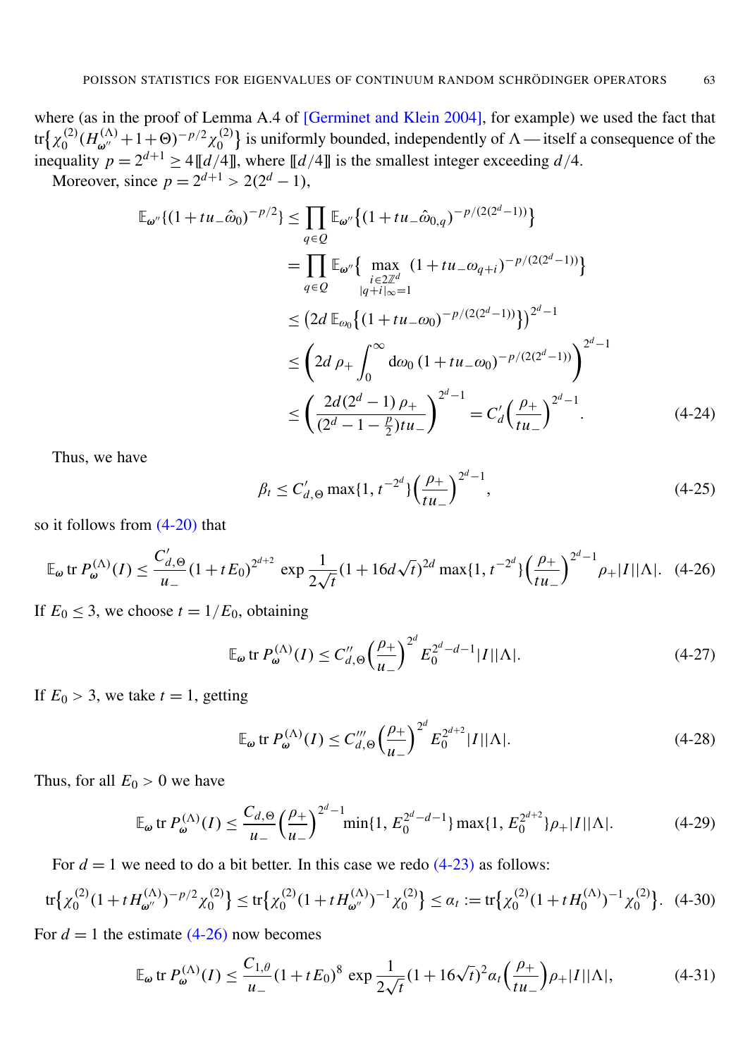where (as in the proof of Lemma A.4 of [Germinet and Klein 2004], for example) we used the fact that $\operatorname{tr}\{\chi_0^{(2)}(H_{\omega''}^{(\Lambda)}+1+\Theta)^{-p/2}\chi_0^{(2)}\}$ is uniformly bounded, independently of $\Lambda$ — itself a consequence of the inequality $p = 2^{d+1} \geq 4[\![d/4]\!]$, where $[\![d/4]\!]$ is the smallest integer exceeding $d/4$.

Moreover, since $p = 2^{d+1} > 2(2^d - 1)$,

$$
\begin{aligned}
\mathbb{E}_{\omega''}\{(1+tu_-\hat{\omega}_0)^{-p/2}\} &\leq \prod_{q\in Q} \mathbb{E}_{\omega''}\big\{(1+tu_-\hat{\omega}_{0,q})^{-p/(2(2^d-1))}\big\} \\
&= \prod_{q\in Q} \mathbb{E}_{\omega''}\Big\{ \max_{\substack{i\in 2\mathbb{Z}^d \\ |q+i|_\infty = 1}} (1+tu_-\omega_{q+i})^{-p/(2(2^d-1))}\Big\} \\
&\leq \big(2d\, \mathbb{E}_{\omega_0}\big\{(1+tu_-\omega_0)^{-p/(2(2^d-1))}\big\}\big)^{2^d-1} \\
&\leq \left(2d\, \rho_+ \int_0^\infty \mathrm{d}\omega_0\, (1+tu_-\omega_0)^{-p/(2(2^d-1))}\right)^{2^d-1} \\
&\leq \left(\frac{2d(2^d-1)\,\rho_+}{(2^d-1-\frac{p}{2})tu_-}\right)^{2^d-1} = C'_d\Big(\frac{\rho_+}{tu_-}\Big)^{2^d-1}.
\end{aligned} \tag{4-24}
$$

Thus, we have

$$
\beta_t \leq C'_{d,\Theta} \max\{1, t^{-2^d}\}\Big(\frac{\rho_+}{tu_-}\Big)^{2^d-1}, \tag{4-25}
$$

so it follows from (4-20) that

$$
\mathbb{E}_{\boldsymbol{\omega}} \operatorname{tr} P_{\boldsymbol{\omega}}^{(\Lambda)}(I) \leq \frac{C'_{d,\Theta}}{u_-}(1+tE_0)^{2^{d+2}} \exp\frac{1}{2\sqrt{t}}(1+16d\sqrt{t})^{2d} \max\{1, t^{-2^d}\}\Big(\frac{\rho_+}{tu_-}\Big)^{2^d-1}\rho_+|I||\Lambda|. \tag{4-26}
$$

If $E_0 \leq 3$, we choose $t = 1/E_0$, obtaining

$$
\mathbb{E}_{\boldsymbol{\omega}} \operatorname{tr} P_{\boldsymbol{\omega}}^{(\Lambda)}(I) \leq C''_{d,\Theta}\Big(\frac{\rho_+}{u_-}\Big)^{2^d} E_0^{2^d-d-1}|I||\Lambda|. \tag{4-27}
$$

If $E_0 > 3$, we take $t = 1$, getting

$$
\mathbb{E}_{\boldsymbol{\omega}} \operatorname{tr} P_{\boldsymbol{\omega}}^{(\Lambda)}(I) \leq C'''_{d,\Theta}\Big(\frac{\rho_+}{u_-}\Big)^{2^d} E_0^{2^{d+2}}|I||\Lambda|. \tag{4-28}
$$

Thus, for all $E_0 > 0$ we have

$$
\mathbb{E}_{\boldsymbol{\omega}} \operatorname{tr} P_{\boldsymbol{\omega}}^{(\Lambda)}(I) \leq \frac{C_{d,\Theta}}{u_-}\Big(\frac{\rho_+}{u_-}\Big)^{2^d-1}\min\{1, E_0^{2^d-d-1}\}\max\{1, E_0^{2^{d+2}}\}\rho_+|I||\Lambda|. \tag{4-29}
$$

For $d = 1$ we need to do a bit better. In this case we redo (4-23) as follows:

$$
\operatorname{tr}\{\chi_0^{(2)}(1+tH_{\omega''}^{(\Lambda)})^{-p/2}\chi_0^{(2)}\} \leq \operatorname{tr}\{\chi_0^{(2)}(1+tH_{\omega''}^{(\Lambda)})^{-1}\chi_0^{(2)}\} \leq \alpha_t := \operatorname{tr}\{\chi_0^{(2)}(1+tH_0^{(\Lambda)})^{-1}\chi_0^{(2)}\}. \tag{4-30}
$$

For $d = 1$ the estimate (4-26) now becomes

$$
\mathbb{E}_{\boldsymbol{\omega}} \operatorname{tr} P_{\boldsymbol{\omega}}^{(\Lambda)}(I) \leq \frac{C_{1,\theta}}{u_-}(1+tE_0)^8 \exp\frac{1}{2\sqrt{t}}(1+16\sqrt{t})^2\alpha_t\Big(\frac{\rho_+}{tu_-}\Big)\rho_+|I||\Lambda|, \tag{4-31}
$$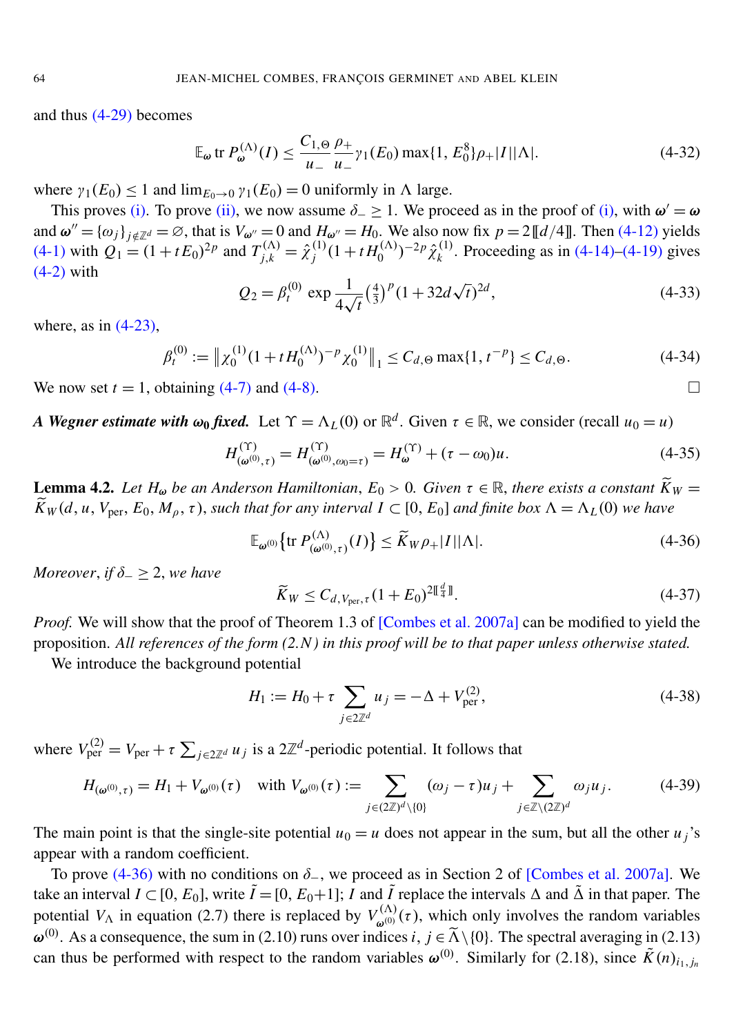and thus (4-29) becomes

$$\mathbb{E}_{\boldsymbol{\omega}} \operatorname{tr} P_{\boldsymbol{\omega}}^{(\Lambda)}(I) \le \frac{C_{1,\Theta}}{u_-} \frac{\rho_+}{u_-} \gamma_1(E_0) \max\{1, E_0^8\} \rho_+ |I||\Lambda|. \tag{4-32}$$

where $\gamma_1(E_0) \le 1$ and $\lim_{E_0 \to 0} \gamma_1(E_0) = 0$ uniformly in $\Lambda$ large.

This proves (i). To prove (ii), we now assume $\delta_- \ge 1$. We proceed as in the proof of (i), with $\boldsymbol{\omega}' = \boldsymbol{\omega}$ and $\boldsymbol{\omega}'' = \{\omega_j\}_{j \notin \mathbb{Z}^d} = \varnothing$, that is $V_{\boldsymbol{\omega}''} = 0$ and $H_{\boldsymbol{\omega}''} = H_0$. We also now fix $p = 2[\![d/4]\!]$. Then (4-12) yields (4-1) with $Q_1 = (1+tE_0)^{2p}$ and $T_{j,k}^{(\Lambda)} = \hat{\chi}_j^{(1)}(1+tH_0^{(\Lambda)})^{-2p}\hat{\chi}_k^{(1)}$. Proceeding as in (4-14)–(4-19) gives (4-2) with

$$Q_2 = \beta_t^{(0)} \exp \frac{1}{4\sqrt{t}} \left(\tfrac{4}{3}\right)^p (1 + 32d\sqrt{t})^{2d}, \tag{4-33}$$

where, as in (4-23),

$$\beta_t^{(0)} := \left\| \chi_0^{(1)} (1 + tH_0^{(\Lambda)})^{-p} \chi_0^{(1)} \right\|_1 \le C_{d,\Theta} \max\{1, t^{-p}\} \le C_{d,\Theta}. \tag{4-34}$$

We now set $t = 1$, obtaining (4-7) and (4-8). $\square$

***A Wegner estimate with $\omega_0$ fixed.*** Let $\Upsilon = \Lambda_L(0)$ or $\mathbb{R}^d$. Given $\tau \in \mathbb{R}$, we consider (recall $u_0 = u$)

$$H_{(\boldsymbol{\omega}^{(0)},\tau)}^{(\Upsilon)} = H_{(\boldsymbol{\omega}^{(0)},\omega_0=\tau)}^{(\Upsilon)} = H_{\boldsymbol{\omega}}^{(\Upsilon)} + (\tau - \omega_0)u. \tag{4-35}$$

**Lemma 4.2.** *Let $H_{\boldsymbol{\omega}}$ be an Anderson Hamiltonian, $E_0 > 0$. Given $\tau \in \mathbb{R}$, there exists a constant $\widetilde{K}_W = \widetilde{K}_W(d, u, V_{\text{per}}, E_0, M_\rho, \tau)$, such that for any interval $I \subset [0, E_0]$ and finite box $\Lambda = \Lambda_L(0)$ we have*

$$\mathbb{E}_{\boldsymbol{\omega}^{(0)}} \left\{ \operatorname{tr} P_{(\boldsymbol{\omega}^{(0)},\tau)}^{(\Lambda)}(I) \right\} \le \widetilde{K}_W \rho_+ |I||\Lambda|. \tag{4-36}$$

*Moreover, if $\delta_- \ge 2$, we have*

$$\widetilde{K}_W \le C_{d,V_{\text{per}},\tau}(1+E_0)^{2[\![\frac{d}{4}]\!]}. \tag{4-37}$$

*Proof.* We will show that the proof of Theorem 1.3 of [Combes et al. 2007a] can be modified to yield the proposition. *All references of the form (2.N) in this proof will be to that paper unless otherwise stated.*

We introduce the background potential

$$H_1 := H_0 + \tau \sum_{j \in 2\mathbb{Z}^d} u_j = -\Delta + V_{\text{per}}^{(2)}, \tag{4-38}$$

where $V_{\text{per}}^{(2)} = V_{\text{per}} + \tau \sum_{j \in 2\mathbb{Z}^d} u_j$ is a $2\mathbb{Z}^d$-periodic potential. It follows that

$$H_{(\boldsymbol{\omega}^{(0)},\tau)} = H_1 + V_{\boldsymbol{\omega}^{(0)}}(\tau) \quad \text{with } V_{\boldsymbol{\omega}^{(0)}}(\tau) := \sum_{j \in (2\mathbb{Z})^d \setminus \{0\}} (\omega_j - \tau) u_j + \sum_{j \in \mathbb{Z} \setminus (2\mathbb{Z})^d} \omega_j u_j. \tag{4-39}$$

The main point is that the single-site potential $u_0 = u$ does not appear in the sum, but all the other $u_j$'s appear with a random coefficient.

To prove (4-36) with no conditions on $\delta_-$, we proceed as in Section 2 of [Combes et al. 2007a]. We take an interval $I \subset [0, E_0]$, write $\tilde{I} = [0, E_0+1]$; $I$ and $\tilde{I}$ replace the intervals $\Delta$ and $\tilde{\Delta}$ in that paper. The potential $V_\Lambda$ in equation (2.7) there is replaced by $V_{\boldsymbol{\omega}^{(0)}}^{(\Lambda)}(\tau)$, which only involves the random variables $\boldsymbol{\omega}^{(0)}$. As a consequence, the sum in (2.10) runs over indices $i, j \in \widetilde{\Lambda} \setminus \{0\}$. The spectral averaging in (2.13) can thus be performed with respect to the random variables $\boldsymbol{\omega}^{(0)}$. Similarly for (2.18), since $\tilde{K}(n)_{i_1,j_n}$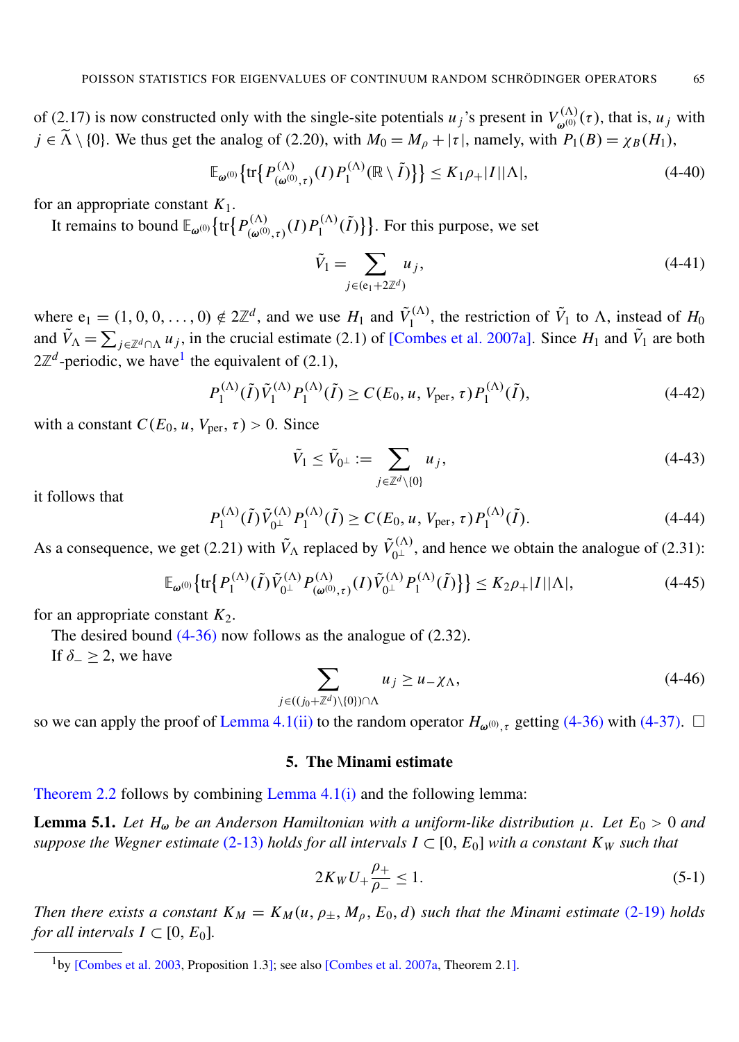of (2.17) is now constructed only with the single-site potentials $u_j$'s present in $V^{(\Lambda)}_{\omega^{(0)}}(\tau)$, that is, $u_j$ with $j \in \widetilde{\Lambda} \setminus \{0\}$. We thus get the analog of (2.20), with $M_0 = M_\rho + |\tau|$, namely, with $P_1(B) = \chi_B(H_1)$,

$$\mathbb{E}_{\omega^{(0)}}\big\{\operatorname{tr}\big\{P^{(\Lambda)}_{(\omega^{(0)},\tau)}(I)\, P^{(\Lambda)}_1(\mathbb{R}\setminus \tilde{I})\big\}\big\} \le K_1 \rho_+ |I||\Lambda|, \tag{4-40}$$

for an appropriate constant $K_1$.

It remains to bound $\mathbb{E}_{\omega^{(0)}}\big\{\operatorname{tr}\big\{P^{(\Lambda)}_{(\omega^{(0)},\tau)}(I)\, P^{(\Lambda)}_1(\tilde{I})\big\}\big\}$. For this purpose, we set

$$\tilde{V}_1 = \sum_{j\in(\mathrm{e}_1+2\mathbb{Z}^d)} u_j, \tag{4-41}$$

where $\mathrm{e}_1 = (1, 0, 0, \ldots, 0) \notin 2\mathbb{Z}^d$, and we use $H_1$ and $\tilde{V}^{(\Lambda)}_1$, the restriction of $\tilde{V}_1$ to $\Lambda$, instead of $H_0$ and $\tilde{V}_\Lambda = \sum_{j\in\mathbb{Z}^d\cap\Lambda} u_j$, in the crucial estimate (2.1) of [Combes et al. 2007a]. Since $H_1$ and $\tilde{V}_1$ are both $2\mathbb{Z}^d$-periodic, we have[1] the equivalent of (2.1),

$$P^{(\Lambda)}_1(\tilde{I})\, \tilde{V}^{(\Lambda)}_1\, P^{(\Lambda)}_1(\tilde{I}) \ge C(E_0, u, V_{\mathrm{per}}, \tau)\, P^{(\Lambda)}_1(\tilde{I}), \tag{4-42}$$

with a constant $C(E_0, u, V_{\mathrm{per}}, \tau) > 0$. Since

$$\tilde{V}_1 \le \tilde{V}_{0^\perp} := \sum_{j\in\mathbb{Z}^d\setminus\{0\}} u_j, \tag{4-43}$$

it follows that

$$P^{(\Lambda)}_1(\tilde{I})\, \tilde{V}^{(\Lambda)}_{0^\perp}\, P^{(\Lambda)}_1(\tilde{I}) \ge C(E_0, u, V_{\mathrm{per}}, \tau)\, P^{(\Lambda)}_1(\tilde{I}). \tag{4-44}$$

As a consequence, we get (2.21) with $\tilde{V}_\Lambda$ replaced by $\tilde{V}^{(\Lambda)}_{0^\perp}$, and hence we obtain the analogue of (2.31):

$$\mathbb{E}_{\omega^{(0)}}\big\{\operatorname{tr}\big\{P^{(\Lambda)}_1(\tilde{I})\, \tilde{V}^{(\Lambda)}_{0^\perp}\, P^{(\Lambda)}_{(\omega^{(0)},\tau)}(I)\, \tilde{V}^{(\Lambda)}_{0^\perp}\, P^{(\Lambda)}_1(\tilde{I})\big\}\big\} \le K_2 \rho_+ |I||\Lambda|, \tag{4-45}$$

for an appropriate constant $K_2$.

The desired bound (4-36) now follows as the analogue of (2.32).

If $\delta_- \ge 2$, we have

$$\sum_{j\in((j_0+\mathbb{Z}^d)\setminus\{0\})\cap\Lambda} u_j \ge u_- \chi_\Lambda, \tag{4-46}$$

so we can apply the proof of Lemma 4.1(ii) to the random operator $H_{\omega^{(0)},\tau}$ getting (4-36) with (4-37). $\square$

## 5. The Minami estimate

Theorem 2.2 follows by combining Lemma 4.1(i) and the following lemma:

**Lemma 5.1.** *Let $H_\omega$ be an Anderson Hamiltonian with a uniform-like distribution $\mu$. Let $E_0 > 0$ and suppose the Wegner estimate (2-13) holds for all intervals $I \subset [0, E_0]$ with a constant $K_W$ such that*

$$2K_W U_+ \frac{\rho_+}{\rho_-} \le 1. \tag{5-1}$$

*Then there exists a constant $K_M = K_M(u, \rho_\pm, M_\rho, E_0, d)$ such that the Minami estimate (2-19) holds for all intervals $I \subset [0, E_0]$.*

[1] by [Combes et al. 2003, Proposition 1.3]; see also [Combes et al. 2007a, Theorem 2.1].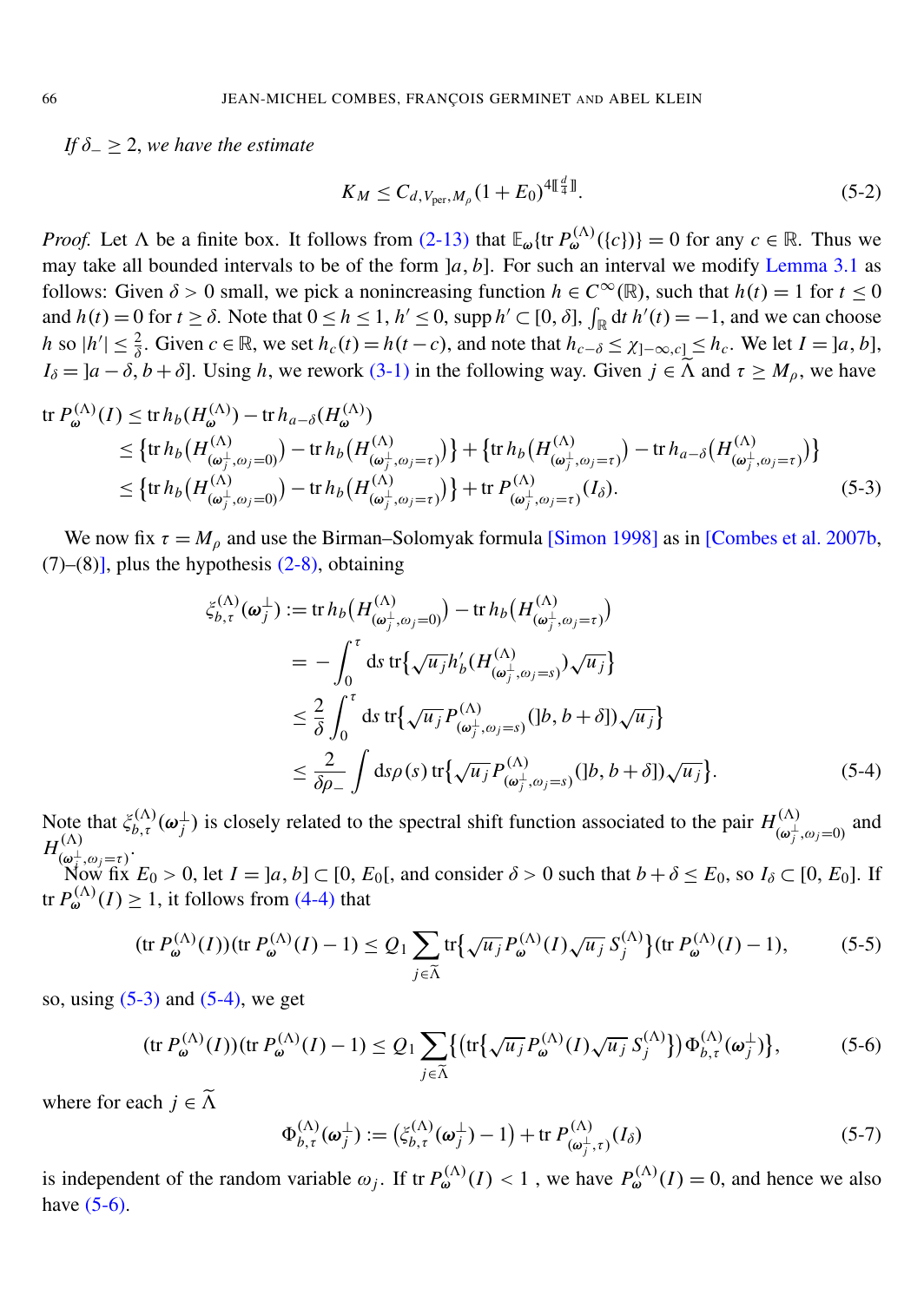*If $\delta_- \geq 2$, we have the estimate*

$$K_M \leq C_{d,V_{\text{per}},M_\rho}(1+E_0)^{4[\![\frac{d}{4}]\!]}. \tag{5-2}$$

*Proof.* Let $\Lambda$ be a finite box. It follows from (2-13) that $\mathbb{E}_{\boldsymbol{\omega}}\{\operatorname{tr} P^{(\Lambda)}_{\boldsymbol{\omega}}(\{c\})\} = 0$ for any $c \in \mathbb{R}$. Thus we may take all bounded intervals to be of the form $]a, b]$. For such an interval we modify Lemma 3.1 as follows: Given $\delta > 0$ small, we pick a nonincreasing function $h \in C^\infty(\mathbb{R})$, such that $h(t) = 1$ for $t \leq 0$ and $h(t) = 0$ for $t \geq \delta$. Note that $0 \leq h \leq 1$, $h' \leq 0$, $\operatorname{supp} h' \subset [0, \delta]$, $\int_{\mathbb{R}} \mathrm{d}t\, h'(t) = -1$, and we can choose $h$ so $|h'| \leq \frac{2}{\delta}$. Given $c \in \mathbb{R}$, we set $h_c(t) = h(t-c)$, and note that $h_{c-\delta} \leq \chi_{]-\infty,c]} \leq h_c$. We let $I = ]a, b]$, $I_\delta = ]a-\delta, b+\delta]$. Using $h$, we rework (3-1) in the following way. Given $j \in \widetilde{\Lambda}$ and $\tau \geq M_\rho$, we have

$$\begin{aligned}
\operatorname{tr} P^{(\Lambda)}_{\boldsymbol{\omega}}(I) &\leq \operatorname{tr} h_b(H^{(\Lambda)}_{\boldsymbol{\omega}}) - \operatorname{tr} h_{a-\delta}(H^{(\Lambda)}_{\boldsymbol{\omega}}) \\
&\leq \left\{\operatorname{tr} h_b\big(H^{(\Lambda)}_{(\boldsymbol{\omega}_j^\perp,\omega_j=0)}\big) - \operatorname{tr} h_b\big(H^{(\Lambda)}_{(\boldsymbol{\omega}_j^\perp,\omega_j=\tau)}\big)\right\} + \left\{\operatorname{tr} h_b\big(H^{(\Lambda)}_{(\boldsymbol{\omega}_j^\perp,\omega_j=\tau)}\big) - \operatorname{tr} h_{a-\delta}\big(H^{(\Lambda)}_{(\boldsymbol{\omega}_j^\perp,\omega_j=\tau)}\big)\right\} \\
&\leq \left\{\operatorname{tr} h_b\big(H^{(\Lambda)}_{(\boldsymbol{\omega}_j^\perp,\omega_j=0)}\big) - \operatorname{tr} h_b\big(H^{(\Lambda)}_{(\boldsymbol{\omega}_j^\perp,\omega_j=\tau)}\big)\right\} + \operatorname{tr} P^{(\Lambda)}_{(\boldsymbol{\omega}_j^\perp,\omega_j=\tau)}(I_\delta).
\end{aligned} \tag{5-3}$$

We now fix $\tau = M_\rho$ and use the Birman–Solomyak formula [Simon 1998] as in [Combes et al. 2007b, (7)–(8)], plus the hypothesis (2-8), obtaining

$$\begin{aligned}
\xi^{(\Lambda)}_{b,\tau}(\boldsymbol{\omega}_j^\perp) &:= \operatorname{tr} h_b\big(H^{(\Lambda)}_{(\boldsymbol{\omega}_j^\perp,\omega_j=0)}\big) - \operatorname{tr} h_b\big(H^{(\Lambda)}_{(\boldsymbol{\omega}_j^\perp,\omega_j=\tau)}\big) \\
&= -\int_0^\tau \mathrm{d}s\, \operatorname{tr}\big\{\sqrt{u_j}\, h_b'\big(H^{(\Lambda)}_{(\boldsymbol{\omega}_j^\perp,\omega_j=s)}\big)\sqrt{u_j}\big\} \\
&\leq \frac{2}{\delta}\int_0^\tau \mathrm{d}s\, \operatorname{tr}\big\{\sqrt{u_j}\, P^{(\Lambda)}_{(\boldsymbol{\omega}_j^\perp,\omega_j=s)}(]b, b+\delta])\sqrt{u_j}\big\} \\
&\leq \frac{2}{\delta\rho_-}\int \mathrm{d}s\rho(s)\, \operatorname{tr}\big\{\sqrt{u_j}\, P^{(\Lambda)}_{(\boldsymbol{\omega}_j^\perp,\omega_j=s)}(]b, b+\delta])\sqrt{u_j}\big\}.
\end{aligned} \tag{5-4}$$

Note that $\xi^{(\Lambda)}_{b,\tau}(\boldsymbol{\omega}_j^\perp)$ is closely related to the spectral shift function associated to the pair $H^{(\Lambda)}_{(\boldsymbol{\omega}_j^\perp,\omega_j=0)}$ and $H^{(\Lambda)}_{(\boldsymbol{\omega}_j^\perp,\omega_j=\tau)}$.

Now fix $E_0 > 0$, let $I = ]a, b] \subset [0, E_0[$, and consider $\delta > 0$ such that $b + \delta \leq E_0$, so $I_\delta \subset [0, E_0]$. If $\operatorname{tr} P^{(\Lambda)}_{\boldsymbol{\omega}}(I) \geq 1$, it follows from (4-4) that

$$(\operatorname{tr} P^{(\Lambda)}_{\boldsymbol{\omega}}(I))(\operatorname{tr} P^{(\Lambda)}_{\boldsymbol{\omega}}(I) - 1) \leq Q_1 \sum_{j\in\widetilde{\Lambda}} \operatorname{tr}\big\{\sqrt{u_j}\, P^{(\Lambda)}_{\boldsymbol{\omega}}(I)\sqrt{u_j}\, S^{(\Lambda)}_j\big\}(\operatorname{tr} P^{(\Lambda)}_{\boldsymbol{\omega}}(I) - 1), \tag{5-5}$$

so, using (5-3) and (5-4), we get

$$(\operatorname{tr} P^{(\Lambda)}_{\boldsymbol{\omega}}(I))(\operatorname{tr} P^{(\Lambda)}_{\boldsymbol{\omega}}(I) - 1) \leq Q_1 \sum_{j\in\widetilde{\Lambda}} \Big\{\big(\operatorname{tr}\big\{\sqrt{u_j}\, P^{(\Lambda)}_{\boldsymbol{\omega}}(I)\sqrt{u_j}\, S^{(\Lambda)}_j\big\}\big)\Phi^{(\Lambda)}_{b,\tau}(\boldsymbol{\omega}_j^\perp)\Big\}, \tag{5-6}$$

where for each $j \in \widetilde{\Lambda}$

$$\Phi^{(\Lambda)}_{b,\tau}(\boldsymbol{\omega}_j^\perp) := \big(\xi^{(\Lambda)}_{b,\tau}(\boldsymbol{\omega}_j^\perp) - 1\big) + \operatorname{tr} P^{(\Lambda)}_{(\boldsymbol{\omega}_j^\perp,\tau)}(I_\delta) \tag{5-7}$$

is independent of the random variable $\omega_j$. If $\operatorname{tr} P^{(\Lambda)}_{\boldsymbol{\omega}}(I) < 1$ , we have $P^{(\Lambda)}_{\boldsymbol{\omega}}(I) = 0$, and hence we also have (5-6).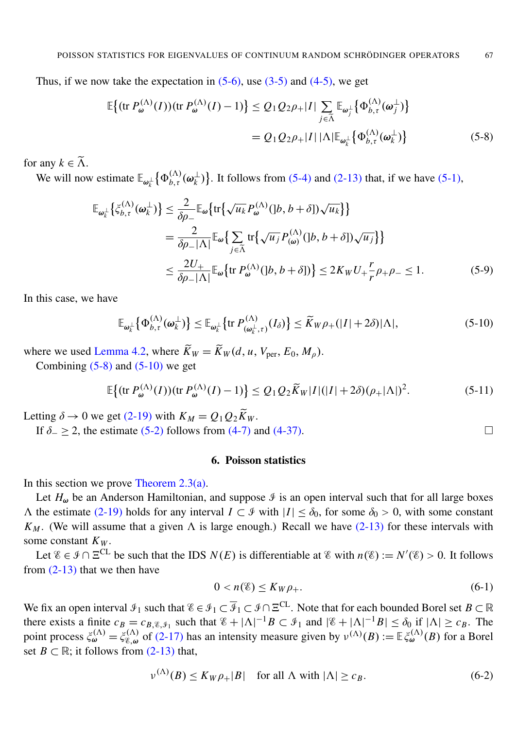Thus, if we now take the expectation in (5-6), use (3-5) and (4-5), we get

$$\mathbb{E}\big\{(\operatorname{tr} P_{\omega}^{(\Lambda)}(I))(\operatorname{tr} P_{\omega}^{(\Lambda)}(I)-1)\big\} \le Q_1 Q_2 \rho_+ |I| \sum_{j\in\widetilde{\Lambda}} \mathbb{E}_{\omega_j^{\perp}}\big\{\Phi_{b,\tau}^{(\Lambda)}(\omega_j^{\perp})\big\}$$

$$= Q_1 Q_2 \rho_+ |I|\,|\Lambda| \mathbb{E}_{\omega_k^{\perp}}\big\{\Phi_{b,\tau}^{(\Lambda)}(\omega_k^{\perp})\big\} \tag{5-8}$$

for any $k \in \widetilde{\Lambda}$.

We will now estimate $\mathbb{E}_{\omega_k^{\perp}}\big\{\Phi_{b,\tau}^{(\Lambda)}(\omega_k^{\perp})\big\}$. It follows from (5-4) and (2-13) that, if we have (5-1),

$$\begin{aligned}
\mathbb{E}_{\omega_k^{\perp}}\big\{\xi_{b,\tau}^{(\Lambda)}(\omega_k^{\perp})\big\} &\le \frac{2}{\delta\rho_-}\mathbb{E}_{\omega}\big\{\operatorname{tr}\big\{\sqrt{u_k}\,P_{\omega}^{(\Lambda)}(]b,b+\delta])\sqrt{u_k}\big\}\big\} \\
&= \frac{2}{\delta\rho_-|\Lambda|}\mathbb{E}_{\omega}\Big\{\sum_{j\in\widetilde{\Lambda}}\operatorname{tr}\big\{\sqrt{u_j}\,P_{(\omega)}^{(\Lambda)}(]b,b+\delta])\sqrt{u_j}\big\}\Big\} \\
&\le \frac{2U_+}{\delta\rho_-|\Lambda|}\mathbb{E}_{\omega}\big\{\operatorname{tr} P_{\omega}^{(\Lambda)}(]b,b+\delta])\big\} \le 2K_W U_+ \frac{r}{r}\rho_+\rho_- \le 1.
\end{aligned} \tag{5-9}$$

In this case, we have

$$\mathbb{E}_{\omega_k^{\perp}}\big\{\Phi_{b,\tau}^{(\Lambda)}(\omega_k^{\perp})\big\} \le \mathbb{E}_{\omega_k^{\perp}}\big\{\operatorname{tr} P_{(\omega_k^{\perp},\tau)}^{(\Lambda)}(I_\delta)\big\} \le \widetilde{K}_W\rho_+(|I|+2\delta)|\Lambda|, \tag{5-10}$$

where we used Lemma 4.2, where $\widetilde{K}_W = \widetilde{K}_W(d,u,V_{\text{per}},E_0,M_\rho)$.

Combining (5-8) and (5-10) we get

$$\mathbb{E}\big\{(\operatorname{tr} P_{\omega}^{(\Lambda)}(I))(\operatorname{tr} P_{\omega}^{(\Lambda)}(I)-1)\big\} \le Q_1 Q_2 \widetilde{K}_W |I|(|I|+2\delta)(\rho_+|\Lambda|)^2. \tag{5-11}$$

Letting $\delta \to 0$ we get (2-19) with $K_M = Q_1 Q_2 \widetilde{K}_W$.

If $\delta_- \ge 2$, the estimate (5-2) follows from (4-7) and (4-37). □

## 6. Poisson statistics

In this section we prove Theorem 2.3(a).

Let $H_\omega$ be an Anderson Hamiltonian, and suppose $\mathcal{I}$ is an open interval such that for all large boxes $\Lambda$ the estimate (2-19) holds for any interval $I \subset \mathcal{I}$ with $|I| \le \delta_0$, for some $\delta_0 > 0$, with some constant $K_M$. (We will assume that a given $\Lambda$ is large enough.) Recall we have (2-13) for these intervals with some constant $K_W$.

Let $\mathcal{E} \in \mathcal{I} \cap \Xi^{\text{CL}}$ be such that the IDS $N(E)$ is differentiable at $\mathcal{E}$ with $n(\mathcal{E}) := N'(\mathcal{E}) > 0$. It follows from (2-13) that we then have

$$0 < n(\mathcal{E}) \le K_W\rho_+. \tag{6-1}$$

We fix an open interval $\mathcal{I}_1$ such that $\mathcal{E} \in \mathcal{I}_1 \subset \overline{\mathcal{I}}_1 \subset \mathcal{I} \cap \Xi^{\text{CL}}$. Note that for each bounded Borel set $B \subset \mathbb{R}$ there exists a finite $c_B = c_{B,\mathcal{E},\mathcal{I}_1}$ such that $\mathcal{E} + |\Lambda|^{-1}B \subset \mathcal{I}_1$ and $|\mathcal{E} + |\Lambda|^{-1}B| \le \delta_0$ if $|\Lambda| \ge c_B$. The point process $\xi_{\omega}^{(\Lambda)} = \xi_{\mathcal{E},\omega}^{(\Lambda)}$ of (2-17) has an intensity measure given by $\nu^{(\Lambda)}(B) := \mathbb{E}\,\xi_{\omega}^{(\Lambda)}(B)$ for a Borel set $B \subset \mathbb{R}$; it follows from (2-13) that,

$$\nu^{(\Lambda)}(B) \le K_W\rho_+|B| \quad \text{for all } \Lambda \text{ with } |\Lambda| \ge c_B. \tag{6-2}$$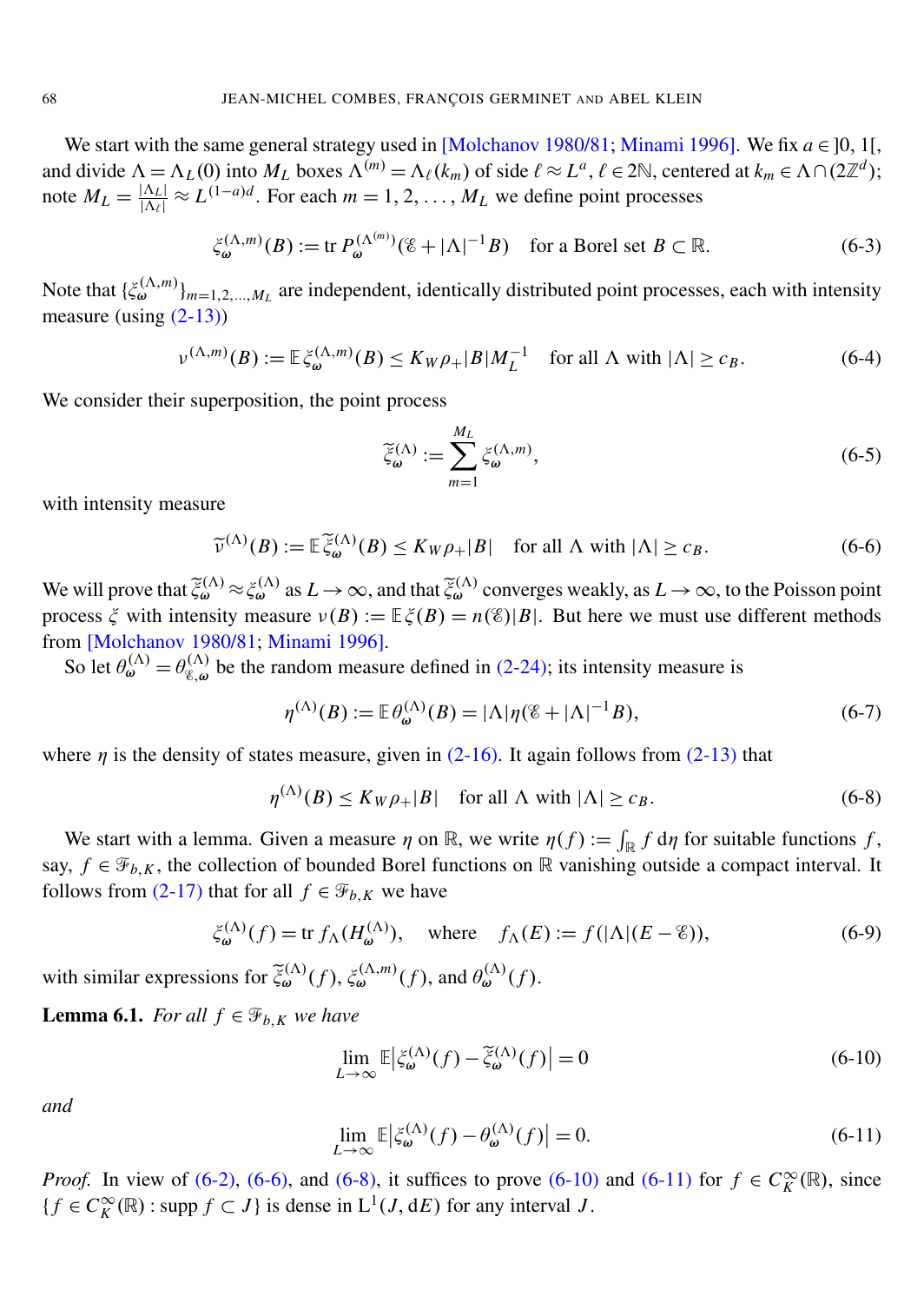We start with the same general strategy used in [Molchanov 1980/81; Minami 1996]. We fix $a \in ]0, 1[$, and divide $\Lambda = \Lambda_L(0)$ into $M_L$ boxes $\Lambda^{(m)} = \Lambda_\ell(k_m)$ of side $\ell \approx L^a$, $\ell \in 2\mathbb{N}$, centered at $k_m \in \Lambda \cap (2\mathbb{Z}^d)$; note $M_L = \frac{|\Lambda_L|}{|\Lambda_\ell|} \approx L^{(1-a)d}$. For each $m = 1, 2, \ldots, M_L$ we define point processes

$$\xi_\omega^{(\Lambda,m)}(B) := \operatorname{tr} P_\omega^{(\Lambda^{(m)})}(\mathscr{E} + |\Lambda|^{-1}B) \quad \text{for a Borel set } B \subset \mathbb{R}. \tag{6-3}$$

Note that $\{\xi_\omega^{(\Lambda,m)}\}_{m=1,2,\ldots,M_L}$ are independent, identically distributed point processes, each with intensity measure (using (2-13))

$$\nu^{(\Lambda,m)}(B) := \mathbb{E}\,\xi_\omega^{(\Lambda,m)}(B) \le K_W \rho_+ |B| M_L^{-1} \quad \text{for all } \Lambda \text{ with } |\Lambda| \ge c_B. \tag{6-4}$$

We consider their superposition, the point process

$$\widetilde{\xi}_\omega^{(\Lambda)} := \sum_{m=1}^{M_L} \xi_\omega^{(\Lambda,m)}, \tag{6-5}$$

with intensity measure

$$\widetilde{\nu}^{(\Lambda)}(B) := \mathbb{E}\,\widetilde{\xi}_\omega^{(\Lambda)}(B) \le K_W \rho_+ |B| \quad \text{for all } \Lambda \text{ with } |\Lambda| \ge c_B. \tag{6-6}$$

We will prove that $\widetilde{\xi}_\omega^{(\Lambda)} \approx \xi_\omega^{(\Lambda)}$ as $L \to \infty$, and that $\widetilde{\xi}_\omega^{(\Lambda)}$ converges weakly, as $L \to \infty$, to the Poisson point process $\xi$ with intensity measure $\nu(B) := \mathbb{E}\,\xi(B) = n(\mathscr{E})|B|$. But here we must use different methods from [Molchanov 1980/81; Minami 1996].

So let $\theta_\omega^{(\Lambda)} = \theta_{\mathscr{E},\omega}^{(\Lambda)}$ be the random measure defined in (2-24); its intensity measure is

$$\eta^{(\Lambda)}(B) := \mathbb{E}\,\theta_\omega^{(\Lambda)}(B) = |\Lambda|\eta(\mathscr{E} + |\Lambda|^{-1}B), \tag{6-7}$$

where $\eta$ is the density of states measure, given in (2-16). It again follows from (2-13) that

$$\eta^{(\Lambda)}(B) \le K_W \rho_+ |B| \quad \text{for all } \Lambda \text{ with } |\Lambda| \ge c_B. \tag{6-8}$$

We start with a lemma. Given a measure $\eta$ on $\mathbb{R}$, we write $\eta(f) := \int_{\mathbb{R}} f \, d\eta$ for suitable functions $f$, say, $f \in \mathscr{F}_{b,K}$, the collection of bounded Borel functions on $\mathbb{R}$ vanishing outside a compact interval. It follows from (2-17) that for all $f \in \mathscr{F}_{b,K}$ we have

$$\xi_\omega^{(\Lambda)}(f) = \operatorname{tr} f_\Lambda(H_\omega^{(\Lambda)}), \quad \text{where} \quad f_\Lambda(E) := f(|\Lambda|(E - \mathscr{E})), \tag{6-9}$$

with similar expressions for $\widetilde{\xi}_\omega^{(\Lambda)}(f)$, $\xi_\omega^{(\Lambda,m)}(f)$, and $\theta_\omega^{(\Lambda)}(f)$.

**Lemma 6.1.** *For all $f \in \mathscr{F}_{b,K}$ we have*

$$\lim_{L\to\infty} \mathbb{E}\left|\xi_\omega^{(\Lambda)}(f) - \widetilde{\xi}_\omega^{(\Lambda)}(f)\right| = 0 \tag{6-10}$$

*and*

$$\lim_{L\to\infty} \mathbb{E}\left|\xi_\omega^{(\Lambda)}(f) - \theta_\omega^{(\Lambda)}(f)\right| = 0. \tag{6-11}$$

*Proof.* In view of (6-2), (6-6), and (6-8), it suffices to prove (6-10) and (6-11) for $f \in C_K^\infty(\mathbb{R})$, since $\{f \in C_K^\infty(\mathbb{R}) : \operatorname{supp} f \subset J\}$ is dense in $\mathrm{L}^1(J, dE)$ for any interval $J$.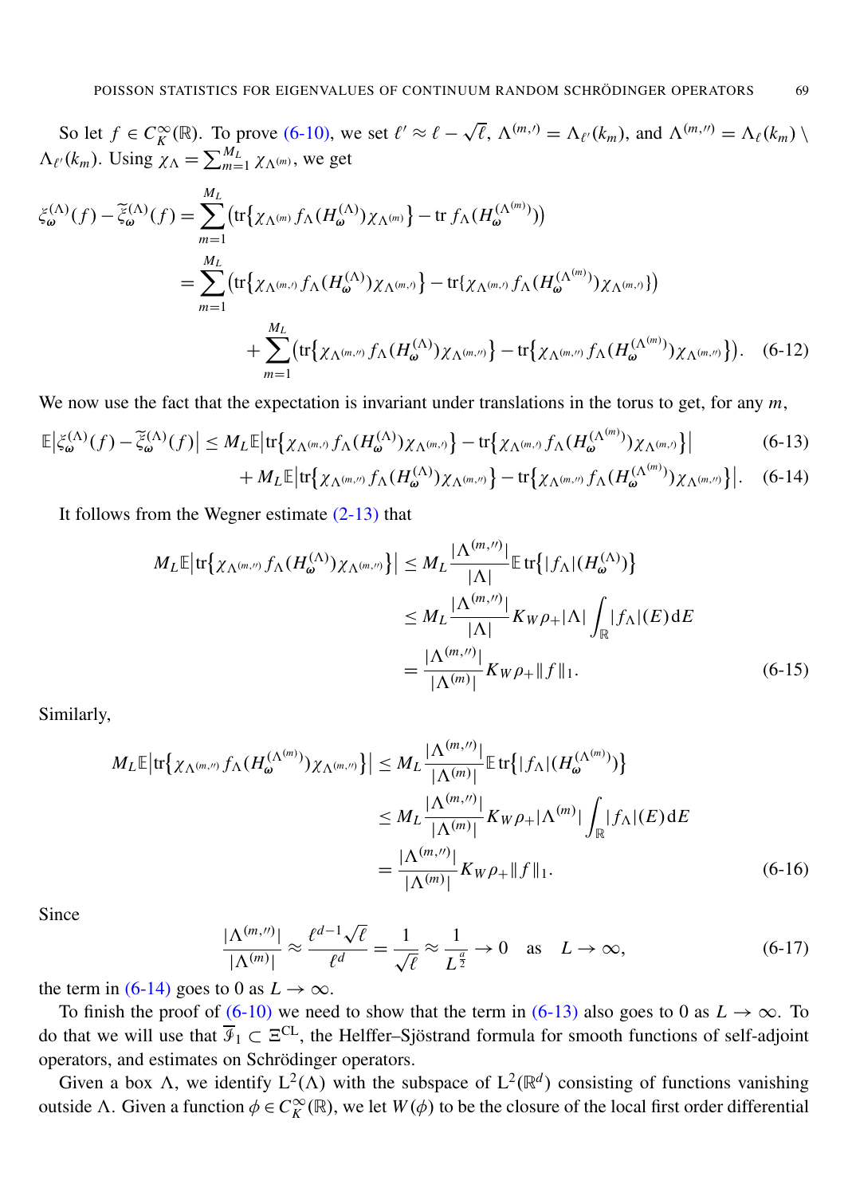So let $f \in C_K^\infty(\mathbb{R})$. To prove (6-10), we set $\ell' \approx \ell - \sqrt{\ell}$, $\Lambda^{(m,\prime)} = \Lambda_{\ell'}(k_m)$, and $\Lambda^{(m,\prime\prime)} = \Lambda_\ell(k_m) \setminus \Lambda_{\ell'}(k_m)$. Using $\chi_\Lambda = \sum_{m=1}^{M_L} \chi_{\Lambda^{(m)}}$, we get

$$
\begin{aligned}
\xi_{\boldsymbol{\omega}}^{(\Lambda)}(f) - \widetilde{\xi}_{\boldsymbol{\omega}}^{(\Lambda)}(f) &= \sum_{m=1}^{M_L} \left( \operatorname{tr}\left\{ \chi_{\Lambda^{(m)}} f_\Lambda(H_{\boldsymbol{\omega}}^{(\Lambda)}) \chi_{\Lambda^{(m)}} \right\} - \operatorname{tr} f_\Lambda(H_{\boldsymbol{\omega}}^{(\Lambda^{(m)})}) \right) \\
&= \sum_{m=1}^{M_L} \left( \operatorname{tr}\left\{ \chi_{\Lambda^{(m,\prime)}} f_\Lambda(H_{\boldsymbol{\omega}}^{(\Lambda)}) \chi_{\Lambda^{(m,\prime)}} \right\} - \operatorname{tr}\{ \chi_{\Lambda^{(m,\prime)}} f_\Lambda(H_{\boldsymbol{\omega}}^{(\Lambda^{(m)})}) \chi_{\Lambda^{(m,\prime)}} \} \right) \\
&\quad + \sum_{m=1}^{M_L} \left( \operatorname{tr}\left\{ \chi_{\Lambda^{(m,\prime\prime)}} f_\Lambda(H_{\boldsymbol{\omega}}^{(\Lambda)}) \chi_{\Lambda^{(m,\prime\prime)}} \right\} - \operatorname{tr}\left\{ \chi_{\Lambda^{(m,\prime\prime)}} f_\Lambda(H_{\boldsymbol{\omega}}^{(\Lambda^{(m)})}) \chi_{\Lambda^{(m,\prime\prime)}} \right\} \right). \quad \text{(6-12)}
\end{aligned}
$$

We now use the fact that the expectation is invariant under translations in the torus to get, for any $m$,

$$
\begin{aligned}
\mathbb{E}\left|\xi_{\boldsymbol{\omega}}^{(\Lambda)}(f) - \widetilde{\xi}_{\boldsymbol{\omega}}^{(\Lambda)}(f)\right| &\le M_L \mathbb{E}\left|\operatorname{tr}\left\{ \chi_{\Lambda^{(m,\prime)}} f_\Lambda(H_{\boldsymbol{\omega}}^{(\Lambda)}) \chi_{\Lambda^{(m,\prime)}} \right\} - \operatorname{tr}\left\{ \chi_{\Lambda^{(m,\prime)}} f_\Lambda(H_{\boldsymbol{\omega}}^{(\Lambda^{(m)})}) \chi_{\Lambda^{(m,\prime)}} \right\}\right| \quad \text{(6-13)} \\
&\quad + M_L \mathbb{E}\left|\operatorname{tr}\left\{ \chi_{\Lambda^{(m,\prime\prime)}} f_\Lambda(H_{\boldsymbol{\omega}}^{(\Lambda)}) \chi_{\Lambda^{(m,\prime\prime)}} \right\} - \operatorname{tr}\left\{ \chi_{\Lambda^{(m,\prime\prime)}} f_\Lambda(H_{\boldsymbol{\omega}}^{(\Lambda^{(m)})}) \chi_{\Lambda^{(m,\prime\prime)}} \right\}\right|. \quad \text{(6-14)}
\end{aligned}
$$

It follows from the Wegner estimate (2-13) that

$$
\begin{aligned}
M_L \mathbb{E}\left|\operatorname{tr}\left\{ \chi_{\Lambda^{(m,\prime\prime)}} f_\Lambda(H_{\boldsymbol{\omega}}^{(\Lambda)}) \chi_{\Lambda^{(m,\prime\prime)}} \right\}\right| &\le M_L \frac{|\Lambda^{(m,\prime\prime)}|}{|\Lambda|} \mathbb{E} \operatorname{tr}\left\{ |f_\Lambda|(H_{\boldsymbol{\omega}}^{(\Lambda)}) \right\} \\
&\le M_L \frac{|\Lambda^{(m,\prime\prime)}|}{|\Lambda|} K_W \rho_+ |\Lambda| \int_{\mathbb{R}} |f_\Lambda|(E)\, \mathrm{d}E \\
&= \frac{|\Lambda^{(m,\prime\prime)}|}{|\Lambda^{(m)}|} K_W \rho_+ \|f\|_1. \quad \text{(6-15)}
\end{aligned}
$$

Similarly,

$$
\begin{aligned}
M_L \mathbb{E}\left|\operatorname{tr}\left\{ \chi_{\Lambda^{(m,\prime\prime)}} f_\Lambda(H_{\boldsymbol{\omega}}^{(\Lambda^{(m)})}) \chi_{\Lambda^{(m,\prime\prime)}} \right\}\right| &\le M_L \frac{|\Lambda^{(m,\prime\prime)}|}{|\Lambda^{(m)}|} \mathbb{E} \operatorname{tr}\left\{ |f_\Lambda|(H_{\boldsymbol{\omega}}^{(\Lambda^{(m)})}) \right\} \\
&\le M_L \frac{|\Lambda^{(m,\prime\prime)}|}{|\Lambda^{(m)}|} K_W \rho_+ |\Lambda^{(m)}| \int_{\mathbb{R}} |f_\Lambda|(E)\, \mathrm{d}E \\
&= \frac{|\Lambda^{(m,\prime\prime)}|}{|\Lambda^{(m)}|} K_W \rho_+ \|f\|_1. \quad \text{(6-16)}
\end{aligned}
$$

Since

$$
\frac{|\Lambda^{(m,\prime\prime)}|}{|\Lambda^{(m)}|} \approx \frac{\ell^{d-1}\sqrt{\ell}}{\ell^d} = \frac{1}{\sqrt{\ell}} \approx \frac{1}{L^{\frac{a}{2}}} \to 0 \quad \text{as} \quad L \to \infty, \quad \text{(6-17)}
$$

the term in (6-14) goes to 0 as $L \to \infty$.

To finish the proof of (6-10) we need to show that the term in (6-13) also goes to 0 as $L \to \infty$. To do that we will use that $\overline{\mathcal{F}}_1 \subset \Xi^{\mathrm{CL}}$, the Helffer–Sjöstrand formula for smooth functions of self-adjoint operators, and estimates on Schrödinger operators.

Given a box $\Lambda$, we identify $\mathrm{L}^2(\Lambda)$ with the subspace of $\mathrm{L}^2(\mathbb{R}^d)$ consisting of functions vanishing outside $\Lambda$. Given a function $\phi \in C_K^\infty(\mathbb{R})$, we let $W(\phi)$ to be the closure of the local first order differential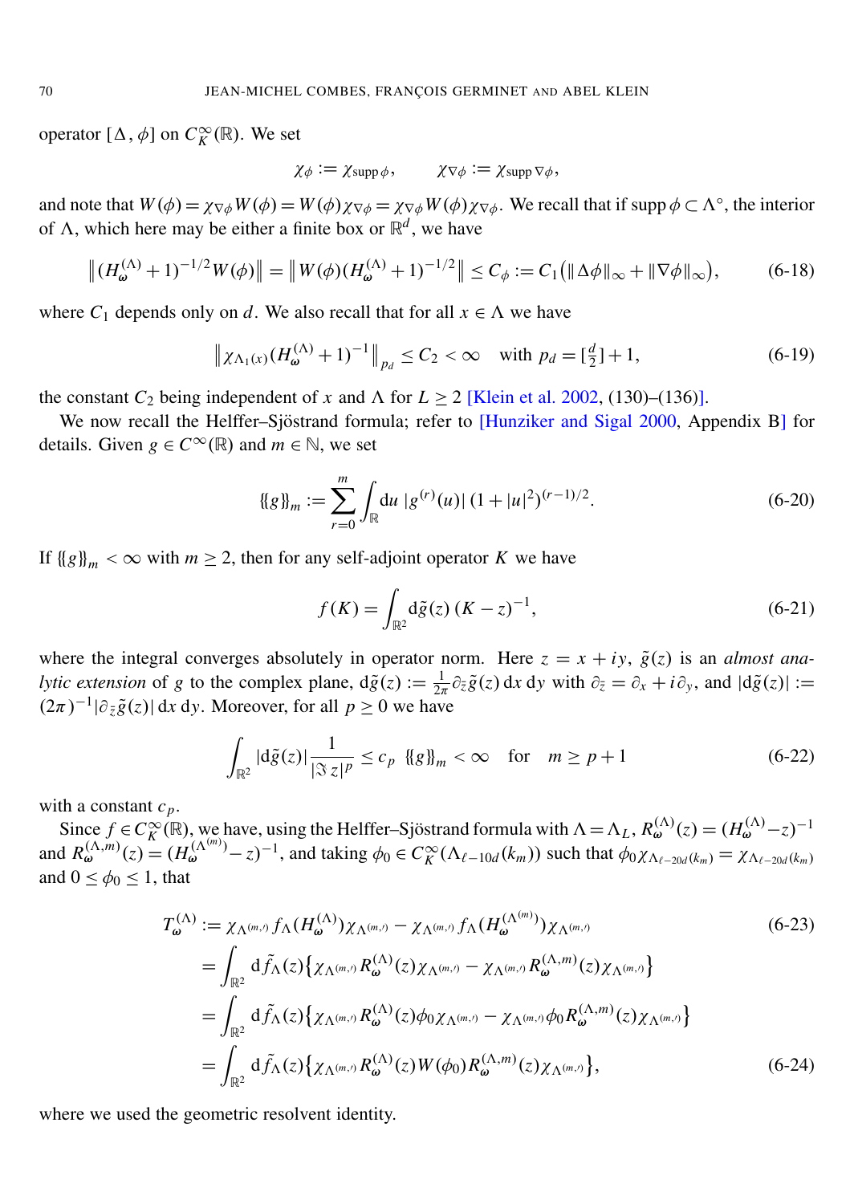operator $[\Delta, \phi]$ on $C_K^\infty(\mathbb{R})$. We set

$$\chi_\phi := \chi_{\operatorname{supp}\phi}, \qquad \chi_{\nabla\phi} := \chi_{\operatorname{supp}\nabla\phi},$$

and note that $W(\phi) = \chi_{\nabla\phi} W(\phi) = W(\phi)\chi_{\nabla\phi} = \chi_{\nabla\phi} W(\phi)\chi_{\nabla\phi}$. We recall that if $\operatorname{supp}\phi \subset \Lambda^\circ$, the interior of $\Lambda$, which here may be either a finite box or $\mathbb{R}^d$, we have

$$\big\|(H_{\boldsymbol{\omega}}^{(\Lambda)}+1)^{-1/2} W(\phi)\big\| = \big\|W(\phi)(H_{\boldsymbol{\omega}}^{(\Lambda)}+1)^{-1/2}\big\| \le C_\phi := C_1\big(\|\Delta\phi\|_\infty + \|\nabla\phi\|_\infty\big), \tag{6-18}$$

where $C_1$ depends only on $d$. We also recall that for all $x \in \Lambda$ we have

$$\big\|\chi_{\Lambda_1(x)}(H_{\boldsymbol{\omega}}^{(\Lambda)}+1)^{-1}\big\|_{p_d} \le C_2 < \infty \quad \text{with } p_d = [\tfrac{d}{2}]+1, \tag{6-19}$$

the constant $C_2$ being independent of $x$ and $\Lambda$ for $L \ge 2$ [Klein et al. 2002, (130)–(136)].

We now recall the Helffer–Sjöstrand formula; refer to [Hunziker and Sigal 2000, Appendix B] for details. Given $g \in C^\infty(\mathbb{R})$ and $m \in \mathbb{N}$, we set

$$\{\!\{g\}\!\}_m := \sum_{r=0}^{m} \int_{\mathbb{R}} \mathrm{d}u\, |g^{(r)}(u)|\,(1+|u|^2)^{(r-1)/2}. \tag{6-20}$$

If $\{\!\{g\}\!\}_m < \infty$ with $m \ge 2$, then for any self-adjoint operator $K$ we have

$$f(K) = \int_{\mathbb{R}^2} \mathrm{d}\tilde{g}(z)\,(K-z)^{-1}, \tag{6-21}$$

where the integral converges absolutely in operator norm. Here $z = x+iy$, $\tilde{g}(z)$ is an *almost analytic extension* of $g$ to the complex plane, $\mathrm{d}\tilde{g}(z) := \frac{1}{2\pi}\partial_{\bar z}\tilde{g}(z)\,\mathrm{d}x\,\mathrm{d}y$ with $\partial_{\bar z} = \partial_x + i\partial_y$, and $|\mathrm{d}\tilde{g}(z)| := (2\pi)^{-1}|\partial_{\bar z}\tilde{g}(z)|\,\mathrm{d}x\,\mathrm{d}y$. Moreover, for all $p \ge 0$ we have

$$\int_{\mathbb{R}^2} |\mathrm{d}\tilde{g}(z)| \frac{1}{|\Im z|^p} \le c_p\ \{\!\{g\}\!\}_m < \infty \quad \text{for} \quad m \ge p+1 \tag{6-22}$$

with a constant $c_p$.

Since $f \in C_K^\infty(\mathbb{R})$, we have, using the Helffer–Sjöstrand formula with $\Lambda = \Lambda_L$, $R_{\boldsymbol{\omega}}^{(\Lambda)}(z) = (H_{\boldsymbol{\omega}}^{(\Lambda)} - z)^{-1}$ and $R_{\boldsymbol{\omega}}^{(\Lambda,m)}(z) = (H_{\boldsymbol{\omega}}^{(\Lambda^{(m)})} - z)^{-1}$, and taking $\phi_0 \in C_K^\infty(\Lambda_{\ell-10d}(k_m))$ such that $\phi_0\chi_{\Lambda_{\ell-20d}(k_m)} = \chi_{\Lambda_{\ell-20d}(k_m)}$ and $0 \le \phi_0 \le 1$, that

$$\begin{aligned}
T_{\boldsymbol{\omega}}^{(\Lambda)} &:= \chi_{\Lambda^{(m,\prime)}} f_\Lambda(H_{\boldsymbol{\omega}}^{(\Lambda)})\chi_{\Lambda^{(m,\prime)}} - \chi_{\Lambda^{(m,\prime)}} f_\Lambda(H_{\boldsymbol{\omega}}^{(\Lambda^{(m)})})\chi_{\Lambda^{(m,\prime)}} &\text{(6-23)}\\
&= \int_{\mathbb{R}^2} \mathrm{d}\tilde{f}_\Lambda(z)\big\{\chi_{\Lambda^{(m,\prime)}} R_{\boldsymbol{\omega}}^{(\Lambda)}(z)\chi_{\Lambda^{(m,\prime)}} - \chi_{\Lambda^{(m,\prime)}} R_{\boldsymbol{\omega}}^{(\Lambda,m)}(z)\chi_{\Lambda^{(m,\prime)}}\big\}\\
&= \int_{\mathbb{R}^2} \mathrm{d}\tilde{f}_\Lambda(z)\big\{\chi_{\Lambda^{(m,\prime)}} R_{\boldsymbol{\omega}}^{(\Lambda)}(z)\phi_0\chi_{\Lambda^{(m,\prime)}} - \chi_{\Lambda^{(m,\prime)}}\phi_0 R_{\boldsymbol{\omega}}^{(\Lambda,m)}(z)\chi_{\Lambda^{(m,\prime)}}\big\}\\
&= \int_{\mathbb{R}^2} \mathrm{d}\tilde{f}_\Lambda(z)\big\{\chi_{\Lambda^{(m,\prime)}} R_{\boldsymbol{\omega}}^{(\Lambda)}(z) W(\phi_0) R_{\boldsymbol{\omega}}^{(\Lambda,m)}(z)\chi_{\Lambda^{(m,\prime)}}\big\}, &\text{(6-24)}
\end{aligned}$$

where we used the geometric resolvent identity.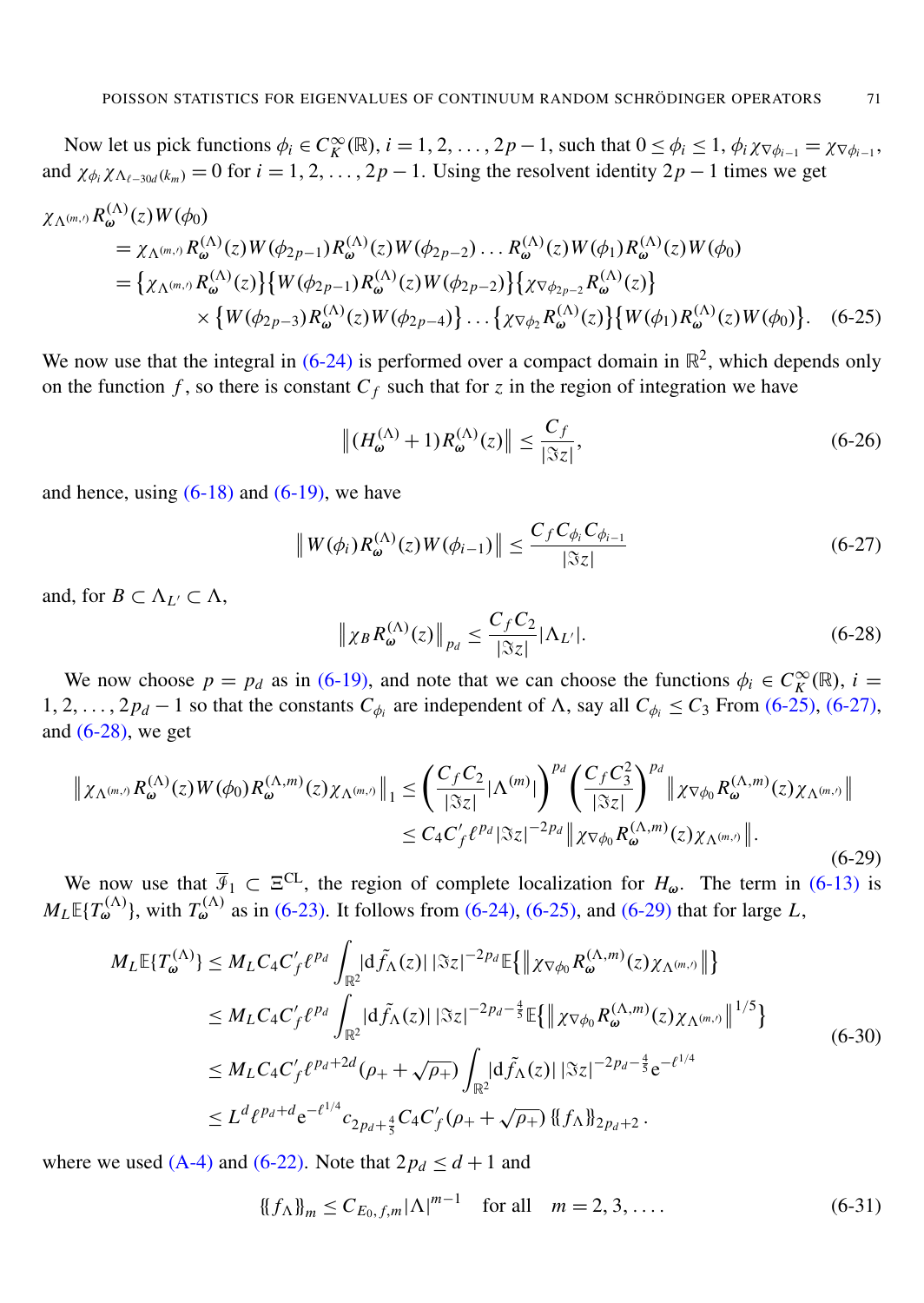Now let us pick functions $\phi_i \in C_K^\infty(\mathbb{R})$, $i = 1, 2, \ldots, 2p-1$, such that $0 \le \phi_i \le 1$, $\phi_i \chi_{\nabla \phi_{i-1}} = \chi_{\nabla \phi_{i-1}}$, and $\chi_{\phi_i} \chi_{\Lambda_{\ell-30d}(k_m)} = 0$ for $i = 1, 2, \ldots, 2p-1$. Using the resolvent identity $2p-1$ times we get

$$
\begin{aligned}
\chi_{\Lambda^{(m,\prime)}} R_{\boldsymbol{\omega}}^{(\Lambda)}(z) W(\phi_0) &= \chi_{\Lambda^{(m,\prime)}} R_{\boldsymbol{\omega}}^{(\Lambda)}(z) W(\phi_{2p-1}) R_{\boldsymbol{\omega}}^{(\Lambda)}(z) W(\phi_{2p-2}) \ldots R_{\boldsymbol{\omega}}^{(\Lambda)}(z) W(\phi_1) R_{\boldsymbol{\omega}}^{(\Lambda)}(z) W(\phi_0) \\
&= \left\{ \chi_{\Lambda^{(m,\prime)}} R_{\boldsymbol{\omega}}^{(\Lambda)}(z) \right\} \left\{ W(\phi_{2p-1}) R_{\boldsymbol{\omega}}^{(\Lambda)}(z) W(\phi_{2p-2}) \right\} \left\{ \chi_{\nabla \phi_{2p-2}} R_{\boldsymbol{\omega}}^{(\Lambda)}(z) \right\} \\
&\quad \times \left\{ W(\phi_{2p-3}) R_{\boldsymbol{\omega}}^{(\Lambda)}(z) W(\phi_{2p-4}) \right\} \ldots \left\{ \chi_{\nabla \phi_2} R_{\boldsymbol{\omega}}^{(\Lambda)}(z) \right\} \left\{ W(\phi_1) R_{\boldsymbol{\omega}}^{(\Lambda)}(z) W(\phi_0) \right\}. \quad (6\text{-}25)
\end{aligned}
$$

We now use that the integral in (6-24) is performed over a compact domain in $\mathbb{R}^2$, which depends only on the function $f$, so there is constant $C_f$ such that for $z$ in the region of integration we have

$$
\left\| (H_{\boldsymbol{\omega}}^{(\Lambda)} + 1) R_{\boldsymbol{\omega}}^{(\Lambda)}(z) \right\| \le \frac{C_f}{|\Im z|}, \tag{6-26}
$$

and hence, using (6-18) and (6-19), we have

$$
\left\| W(\phi_i) R_{\boldsymbol{\omega}}^{(\Lambda)}(z) W(\phi_{i-1}) \right\| \le \frac{C_f C_{\phi_i} C_{\phi_{i-1}}}{|\Im z|} \tag{6-27}
$$

and, for $B \subset \Lambda_{L'} \subset \Lambda$,

$$
\left\| \chi_B R_{\boldsymbol{\omega}}^{(\Lambda)}(z) \right\|_{p_d} \le \frac{C_f C_2}{|\Im z|} |\Lambda_{L'}|. \tag{6-28}
$$

We now choose $p = p_d$ as in (6-19), and note that we can choose the functions $\phi_i \in C_K^\infty(\mathbb{R})$, $i = 1, 2, \ldots, 2p_d - 1$ so that the constants $C_{\phi_i}$ are independent of $\Lambda$, say all $C_{\phi_i} \le C_3$ From (6-25), (6-27), and (6-28), we get

$$
\begin{aligned}
\left\| \chi_{\Lambda^{(m,\prime)}} R_{\boldsymbol{\omega}}^{(\Lambda)}(z) W(\phi_0) R_{\boldsymbol{\omega}}^{(\Lambda,m)}(z) \chi_{\Lambda^{(m,\prime)}} \right\|_1 &\le \left( \frac{C_f C_2}{|\Im z|} |\Lambda^{(m)}| \right)^{p_d} \left( \frac{C_f C_3^2}{|\Im z|} \right)^{p_d} \left\| \chi_{\nabla \phi_0} R_{\boldsymbol{\omega}}^{(\Lambda,m)}(z) \chi_{\Lambda^{(m,\prime)}} \right\| \\
&\le C_4 C_f' \ell^{p_d} |\Im z|^{-2p_d} \left\| \chi_{\nabla \phi_0} R_{\boldsymbol{\omega}}^{(\Lambda,m)}(z) \chi_{\Lambda^{(m,\prime)}} \right\|.
\end{aligned} \tag{6-29}
$$

We now use that $\overline{\mathcal{I}}_1 \subset \Xi^{\mathrm{CL}}$, the region of complete localization for $H_{\boldsymbol{\omega}}$. The term in (6-13) is $M_L \mathbb{E}\{T_{\boldsymbol{\omega}}^{(\Lambda)}\}$, with $T_{\boldsymbol{\omega}}^{(\Lambda)}$ as in (6-23). It follows from (6-24), (6-25), and (6-29) that for large $L$,

$$
\begin{aligned}
M_L \mathbb{E}\{T_{\boldsymbol{\omega}}^{(\Lambda)}\} &\le M_L C_4 C_f' \ell^{p_d} \int_{\mathbb{R}^2} |\mathrm{d}\tilde{f}_\Lambda(z)| \, |\Im z|^{-2p_d} \mathbb{E}\left\{ \left\| \chi_{\nabla \phi_0} R_{\boldsymbol{\omega}}^{(\Lambda,m)}(z) \chi_{\Lambda^{(m,\prime)}} \right\| \right\} \\
&\le M_L C_4 C_f' \ell^{p_d} \int_{\mathbb{R}^2} |\mathrm{d}\tilde{f}_\Lambda(z)| \, |\Im z|^{-2p_d - \frac{4}{5}} \mathbb{E}\left\{ \left\| \chi_{\nabla \phi_0} R_{\boldsymbol{\omega}}^{(\Lambda,m)}(z) \chi_{\Lambda^{(m,\prime)}} \right\|^{1/5} \right\} \\
&\le M_L C_4 C_f' \ell^{p_d + 2d} (\rho_+ + \sqrt{\rho_+}) \int_{\mathbb{R}^2} |\mathrm{d}\tilde{f}_\Lambda(z)| \, |\Im z|^{-2p_d - \frac{4}{5}} \mathrm{e}^{-\ell^{1/4}} \\
&\le L^d \ell^{p_d + d} \mathrm{e}^{-\ell^{1/4}} c_{2p_d + \frac{4}{5}} C_4 C_f' (\rho_+ + \sqrt{\rho_+}) \, \{\!\{ f_\Lambda \}\!\}_{2p_d + 2}\,.
\end{aligned} \tag{6-30}
$$

where we used (A-4) and (6-22). Note that $2p_d \le d + 1$ and

$$
\{\!\{ f_\Lambda \}\!\}_m \le C_{E_0, f, m} |\Lambda|^{m-1} \quad \text{for all} \quad m = 2, 3, \ldots. \tag{6-31}
$$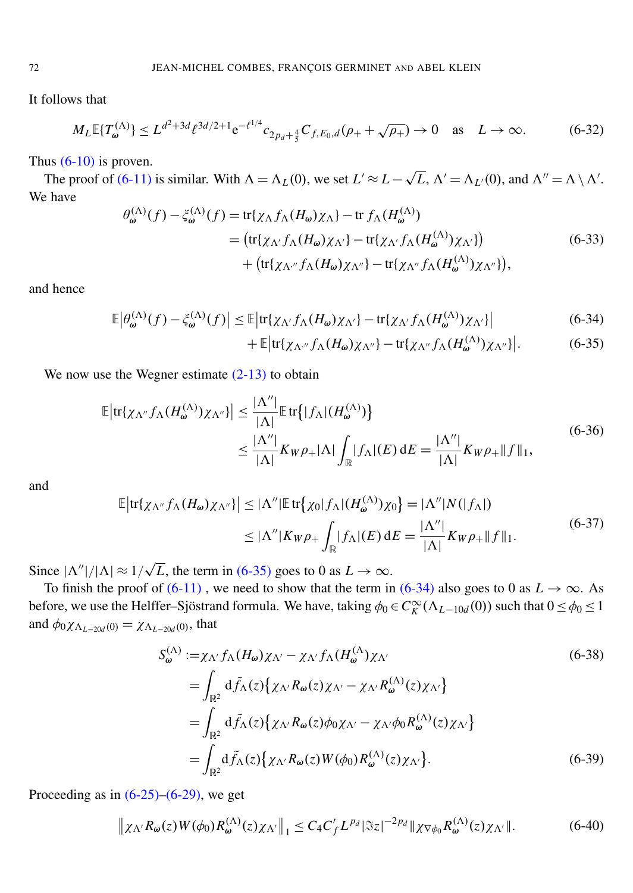It follows that

$$M_L \mathbb{E}\{T_\omega^{(\Lambda)}\} \le L^{d^2+3d} \ell^{3d/2+1} \mathrm{e}^{-\ell^{1/4}} c_{2p_d+\frac{4}{5}} C_{f,E_0,d}(\rho_+ + \sqrt{\rho_+}) \to 0 \quad \text{as} \quad L \to \infty. \tag{6-32}$$

Thus (6-10) is proven.

The proof of (6-11) is similar. With $\Lambda = \Lambda_L(0)$, we set $L' \approx L - \sqrt{L}$, $\Lambda' = \Lambda_{L'}(0)$, and $\Lambda'' = \Lambda \setminus \Lambda'$. We have

$$\begin{aligned}
\theta_\omega^{(\Lambda)}(f) - \xi_\omega^{(\Lambda)}(f) &= \operatorname{tr}\{\chi_\Lambda f_\Lambda(H_\omega)\chi_\Lambda\} - \operatorname{tr} f_\Lambda(H_\omega^{(\Lambda)}) \\
&= \big(\operatorname{tr}\{\chi_{\Lambda'} f_\Lambda(H_\omega)\chi_{\Lambda'}\} - \operatorname{tr}\{\chi_{\Lambda'} f_\Lambda(H_\omega^{(\Lambda)})\chi_{\Lambda'}\}\big) \\
&\quad + \big(\operatorname{tr}\{\chi_{\Lambda''} f_\Lambda(H_\omega)\chi_{\Lambda''}\} - \operatorname{tr}\{\chi_{\Lambda''} f_\Lambda(H_\omega^{(\Lambda)})\chi_{\Lambda''}\}\big),
\end{aligned} \tag{6-33}$$

and hence

$$\mathbb{E}\big|\theta_\omega^{(\Lambda)}(f) - \xi_\omega^{(\Lambda)}(f)\big| \le \mathbb{E}\big|\operatorname{tr}\{\chi_{\Lambda'} f_\Lambda(H_\omega)\chi_{\Lambda'}\} - \operatorname{tr}\{\chi_{\Lambda'} f_\Lambda(H_\omega^{(\Lambda)})\chi_{\Lambda'}\}\big| \tag{6-34}$$

$$+ \mathbb{E}\big|\operatorname{tr}\{\chi_{\Lambda''} f_\Lambda(H_\omega)\chi_{\Lambda''}\} - \operatorname{tr}\{\chi_{\Lambda''} f_\Lambda(H_\omega^{(\Lambda)})\chi_{\Lambda''}\}\big|. \tag{6-35}$$

We now use the Wegner estimate (2-13) to obtain

$$\begin{aligned}
\mathbb{E}\big|\operatorname{tr}\{\chi_{\Lambda''} f_\Lambda(H_\omega^{(\Lambda)})\chi_{\Lambda''}\}\big| &\le \frac{|\Lambda''|}{|\Lambda|} \mathbb{E} \operatorname{tr}\big\{|f_\Lambda|(H_\omega^{(\Lambda)})\big\} \\
&\le \frac{|\Lambda''|}{|\Lambda|} K_W \rho_+ |\Lambda| \int_{\mathbb{R}} |f_\Lambda|(E)\, \mathrm{d}E = \frac{|\Lambda''|}{|\Lambda|} K_W \rho_+ \|f\|_1,
\end{aligned} \tag{6-36}$$

and

$$\begin{aligned}
\mathbb{E}\big|\operatorname{tr}\{\chi_{\Lambda''} f_\Lambda(H_\omega)\chi_{\Lambda''}\}\big| &\le |\Lambda''| \mathbb{E} \operatorname{tr}\big\{\chi_0 |f_\Lambda|(H_\omega^{(\Lambda)})\chi_0\big\} = |\Lambda''| N(|f_\Lambda|) \\
&\le |\Lambda''| K_W \rho_+ \int_{\mathbb{R}} |f_\Lambda|(E)\, \mathrm{d}E = \frac{|\Lambda''|}{|\Lambda|} K_W \rho_+ \|f\|_1.
\end{aligned} \tag{6-37}$$

Since $|\Lambda''|/|\Lambda| \approx 1/\sqrt{L}$, the term in (6-35) goes to 0 as $L \to \infty$.

To finish the proof of (6-11) , we need to show that the term in (6-34) also goes to 0 as $L \to \infty$. As before, we use the Helffer–Sjöstrand formula. We have, taking $\phi_0 \in C_K^\infty(\Lambda_{L-10d}(0))$ such that $0 \le \phi_0 \le 1$ and $\phi_0 \chi_{\Lambda_{L-20d}(0)} = \chi_{\Lambda_{L-20d}(0)}$, that

$$\begin{aligned}
S_\omega^{(\Lambda)} &:= \chi_{\Lambda'} f_\Lambda(H_\omega)\chi_{\Lambda'} - \chi_{\Lambda'} f_\Lambda(H_\omega^{(\Lambda)})\chi_{\Lambda'} && \text{(6-38)} \\
&= \int_{\mathbb{R}^2} \mathrm{d}\tilde{f}_\Lambda(z) \big\{\chi_{\Lambda'} R_\omega(z)\chi_{\Lambda'} - \chi_{\Lambda'} R_\omega^{(\Lambda)}(z)\chi_{\Lambda'}\big\} \\
&= \int_{\mathbb{R}^2} \mathrm{d}\tilde{f}_\Lambda(z) \big\{\chi_{\Lambda'} R_\omega(z)\phi_0\chi_{\Lambda'} - \chi_{\Lambda'}\phi_0 R_\omega^{(\Lambda)}(z)\chi_{\Lambda'}\big\} \\
&= \int_{\mathbb{R}^2} \mathrm{d}\tilde{f}_\Lambda(z) \big\{\chi_{\Lambda'} R_\omega(z) W(\phi_0) R_\omega^{(\Lambda)}(z)\chi_{\Lambda'}\big\}. && \text{(6-39)}
\end{aligned}$$

Proceeding as in (6-25)–(6-29), we get

$$\big\|\chi_{\Lambda'} R_\omega(z) W(\phi_0) R_\omega^{(\Lambda)}(z)\chi_{\Lambda'}\big\|_1 \le C_4 C_f' L^{p_d} |\Im z|^{-2p_d} \|\chi_{\nabla\phi_0} R_\omega^{(\Lambda)}(z)\chi_{\Lambda'}\|. \tag{6-40}$$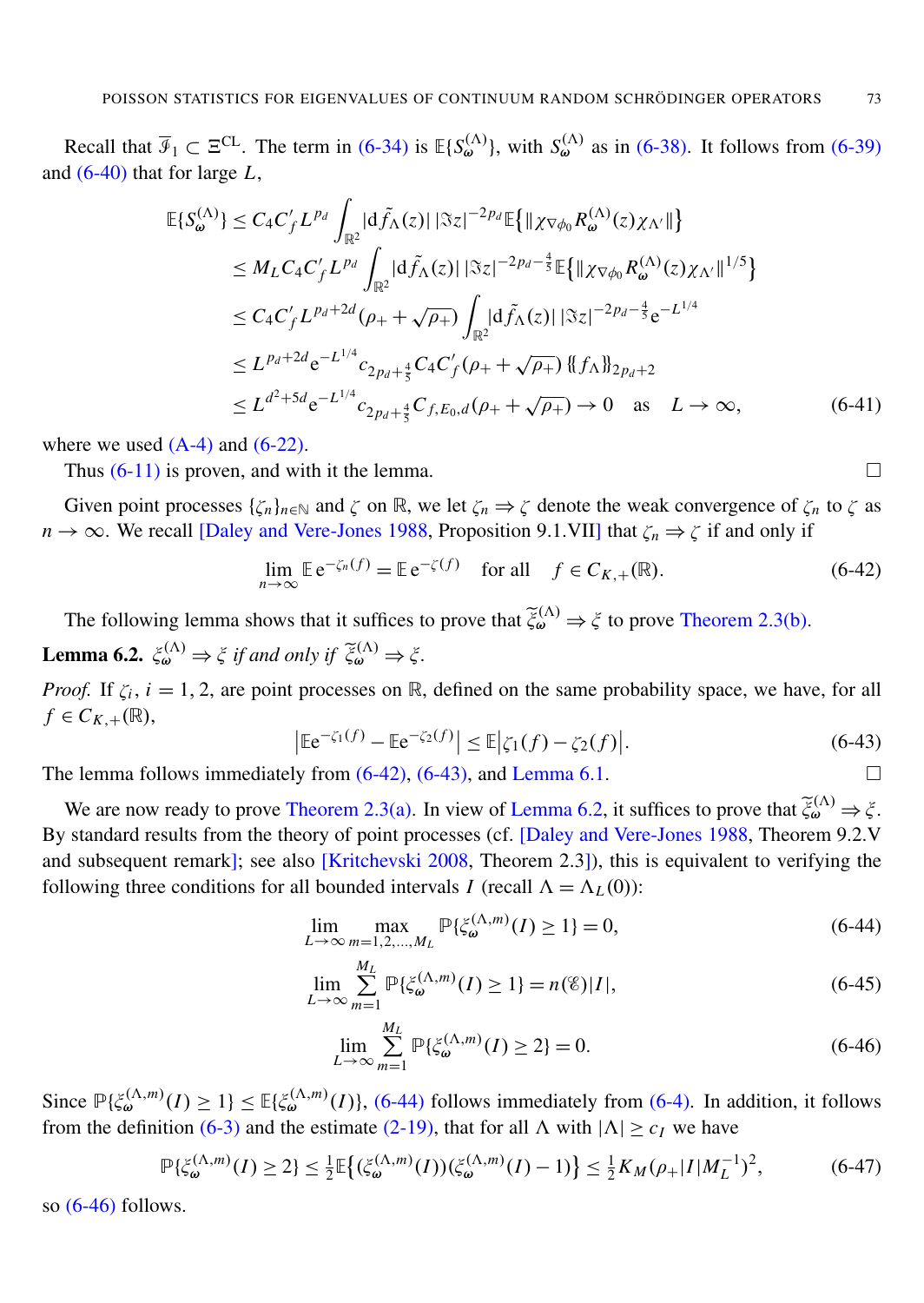Recall that $\overline{\mathscr{F}}_1 \subset \Xi^{\mathrm{CL}}$. The term in (6-34) is $\mathbb{E}\{S_\omega^{(\Lambda)}\}$, with $S_\omega^{(\Lambda)}$ as in (6-38). It follows from (6-39) and (6-40) that for large $L$,

$$
\begin{aligned}
\mathbb{E}\{S_\omega^{(\Lambda)}\} &\le C_4 C_f' L^{p_d} \int_{\mathbb{R}^2} |\mathrm{d}\tilde{f}_\Lambda(z)|\, |\Im z|^{-2p_d} \mathbb{E}\big\{\|\chi_{\nabla\phi_0} R_\omega^{(\Lambda)}(z)\chi_{\Lambda'}\|\big\} \\
&\le M_L C_4 C_f' L^{p_d} \int_{\mathbb{R}^2} |\mathrm{d}\tilde{f}_\Lambda(z)|\, |\Im z|^{-2p_d-\frac{4}{5}} \mathbb{E}\big\{\|\chi_{\nabla\phi_0} R_\omega^{(\Lambda)}(z)\chi_{\Lambda'}\|^{1/5}\big\} \\
&\le C_4 C_f' L^{p_d+2d} (\rho_+ + \sqrt{\rho_+}) \int_{\mathbb{R}^2} |\mathrm{d}\tilde{f}_\Lambda(z)|\, |\Im z|^{-2p_d-\frac{4}{5}} \mathrm{e}^{-L^{1/4}} \\
&\le L^{p_d+2d} \mathrm{e}^{-L^{1/4}} c_{2p_d+\frac{4}{5}} C_4 C_f' (\rho_+ + \sqrt{\rho_+})\, \{\!\{ f_\Lambda \}\!\}_{2p_d+2} \\
&\le L^{d^2+5d} \mathrm{e}^{-L^{1/4}} c_{2p_d+\frac{4}{5}} C_{f,E_0,d} (\rho_+ + \sqrt{\rho_+}) \to 0 \quad \text{as} \quad L \to \infty,
\end{aligned}
\tag{6-41}
$$

where we used (A-4) and (6-22).

Thus (6-11) is proven, and with it the lemma. □

Given point processes $\{\zeta_n\}_{n\in\mathbb{N}}$ and $\zeta$ on $\mathbb{R}$, we let $\zeta_n \Rightarrow \zeta$ denote the weak convergence of $\zeta_n$ to $\zeta$ as $n \to \infty$. We recall [Daley and Vere-Jones 1988, Proposition 9.1.VII] that $\zeta_n \Rightarrow \zeta$ if and only if

$$
\lim_{n\to\infty} \mathbb{E}\, \mathrm{e}^{-\zeta_n(f)} = \mathbb{E}\, \mathrm{e}^{-\zeta(f)} \quad \text{for all} \quad f \in C_{K,+}(\mathbb{R}).
\tag{6-42}
$$

The following lemma shows that it suffices to prove that $\widetilde{\xi}_\omega^{(\Lambda)} \Rightarrow \xi$ to prove Theorem 2.3(b).

**Lemma 6.2.** *$\xi_\omega^{(\Lambda)} \Rightarrow \xi$ if and only if $\widetilde{\xi}_\omega^{(\Lambda)} \Rightarrow \xi$.*

*Proof.* If $\zeta_i$, $i = 1, 2$, are point processes on $\mathbb{R}$, defined on the same probability space, we have, for all $f \in C_{K,+}(\mathbb{R})$,

$$
\big|\mathbb{E}\mathrm{e}^{-\zeta_1(f)} - \mathbb{E}\mathrm{e}^{-\zeta_2(f)}\big| \le \mathbb{E}\big|\zeta_1(f) - \zeta_2(f)\big|.
\tag{6-43}
$$

The lemma follows immediately from (6-42), (6-43), and Lemma 6.1. □

We are now ready to prove Theorem 2.3(a). In view of Lemma 6.2, it suffices to prove that $\widetilde{\xi}_\omega^{(\Lambda)} \Rightarrow \xi$. By standard results from the theory of point processes (cf. [Daley and Vere-Jones 1988, Theorem 9.2.V and subsequent remark]; see also [Kritchevski 2008, Theorem 2.3]), this is equivalent to verifying the following three conditions for all bounded intervals $I$ (recall $\Lambda = \Lambda_L(0)$):

$$
\lim_{L\to\infty} \max_{m=1,2,\ldots,M_L} \mathbb{P}\{\xi_\omega^{(\Lambda,m)}(I) \ge 1\} = 0,
\tag{6-44}
$$

$$
\lim_{L\to\infty} \sum_{m=1}^{M_L} \mathbb{P}\{\xi_\omega^{(\Lambda,m)}(I) \ge 1\} = n(\mathscr{E})|I|,
\tag{6-45}
$$

$$
\lim_{L\to\infty} \sum_{m=1}^{M_L} \mathbb{P}\{\xi_\omega^{(\Lambda,m)}(I) \ge 2\} = 0.
\tag{6-46}
$$

Since $\mathbb{P}\{\xi_\omega^{(\Lambda,m)}(I) \ge 1\} \le \mathbb{E}\{\xi_\omega^{(\Lambda,m)}(I)\}$, (6-44) follows immediately from (6-4). In addition, it follows from the definition (6-3) and the estimate (2-19), that for all $\Lambda$ with $|\Lambda| \ge c_I$ we have

$$
\mathbb{P}\{\xi_\omega^{(\Lambda,m)}(I) \ge 2\} \le \tfrac{1}{2}\mathbb{E}\big\{(\xi_\omega^{(\Lambda,m)}(I))(\xi_\omega^{(\Lambda,m)}(I) - 1)\big\} \le \tfrac{1}{2} K_M (\rho_+ |I| M_L^{-1})^2,
\tag{6-47}
$$

so (6-46) follows.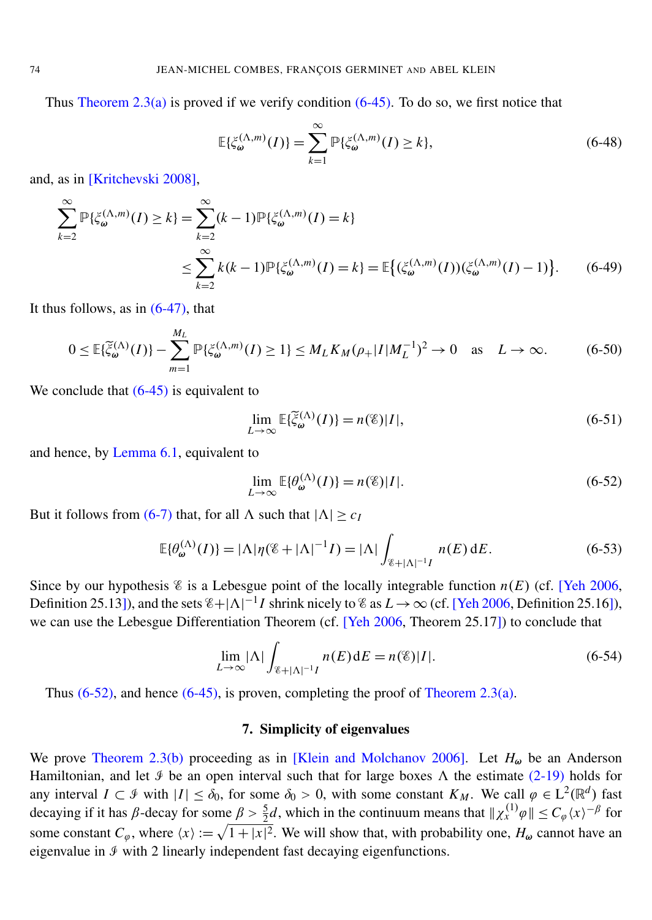Thus Theorem 2.3(a) is proved if we verify condition (6-45). To do so, we first notice that

$$\mathbb{E}\{\xi_{\omega}^{(\Lambda,m)}(I)\} = \sum_{k=1}^{\infty} \mathbb{P}\{\xi_{\omega}^{(\Lambda,m)}(I) \geq k\}, \tag{6-48}$$

and, as in [Kritchevski 2008],

$$\begin{aligned}\sum_{k=2}^{\infty} \mathbb{P}\{\xi_{\omega}^{(\Lambda,m)}(I) \geq k\} &= \sum_{k=2}^{\infty} (k-1)\mathbb{P}\{\xi_{\omega}^{(\Lambda,m)}(I) = k\} \\ &\leq \sum_{k=2}^{\infty} k(k-1)\mathbb{P}\{\xi_{\omega}^{(\Lambda,m)}(I) = k\} = \mathbb{E}\big\{(\xi_{\omega}^{(\Lambda,m)}(I))(\xi_{\omega}^{(\Lambda,m)}(I)-1)\big\}.\end{aligned} \tag{6-49}$$

It thus follows, as in (6-47), that

$$0 \leq \mathbb{E}\{\widetilde{\xi}_{\omega}^{(\Lambda)}(I)\} - \sum_{m=1}^{M_L} \mathbb{P}\{\xi_{\omega}^{(\Lambda,m)}(I) \geq 1\} \leq M_L K_M (\rho_+ |I| M_L^{-1})^2 \to 0 \quad \text{as} \quad L \to \infty. \tag{6-50}$$

We conclude that (6-45) is equivalent to

$$\lim_{L\to\infty} \mathbb{E}\{\widetilde{\xi}_{\omega}^{(\Lambda)}(I)\} = n(\mathscr{E})|I|, \tag{6-51}$$

and hence, by Lemma 6.1, equivalent to

$$\lim_{L\to\infty} \mathbb{E}\{\theta_{\omega}^{(\Lambda)}(I)\} = n(\mathscr{E})|I|. \tag{6-52}$$

But it follows from (6-7) that, for all $\Lambda$ such that $|\Lambda| \geq c_I$

$$\mathbb{E}\{\theta_{\omega}^{(\Lambda)}(I)\} = |\Lambda|\eta(\mathscr{E} + |\Lambda|^{-1}I) = |\Lambda| \int_{\mathscr{E}+|\Lambda|^{-1}I} n(E)\,\mathrm{d}E. \tag{6-53}$$

Since by our hypothesis $\mathscr{E}$ is a Lebesgue point of the locally integrable function $n(E)$ (cf. [Yeh 2006, Definition 25.13]), and the sets $\mathscr{E}+|\Lambda|^{-1}I$ shrink nicely to $\mathscr{E}$ as $L \to \infty$ (cf. [Yeh 2006, Definition 25.16]), we can use the Lebesgue Differentiation Theorem (cf. [Yeh 2006, Theorem 25.17]) to conclude that

$$\lim_{L\to\infty} |\Lambda| \int_{\mathscr{E}+|\Lambda|^{-1}I} n(E)\mathrm{d}E = n(\mathscr{E})|I|. \tag{6-54}$$

Thus (6-52), and hence (6-45), is proven, completing the proof of Theorem 2.3(a).

## 7. Simplicity of eigenvalues

We prove Theorem 2.3(b) proceeding as in [Klein and Molchanov 2006]. Let $H_{\omega}$ be an Anderson Hamiltonian, and let $\mathscr{I}$ be an open interval such that for large boxes $\Lambda$ the estimate (2-19) holds for any interval $I \subset \mathscr{I}$ with $|I| \leq \delta_0$, for some $\delta_0 > 0$, with some constant $K_M$. We call $\varphi \in \mathrm{L}^2(\mathbb{R}^d)$ fast decaying if it has $\beta$-decay for some $\beta > \frac{5}{2}d$, which in the continuum means that $\|\chi_x^{(1)}\varphi\| \leq C_{\varphi}\langle x\rangle^{-\beta}$ for some constant $C_{\varphi}$, where $\langle x\rangle := \sqrt{1+|x|^2}$. We will show that, with probability one, $H_{\omega}$ cannot have an eigenvalue in $\mathscr{I}$ with 2 linearly independent fast decaying eigenfunctions.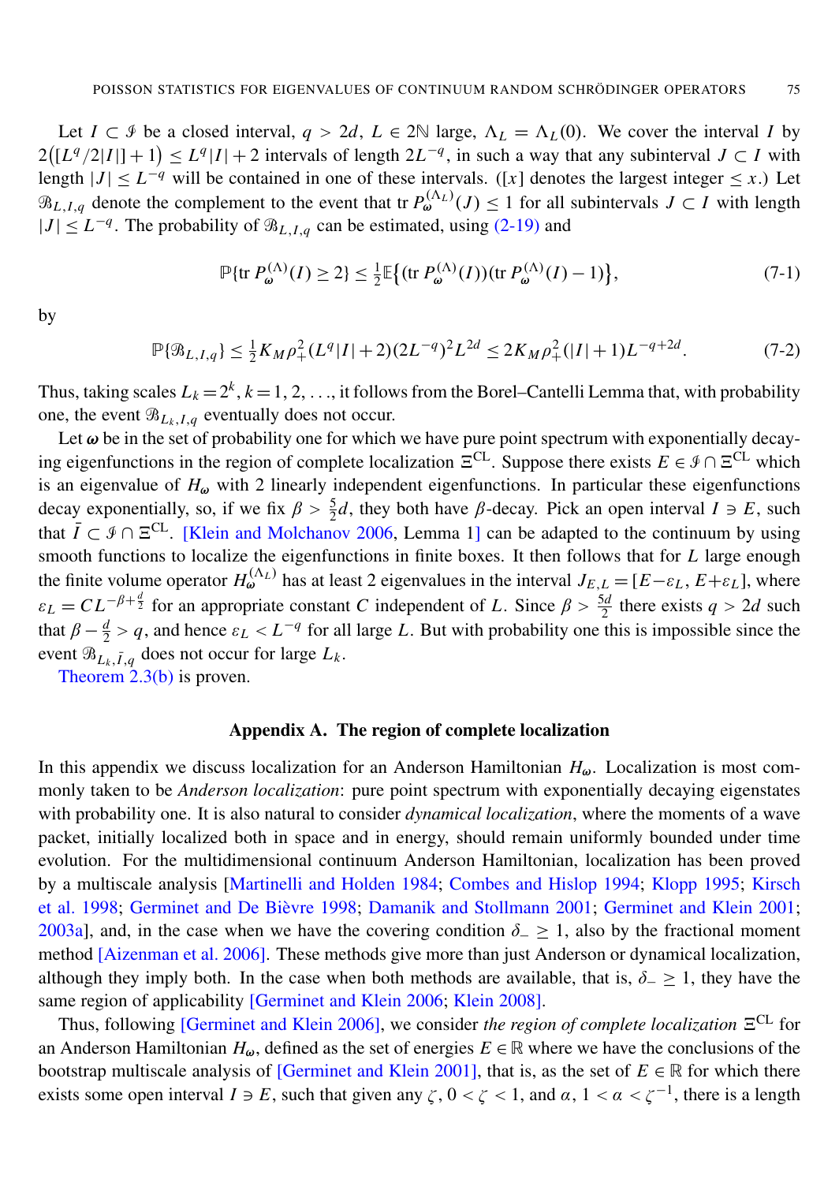Let $I \subset \mathcal{I}$ be a closed interval, $q > 2d$, $L \in 2\mathbb{N}$ large, $\Lambda_L = \Lambda_L(0)$. We cover the interval $I$ by $2\big([L^q/2|I|]+1\big) \le L^q|I|+2$ intervals of length $2L^{-q}$, in such a way that any subinterval $J \subset I$ with length $|J| \le L^{-q}$ will be contained in one of these intervals. ($[x]$ denotes the largest integer $\le x$.) Let $\mathcal{B}_{L,I,q}$ denote the complement to the event that $\operatorname{tr} P_{\boldsymbol{\omega}}^{(\Lambda_L)}(J) \le 1$ for all subintervals $J \subset I$ with length $|J| \le L^{-q}$. The probability of $\mathcal{B}_{L,I,q}$ can be estimated, using (2-19) and

$$\mathbb{P}\{\operatorname{tr} P_{\boldsymbol{\omega}}^{(\Lambda)}(I) \ge 2\} \le \tfrac{1}{2}\mathbb{E}\big\{(\operatorname{tr} P_{\boldsymbol{\omega}}^{(\Lambda)}(I))(\operatorname{tr} P_{\boldsymbol{\omega}}^{(\Lambda)}(I)-1)\big\}, \tag{7-1}$$

by

$$\mathbb{P}\{\mathcal{B}_{L,I,q}\} \le \tfrac{1}{2}K_M\rho_+^2(L^q|I|+2)(2L^{-q})^2L^{2d} \le 2K_M\rho_+^2(|I|+1)L^{-q+2d}. \tag{7-2}$$

Thus, taking scales $L_k = 2^k$, $k = 1, 2, \ldots$, it follows from the Borel–Cantelli Lemma that, with probability one, the event $\mathcal{B}_{L_k,I,q}$ eventually does not occur.

Let $\boldsymbol{\omega}$ be in the set of probability one for which we have pure point spectrum with exponentially decaying eigenfunctions in the region of complete localization $\Xi^{\mathrm{CL}}$. Suppose there exists $E \in \mathcal{I} \cap \Xi^{\mathrm{CL}}$ which is an eigenvalue of $H_{\boldsymbol{\omega}}$ with 2 linearly independent eigenfunctions. In particular these eigenfunctions decay exponentially, so, if we fix $\beta > \frac{5}{2}d$, they both have $\beta$-decay. Pick an open interval $I \ni E$, such that $\bar{I} \subset \mathcal{I} \cap \Xi^{\mathrm{CL}}$. [Klein and Molchanov 2006, Lemma 1] can be adapted to the continuum by using smooth functions to localize the eigenfunctions in finite boxes. It then follows that for $L$ large enough the finite volume operator $H_{\boldsymbol{\omega}}^{(\Lambda_L)}$ has at least 2 eigenvalues in the interval $J_{E,L} = [E-\varepsilon_L, E+\varepsilon_L]$, where $\varepsilon_L = CL^{-\beta+\frac{d}{2}}$ for an appropriate constant $C$ independent of $L$. Since $\beta > \frac{5d}{2}$ there exists $q > 2d$ such that $\beta - \frac{d}{2} > q$, and hence $\varepsilon_L < L^{-q}$ for all large $L$. But with probability one this is impossible since the event $\mathcal{B}_{L_k,\bar{I},q}$ does not occur for large $L_k$.

Theorem 2.3(b) is proven.

## Appendix A. The region of complete localization

In this appendix we discuss localization for an Anderson Hamiltonian $H_{\boldsymbol{\omega}}$. Localization is most commonly taken to be *Anderson localization*: pure point spectrum with exponentially decaying eigenstates with probability one. It is also natural to consider *dynamical localization*, where the moments of a wave packet, initially localized both in space and in energy, should remain uniformly bounded under time evolution. For the multidimensional continuum Anderson Hamiltonian, localization has been proved by a multiscale analysis [Martinelli and Holden 1984; Combes and Hislop 1994; Klopp 1995; Kirsch et al. 1998; Germinet and De Bièvre 1998; Damanik and Stollmann 2001; Germinet and Klein 2001; 2003a], and, in the case when we have the covering condition $\delta_- \ge 1$, also by the fractional moment method [Aizenman et al. 2006]. These methods give more than just Anderson or dynamical localization, although they imply both. In the case when both methods are available, that is, $\delta_- \ge 1$, they have the same region of applicability [Germinet and Klein 2006; Klein 2008].

Thus, following [Germinet and Klein 2006], we consider *the region of complete localization* $\Xi^{\mathrm{CL}}$ for an Anderson Hamiltonian $H_{\boldsymbol{\omega}}$, defined as the set of energies $E \in \mathbb{R}$ where we have the conclusions of the bootstrap multiscale analysis of [Germinet and Klein 2001], that is, as the set of $E \in \mathbb{R}$ for which there exists some open interval $I \ni E$, such that given any $\zeta$, $0 < \zeta < 1$, and $\alpha$, $1 < \alpha < \zeta^{-1}$, there is a length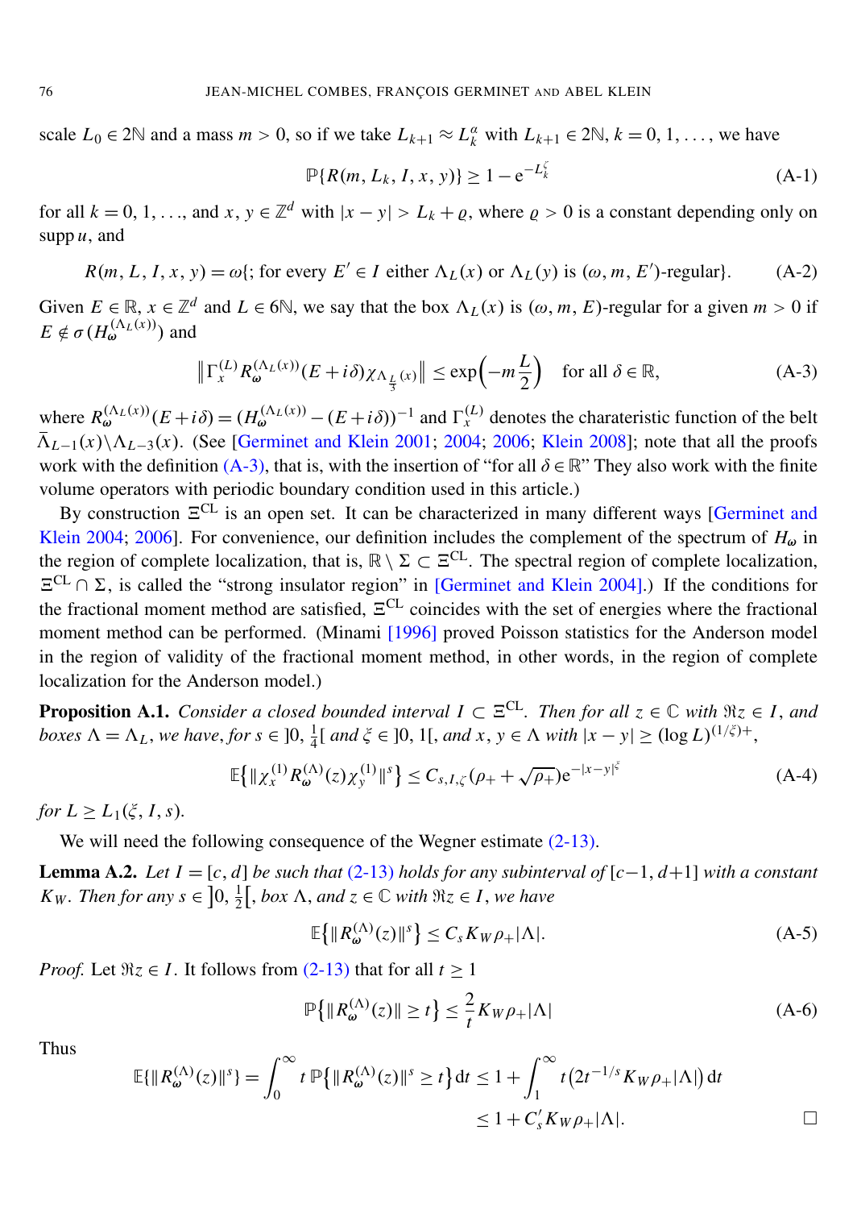scale $L_0 \in 2\mathbb{N}$ and a mass $m > 0$, so if we take $L_{k+1} \approx L_k^\alpha$ with $L_{k+1} \in 2\mathbb{N}$, $k = 0, 1, \ldots$, we have

$$\mathbb{P}\{R(m, L_k, I, x, y)\} \geq 1 - \mathrm{e}^{-L_k^\zeta} \tag{A-1}$$

for all $k = 0, 1, \ldots$, and $x, y \in \mathbb{Z}^d$ with $|x - y| > L_k + \varrho$, where $\varrho > 0$ is a constant depending only on $\operatorname{supp} u$, and

$$R(m, L, I, x, y) = \omega\{\text{; for every } E' \in I \text{ either } \Lambda_L(x) \text{ or } \Lambda_L(y) \text{ is } (\omega, m, E')\text{-regular}\}. \tag{A-2}$$

Given $E \in \mathbb{R}$, $x \in \mathbb{Z}^d$ and $L \in 6\mathbb{N}$, we say that the box $\Lambda_L(x)$ is $(\omega, m, E)$-regular for a given $m > 0$ if $E \notin \sigma(H_{\boldsymbol{\omega}}^{(\Lambda_L(x))})$ and

$$\left\| \Gamma_x^{(L)} R_{\boldsymbol{\omega}}^{(\Lambda_L(x))}(E + i\delta) \chi_{\Lambda_{\frac{L}{3}}(x)} \right\| \leq \exp\left(-m\frac{L}{2}\right) \quad \text{for all } \delta \in \mathbb{R}, \tag{A-3}$$

where $R_{\boldsymbol{\omega}}^{(\Lambda_L(x))}(E + i\delta) = (H_{\boldsymbol{\omega}}^{(\Lambda_L(x))} - (E + i\delta))^{-1}$ and $\Gamma_x^{(L)}$ denotes the charateristic function of the belt $\bar{\Lambda}_{L-1}(x) \backslash \Lambda_{L-3}(x)$. (See [Germinet and Klein 2001; 2004; 2006; Klein 2008]; note that all the proofs work with the definition (A-3), that is, with the insertion of "for all $\delta \in \mathbb{R}$" They also work with the finite volume operators with periodic boundary condition used in this article.)

By construction $\Xi^{\mathrm{CL}}$ is an open set. It can be characterized in many different ways [Germinet and Klein 2004; 2006]. For convenience, our definition includes the complement of the spectrum of $H_{\boldsymbol{\omega}}$ in the region of complete localization, that is, $\mathbb{R} \setminus \Sigma \subset \Xi^{\mathrm{CL}}$. The spectral region of complete localization, $\Xi^{\mathrm{CL}} \cap \Sigma$, is called the "strong insulator region" in [Germinet and Klein 2004].) If the conditions for the fractional moment method are satisfied, $\Xi^{\mathrm{CL}}$ coincides with the set of energies where the fractional moment method can be performed. (Minami [1996] proved Poisson statistics for the Anderson model in the region of validity of the fractional moment method, in other words, in the region of complete localization for the Anderson model.)

**Proposition A.1.** *Consider a closed bounded interval $I \subset \Xi^{\mathrm{CL}}$. Then for all $z \in \mathbb{C}$ with $\Re z \in I$, and boxes $\Lambda = \Lambda_L$, we have, for $s \in ]0, \frac{1}{4}[$ and $\xi \in ]0, 1[$, and $x, y \in \Lambda$ with $|x - y| \geq (\log L)^{(1/\xi)+}$,*

$$\mathbb{E}\left\{\|\chi_x^{(1)} R_{\boldsymbol{\omega}}^{(\Lambda)}(z) \chi_y^{(1)}\|^s\right\} \leq C_{s,I,\zeta}(\rho_+ + \sqrt{\rho_+})\mathrm{e}^{-|x-y|^\xi} \tag{A-4}$$

*for $L \geq L_1(\xi, I, s)$.*

We will need the following consequence of the Wegner estimate (2-13).

**Lemma A.2.** *Let $I = [c, d]$ be such that (2-13) holds for any subinterval of $[c-1, d+1]$ with a constant $K_W$. Then for any $s \in \left]0, \frac{1}{2}\right[$, box $\Lambda$, and $z \in \mathbb{C}$ with $\Re z \in I$, we have*

$$\mathbb{E}\left\{\|R_{\boldsymbol{\omega}}^{(\Lambda)}(z)\|^s\right\} \leq C_s K_W \rho_+ |\Lambda|. \tag{A-5}$$

*Proof.* Let $\Re z \in I$. It follows from (2-13) that for all $t \geq 1$

$$\mathbb{P}\left\{\|R_{\boldsymbol{\omega}}^{(\Lambda)}(z)\| \geq t\right\} \leq \frac{2}{t} K_W \rho_+ |\Lambda| \tag{A-6}$$

Thus

$$\mathbb{E}\{\|R_{\boldsymbol{\omega}}^{(\Lambda)}(z)\|^s\} = \int_0^\infty t\, \mathbb{P}\left\{\|R_{\boldsymbol{\omega}}^{(\Lambda)}(z)\|^s \geq t\right\} \mathrm{d}t \leq 1 + \int_1^\infty t\left(2t^{-1/s} K_W \rho_+ |\Lambda|\right) \mathrm{d}t$$
$$\leq 1 + C_s' K_W \rho_+ |\Lambda|. \qquad \square$$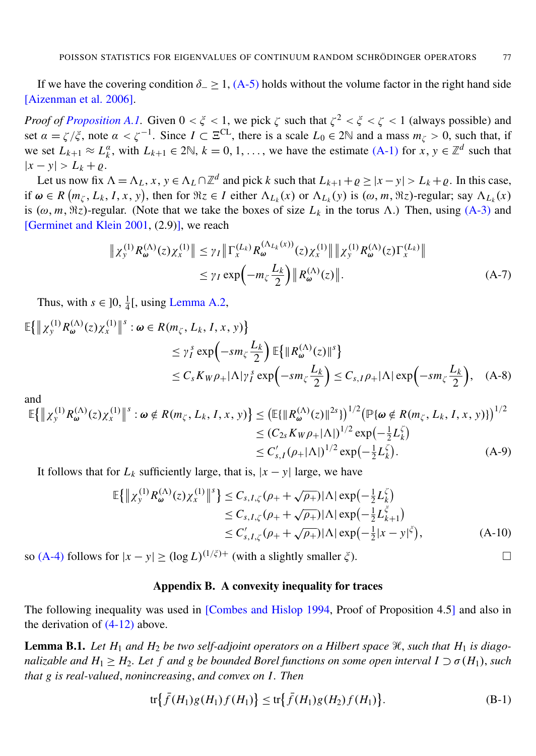If we have the covering condition $\delta_- \geq 1$, (A-5) holds without the volume factor in the right hand side [Aizenman et al. 2006].

*Proof of Proposition A.1.* Given $0 < \xi < 1$, we pick $\zeta$ such that $\zeta^2 < \xi < \zeta < 1$ (always possible) and set $\alpha = \zeta/\xi$, note $\alpha < \zeta^{-1}$. Since $I \subset \Xi^{\mathrm{CL}}$, there is a scale $L_0 \in 2\mathbb{N}$ and a mass $m_\zeta > 0$, such that, if we set $L_{k+1} \approx L_k^\alpha$, with $L_{k+1} \in 2\mathbb{N}$, $k = 0, 1, \ldots$, we have the estimate (A-1) for $x, y \in \mathbb{Z}^d$ such that $|x - y| > L_k + \varrho$.

Let us now fix $\Lambda = \Lambda_L$, $x, y \in \Lambda_L \cap \mathbb{Z}^d$ and pick $k$ such that $L_{k+1} + \varrho \geq |x - y| > L_k + \varrho$. In this case, if $\boldsymbol{\omega} \in R\left(m_\zeta, L_k, I, x, y\right)$, then for $\Re z \in I$ either $\Lambda_{L_k}(x)$ or $\Lambda_{L_k}(y)$ is $(\omega, m, \Re z)$-regular; say $\Lambda_{L_k}(x)$ is $(\omega, m, \Re z)$-regular. (Note that we take the boxes of size $L_k$ in the torus $\Lambda$.) Then, using (A-3) and [Germinet and Klein 2001, (2.9)], we reach

$$
\begin{aligned}
\left\| \chi_y^{(1)} R_{\boldsymbol{\omega}}^{(\Lambda)}(z) \chi_x^{(1)} \right\| &\leq \gamma_I \left\| \Gamma_x^{(L_k)} R_{\boldsymbol{\omega}}^{(\Lambda_{L_k}(x))}(z) \chi_x^{(1)} \right\| \left\| \chi_y^{(1)} R_{\boldsymbol{\omega}}^{(\Lambda)}(z) \Gamma_x^{(L_k)} \right\| \\
&\leq \gamma_I \exp\!\left(-m_\zeta \frac{L_k}{2}\right) \left\| R_{\boldsymbol{\omega}}^{(\Lambda)}(z) \right\|. \qquad \text{(A-7)}
\end{aligned}
$$

Thus, with $s \in ]0, \frac{1}{4}[$, using Lemma A.2,

$$
\begin{aligned}
\mathbb{E}\left\{ \left\| \chi_y^{(1)} R_{\boldsymbol{\omega}}^{(\Lambda)}(z) \chi_x^{(1)} \right\|^s : \boldsymbol{\omega} \in R(m_\zeta, L_k, I, x, y) \right\} \\
&\leq \gamma_I^s \exp\!\left(-s m_\zeta \frac{L_k}{2}\right) \mathbb{E}\left\{ \| R_{\boldsymbol{\omega}}^{(\Lambda)}(z) \|^s \right\} \\
&\leq C_s K_W \rho_+ |\Lambda| \gamma_I^s \exp\!\left(-s m_\zeta \frac{L_k}{2}\right) \leq C_{s,I} \rho_+ |\Lambda| \exp\!\left(-s m_\zeta \frac{L_k}{2}\right), \qquad \text{(A-8)}
\end{aligned}
$$

and

$$
\begin{aligned}
\mathbb{E}\left\{ \left\| \chi_y^{(1)} R_{\boldsymbol{\omega}}^{(\Lambda)}(z) \chi_x^{(1)} \right\|^s : \boldsymbol{\omega} \notin R(m_\zeta, L_k, I, x, y) \right\} &\leq \left( \mathbb{E}\{ \| R_{\boldsymbol{\omega}}^{(\Lambda)}(z) \|^{2s} \} \right)^{1/2} \left( \mathbb{P}\{ \boldsymbol{\omega} \notin R(m_\zeta, L_k, I, x, y) \} \right)^{1/2} \\
&\leq (C_{2s} K_W \rho_+ |\Lambda|)^{1/2} \exp\!\left(-\tfrac{1}{2} L_k^\zeta\right) \\
&\leq C'_{s,I} (\rho_+ |\Lambda|)^{1/2} \exp\!\left(-\tfrac{1}{2} L_k^\zeta\right). \qquad \text{(A-9)}
\end{aligned}
$$

It follows that for $L_k$ sufficiently large, that is, $|x - y|$ large, we have

$$
\begin{aligned}
\mathbb{E}\left\{ \left\| \chi_y^{(1)} R_{\boldsymbol{\omega}}^{(\Lambda)}(z) \chi_x^{(1)} \right\|^s \right\} &\leq C_{s,I,\zeta} (\rho_+ + \sqrt{\rho_+}) |\Lambda| \exp\!\left(-\tfrac{1}{2} L_k^\zeta\right) \\
&\leq C_{s,I,\zeta} (\rho_+ + \sqrt{\rho_+}) |\Lambda| \exp\!\left(-\tfrac{1}{2} L_{k+1}^\xi\right) \\
&\leq C'_{s,I,\zeta} (\rho_+ + \sqrt{\rho_+}) |\Lambda| \exp\!\left(-\tfrac{1}{2} |x - y|^\xi\right), \qquad \text{(A-10)}
\end{aligned}
$$

so (A-4) follows for $|x - y| \geq (\log L)^{(1/\xi)+}$ (with a slightly smaller $\xi$). $\square$

## Appendix B. A convexity inequality for traces

The following inequality was used in [Combes and Hislop 1994, Proof of Proposition 4.5] and also in the derivation of (4-12) above.

**Lemma B.1.** *Let $H_1$ and $H_2$ be two self-adjoint operators on a Hilbert space $\mathcal{H}$, such that $H_1$ is diagonalizable and $H_1 \geq H_2$. Let $f$ and $g$ be bounded Borel functions on some open interval $I \supset \sigma(H_1)$, such that $g$ is real-valued, nonincreasing, and convex on $I$. Then*

$$
\operatorname{tr}\left\{ \bar{f}(H_1) g(H_1) f(H_1) \right\} \leq \operatorname{tr}\left\{ \bar{f}(H_1) g(H_2) f(H_1) \right\}. \qquad \text{(B-1)}
$$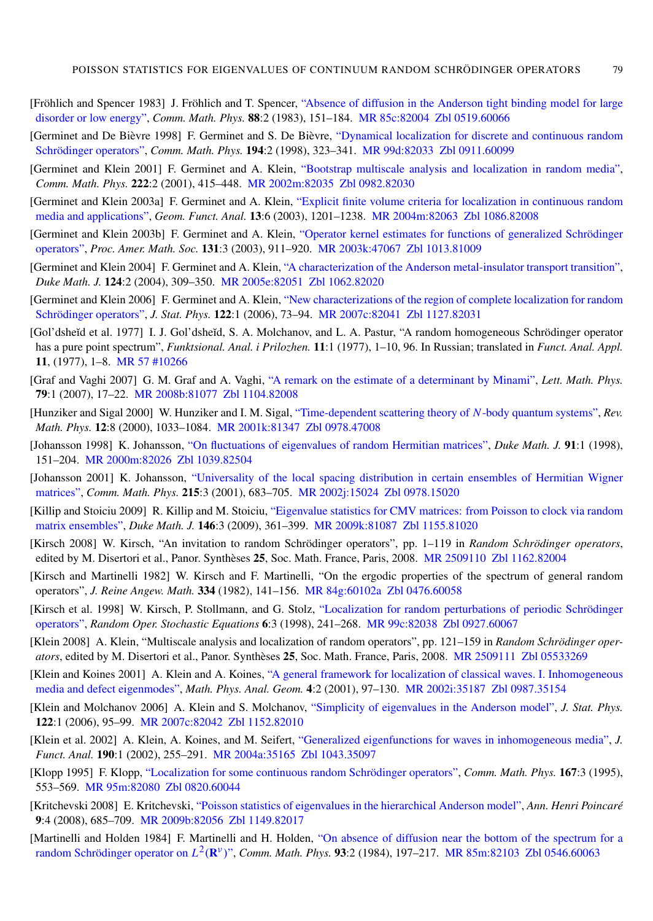[Fröhlich and Spencer 1983] J. Fröhlich and T. Spencer, "Absence of diffusion in the Anderson tight binding model for large disorder or low energy", *Comm. Math. Phys.* **88**:2 (1983), 151–184. MR 85c:82004 Zbl 0519.60066

[Germinet and De Bièvre 1998] F. Germinet and S. De Bièvre, "Dynamical localization for discrete and continuous random Schrödinger operators", *Comm. Math. Phys.* **194**:2 (1998), 323–341. MR 99d:82033 Zbl 0911.60099

[Germinet and Klein 2001] F. Germinet and A. Klein, "Bootstrap multiscale analysis and localization in random media", *Comm. Math. Phys.* **222**:2 (2001), 415–448. MR 2002m:82035 Zbl 0982.82030

[Germinet and Klein 2003a] F. Germinet and A. Klein, "Explicit finite volume criteria for localization in continuous random media and applications", *Geom. Funct. Anal.* **13**:6 (2003), 1201–1238. MR 2004m:82063 Zbl 1086.82008

[Germinet and Klein 2003b] F. Germinet and A. Klein, "Operator kernel estimates for functions of generalized Schrödinger operators", *Proc. Amer. Math. Soc.* **131**:3 (2003), 911–920. MR 2003k:47067 Zbl 1013.81009

[Germinet and Klein 2004] F. Germinet and A. Klein, "A characterization of the Anderson metal-insulator transport transition", *Duke Math. J.* **124**:2 (2004), 309–350. MR 2005e:82051 Zbl 1062.82020

[Germinet and Klein 2006] F. Germinet and A. Klein, "New characterizations of the region of complete localization for random Schrödinger operators", *J. Stat. Phys.* **122**:1 (2006), 73–94. MR 2007c:82041 Zbl 1127.82031

[Gol'dsheĭd et al. 1977] I. J. Gol'dsheĭd, S. A. Molchanov, and L. A. Pastur, "A random homogeneous Schrödinger operator has a pure point spectrum", *Funktsional. Anal. i Prilozhen.* **11**:1 (1977), 1–10, 96. In Russian; translated in *Funct. Anal. Appl.* **11**, (1977), 1–8. MR 57 #10266

[Graf and Vaghi 2007] G. M. Graf and A. Vaghi, "A remark on the estimate of a determinant by Minami", *Lett. Math. Phys.* **79**:1 (2007), 17–22. MR 2008b:81077 Zbl 1104.82008

[Hunziker and Sigal 2000] W. Hunziker and I. M. Sigal, "Time-dependent scattering theory of $N$-body quantum systems", *Rev. Math. Phys.* **12**:8 (2000), 1033–1084. MR 2001k:81347 Zbl 0978.47008

[Johansson 1998] K. Johansson, "On fluctuations of eigenvalues of random Hermitian matrices", *Duke Math. J.* **91**:1 (1998), 151–204. MR 2000m:82026 Zbl 1039.82504

[Johansson 2001] K. Johansson, "Universality of the local spacing distribution in certain ensembles of Hermitian Wigner matrices", *Comm. Math. Phys.* **215**:3 (2001), 683–705. MR 2002j:15024 Zbl 0978.15020

[Killip and Stoiciu 2009] R. Killip and M. Stoiciu, "Eigenvalue statistics for CMV matrices: from Poisson to clock via random matrix ensembles", *Duke Math. J.* **146**:3 (2009), 361–399. MR 2009k:81087 Zbl 1155.81020

[Kirsch 2008] W. Kirsch, "An invitation to random Schrödinger operators", pp. 1–119 in *Random Schrödinger operators*, edited by M. Disertori et al., Panor. Synthèses **25**, Soc. Math. France, Paris, 2008. MR 2509110 Zbl 1162.82004

[Kirsch and Martinelli 1982] W. Kirsch and F. Martinelli, "On the ergodic properties of the spectrum of general random operators", *J. Reine Angew. Math.* **334** (1982), 141–156. MR 84g:60102a Zbl 0476.60058

[Kirsch et al. 1998] W. Kirsch, P. Stollmann, and G. Stolz, "Localization for random perturbations of periodic Schrödinger operators", *Random Oper. Stochastic Equations* **6**:3 (1998), 241–268. MR 99c:82038 Zbl 0927.60067

[Klein 2008] A. Klein, "Multiscale analysis and localization of random operators", pp. 121–159 in *Random Schrödinger operators*, edited by M. Disertori et al., Panor. Synthèses **25**, Soc. Math. France, Paris, 2008. MR 2509111 Zbl 05533269

[Klein and Koines 2001] A. Klein and A. Koines, "A general framework for localization of classical waves. I. Inhomogeneous media and defect eigenmodes", *Math. Phys. Anal. Geom.* **4**:2 (2001), 97–130. MR 2002i:35187 Zbl 0987.35154

[Klein and Molchanov 2006] A. Klein and S. Molchanov, "Simplicity of eigenvalues in the Anderson model", *J. Stat. Phys.* **122**:1 (2006), 95–99. MR 2007c:82042 Zbl 1152.82010

[Klein et al. 2002] A. Klein, A. Koines, and M. Seifert, "Generalized eigenfunctions for waves in inhomogeneous media", *J. Funct. Anal.* **190**:1 (2002), 255–291. MR 2004a:35165 Zbl 1043.35097

[Klopp 1995] F. Klopp, "Localization for some continuous random Schrödinger operators", *Comm. Math. Phys.* **167**:3 (1995), 553–569. MR 95m:82080 Zbl 0820.60044

[Kritchevski 2008] E. Kritchevski, "Poisson statistics of eigenvalues in the hierarchical Anderson model", *Ann. Henri Poincaré* **9**:4 (2008), 685–709. MR 2009b:82056 Zbl 1149.82017

[Martinelli and Holden 1984] F. Martinelli and H. Holden, "On absence of diffusion near the bottom of the spectrum for a random Schrödinger operator on $L^2(\mathbf{R}^\nu)$", *Comm. Math. Phys.* **93**:2 (1984), 197–217. MR 85m:82103 Zbl 0546.60063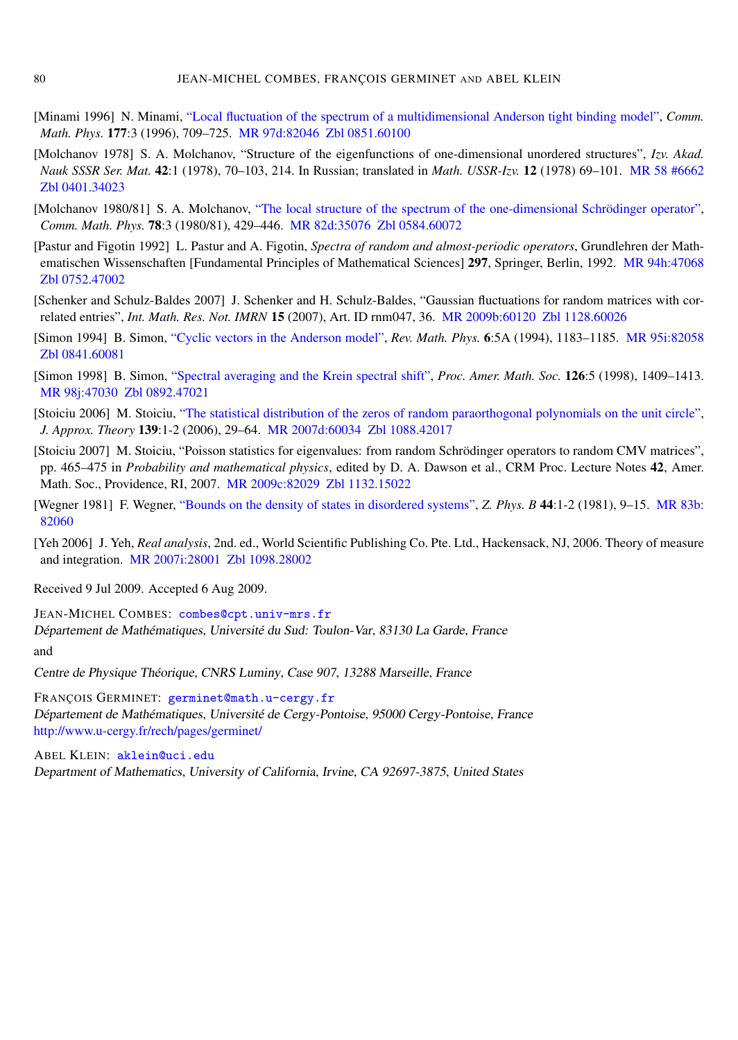[Minami 1996] N. Minami, "Local fluctuation of the spectrum of a multidimensional Anderson tight binding model", *Comm. Math. Phys.* **177**:3 (1996), 709–725. MR 97d:82046 Zbl 0851.60100

[Molchanov 1978] S. A. Molchanov, "Structure of the eigenfunctions of one-dimensional unordered structures", *Izv. Akad. Nauk SSSR Ser. Mat.* **42**:1 (1978), 70–103, 214. In Russian; translated in *Math. USSR-Izv.* **12** (1978) 69–101. MR 58 #6662 Zbl 0401.34023

[Molchanov 1980/81] S. A. Molchanov, "The local structure of the spectrum of the one-dimensional Schrödinger operator", *Comm. Math. Phys.* **78**:3 (1980/81), 429–446. MR 82d:35076 Zbl 0584.60072

[Pastur and Figotin 1992] L. Pastur and A. Figotin, *Spectra of random and almost-periodic operators*, Grundlehren der Mathematischen Wissenschaften [Fundamental Principles of Mathematical Sciences] **297**, Springer, Berlin, 1992. MR 94h:47068 Zbl 0752.47002

[Schenker and Schulz-Baldes 2007] J. Schenker and H. Schulz-Baldes, "Gaussian fluctuations for random matrices with correlated entries", *Int. Math. Res. Not. IMRN* **15** (2007), Art. ID rnm047, 36. MR 2009b:60120 Zbl 1128.60026

[Simon 1994] B. Simon, "Cyclic vectors in the Anderson model", *Rev. Math. Phys.* **6**:5A (1994), 1183–1185. MR 95i:82058 Zbl 0841.60081

[Simon 1998] B. Simon, "Spectral averaging and the Krein spectral shift", *Proc. Amer. Math. Soc.* **126**:5 (1998), 1409–1413. MR 98j:47030 Zbl 0892.47021

[Stoiciu 2006] M. Stoiciu, "The statistical distribution of the zeros of random paraorthogonal polynomials on the unit circle", *J. Approx. Theory* **139**:1-2 (2006), 29–64. MR 2007d:60034 Zbl 1088.42017

[Stoiciu 2007] M. Stoiciu, "Poisson statistics for eigenvalues: from random Schrödinger operators to random CMV matrices", pp. 465–475 in *Probability and mathematical physics*, edited by D. A. Dawson et al., CRM Proc. Lecture Notes **42**, Amer. Math. Soc., Providence, RI, 2007. MR 2009c:82029 Zbl 1132.15022

[Wegner 1981] F. Wegner, "Bounds on the density of states in disordered systems", *Z. Phys. B* **44**:1-2 (1981), 9–15. MR 83b:82060

[Yeh 2006] J. Yeh, *Real analysis*, 2nd. ed., World Scientific Publishing Co. Pte. Ltd., Hackensack, NJ, 2006. Theory of measure and integration. MR 2007i:28001 Zbl 1098.28002

Received 9 Jul 2009. Accepted 6 Aug 2009.

JEAN-MICHEL COMBES: combes@cpt.univ-mrs.fr
*Département de Mathématiques, Université du Sud: Toulon-Var, 83130 La Garde, France*

and

*Centre de Physique Théorique, CNRS Luminy, Case 907, 13288 Marseille, France*

FRANÇOIS GERMINET: germinet@math.u-cergy.fr
*Département de Mathématiques, Université de Cergy-Pontoise, 95000 Cergy-Pontoise, France*
http://www.u-cergy.fr/rech/pages/germinet/

ABEL KLEIN: aklein@uci.edu
*Department of Mathematics, University of California, Irvine, CA 92697-3875, United States*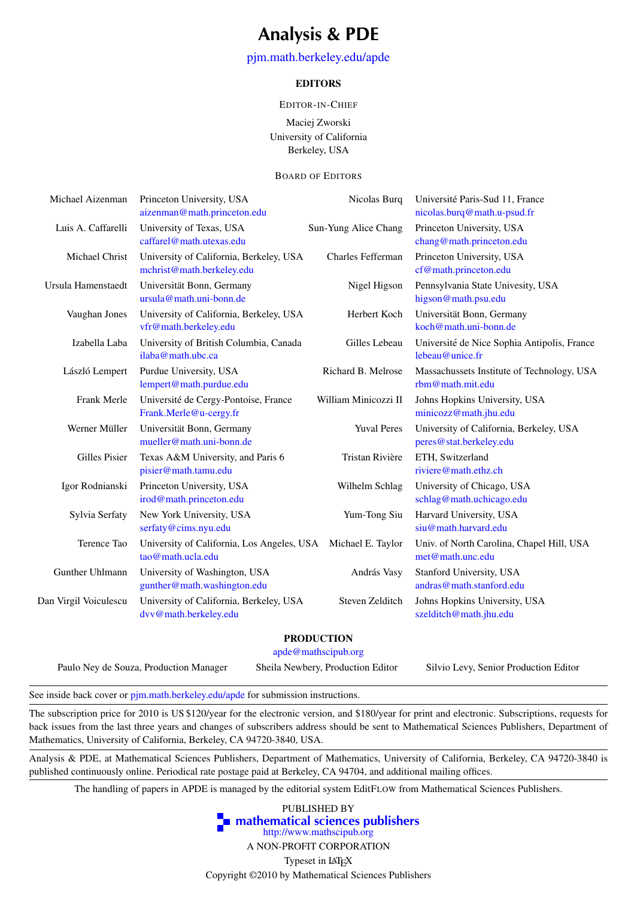# Analysis & PDE

pjm.math.berkeley.edu/apde

## EDITORS

EDITOR-IN-CHIEF

Maciej Zworski
University of California
Berkeley, USA

BOARD OF EDITORS

| | | | |
|---|---|---|---|
| Michael Aizenman | Princeton University, USA<br>aizenman@math.princeton.edu | Nicolas Burq | Université Paris-Sud 11, France<br>nicolas.burq@math.u-psud.fr |
| Luis A. Caffarelli | University of Texas, USA<br>caffarel@math.utexas.edu | Sun-Yung Alice Chang | Princeton University, USA<br>chang@math.princeton.edu |
| Michael Christ | University of California, Berkeley, USA<br>mchrist@math.berkeley.edu | Charles Fefferman | Princeton University, USA<br>cf@math.princeton.edu |
| Ursula Hamenstaedt | Universität Bonn, Germany<br>ursula@math.uni-bonn.de | Nigel Higson | Pennsylvania State Univesity, USA<br>higson@math.psu.edu |
| Vaughan Jones | University of California, Berkeley, USA<br>vfr@math.berkeley.edu | Herbert Koch | Universität Bonn, Germany<br>koch@math.uni-bonn.de |
| Izabella Laba | University of British Columbia, Canada<br>ilaba@math.ubc.ca | Gilles Lebeau | Université de Nice Sophia Antipolis, France<br>lebeau@unice.fr |
| László Lempert | Purdue University, USA<br>lempert@math.purdue.edu | Richard B. Melrose | Massachussets Institute of Technology, USA<br>rbm@math.mit.edu |
| Frank Merle | Université de Cergy-Pontoise, France<br>Frank.Merle@u-cergy.fr | William Minicozzi II | Johns Hopkins University, USA<br>minicozz@math.jhu.edu |
| Werner Müller | Universität Bonn, Germany<br>mueller@math.uni-bonn.de | Yuval Peres | University of California, Berkeley, USA<br>peres@stat.berkeley.edu |
| Gilles Pisier | Texas A&M University, and Paris 6<br>pisier@math.tamu.edu | Tristan Rivière | ETH, Switzerland<br>riviere@math.ethz.ch |
| Igor Rodnianski | Princeton University, USA<br>irod@math.princeton.edu | Wilhelm Schlag | University of Chicago, USA<br>schlag@math.uchicago.edu |
| Sylvia Serfaty | New York University, USA<br>serfaty@cims.nyu.edu | Yum-Tong Siu | Harvard University, USA<br>siu@math.harvard.edu |
| Terence Tao | University of California, Los Angeles, USA<br>tao@math.ucla.edu | Michael E. Taylor | Univ. of North Carolina, Chapel Hill, USA<br>met@math.unc.edu |
| Gunther Uhlmann | University of Washington, USA<br>gunther@math.washington.edu | András Vasy | Stanford University, USA<br>andras@math.stanford.edu |
| Dan Virgil Voiculescu | University of California, Berkeley, USA<br>dvv@math.berkeley.edu | Steven Zelditch | Johns Hopkins University, USA<br>szelditch@math.jhu.edu |

## PRODUCTION

apde@mathscipub.org

Paulo Ney de Souza, Production Manager    Sheila Newbery, Production Editor    Silvio Levy, Senior Production Editor

---

See inside back cover or pjm.math.berkeley.edu/apde for submission instructions.

---

The subscription price for 2010 is US $120/year for the electronic version, and $180/year for print and electronic. Subscriptions, requests for back issues from the last three years and changes of subscribers address should be sent to Mathematical Sciences Publishers, Department of Mathematics, University of California, Berkeley, CA 94720-3840, USA.

---

Analysis & PDE, at Mathematical Sciences Publishers, Department of Mathematics, University of California, Berkeley, CA 94720-3840 is published continuously online. Periodical rate postage paid at Berkeley, CA 94704, and additional mailing offices.

---

The handling of papers in APDE is managed by the editorial system EditFLOW from Mathematical Sciences Publishers.

PUBLISHED BY
**mathematical sciences publishers**
http://www.mathscipub.org
A NON-PROFIT CORPORATION
Typeset in LaTeX
Copyright ©2010 by Mathematical Sciences Publishers